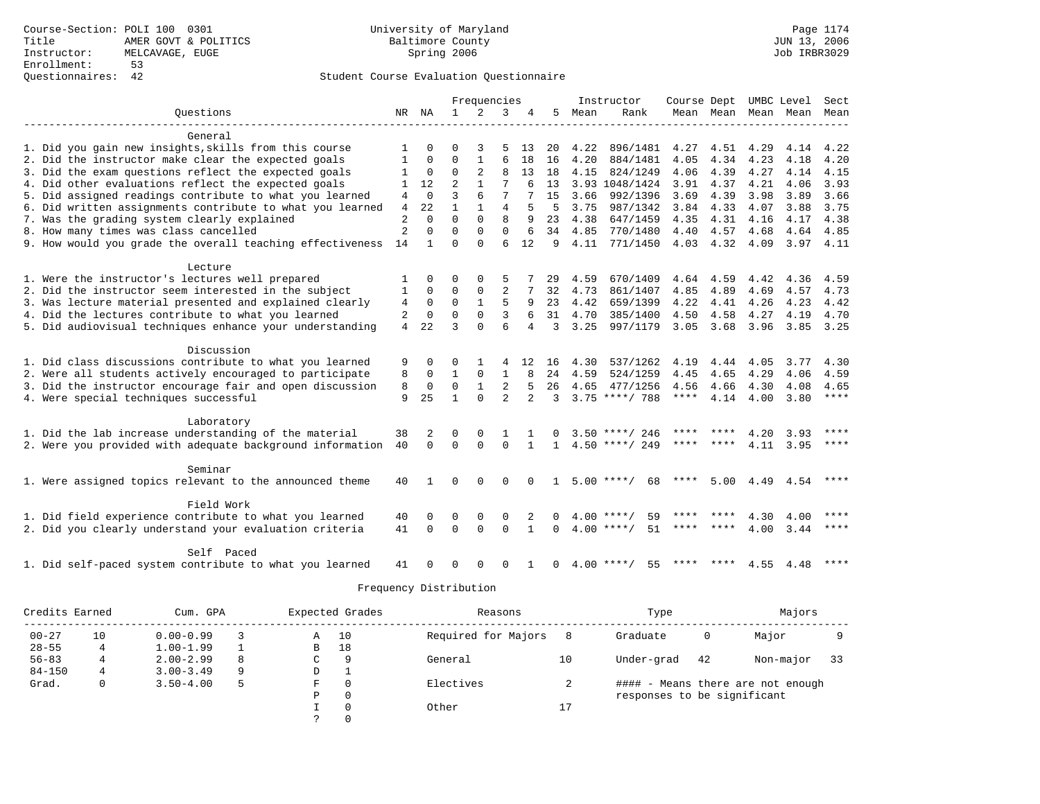Course-Section: POLI 100 0301
Title: AMER GOVT & POLITICS
Instructor: MELCAVAGE, EUGE
Enrollment: 53
Questionnaires: 42

University of Maryland
Baltimore County
Spring 2006

JUN 13, 2006
Job IRBR3029

Student Course Evaluation Questionnaire

| Questions | NR | NA | 1 | 2 | 3 | 4 | 5 | Instructor Mean | Instructor Rank | Course Mean | Dept Mean | UMBC Mean | Level Mean | Sect Mean |
|---|---|---|---|---|---|---|---|---|---|---|---|---|---|---|
| **General** | | | | | | | | | | | | | | |
| 1. Did you gain new insights,skills from this course | 1 | 0 | 0 | 3 | 5 | 13 | 20 | 4.22 | 896/1481 | 4.27 | 4.51 | 4.29 | 4.14 | 4.22 |
| 2. Did the instructor make clear the expected goals | 1 | 0 | 0 | 1 | 6 | 18 | 16 | 4.20 | 884/1481 | 4.05 | 4.34 | 4.23 | 4.18 | 4.20 |
| 3. Did the exam questions reflect the expected goals | 1 | 0 | 0 | 2 | 8 | 13 | 18 | 4.15 | 824/1249 | 4.06 | 4.39 | 4.27 | 4.14 | 4.15 |
| 4. Did other evaluations reflect the expected goals | 1 | 12 | 2 | 1 | 7 | 6 | 13 | 3.93 | 1048/1424 | 3.91 | 4.37 | 4.21 | 4.06 | 3.93 |
| 5. Did assigned readings contribute to what you learned | 4 | 0 | 3 | 6 | 7 | 7 | 15 | 3.66 | 992/1396 | 3.69 | 4.39 | 3.98 | 3.89 | 3.66 |
| 6. Did written assignments contribute to what you learned | 4 | 22 | 1 | 1 | 4 | 5 | 5 | 3.75 | 987/1342 | 3.84 | 4.33 | 4.07 | 3.88 | 3.75 |
| 7. Was the grading system clearly explained | 2 | 0 | 0 | 0 | 8 | 9 | 23 | 4.38 | 647/1459 | 4.35 | 4.31 | 4.16 | 4.17 | 4.38 |
| 8. How many times was class cancelled | 2 | 0 | 0 | 0 | 0 | 6 | 34 | 4.85 | 770/1480 | 4.40 | 4.57 | 4.68 | 4.64 | 4.85 |
| 9. How would you grade the overall teaching effectiveness | 14 | 1 | 0 | 0 | 6 | 12 | 9 | 4.11 | 771/1450 | 4.03 | 4.32 | 4.09 | 3.97 | 4.11 |
| **Lecture** | | | | | | | | | | | | | | |
| 1. Were the instructor's lectures well prepared | 1 | 0 | 0 | 0 | 5 | 7 | 29 | 4.59 | 670/1409 | 4.64 | 4.59 | 4.42 | 4.36 | 4.59 |
| 2. Did the instructor seem interested in the subject | 1 | 0 | 0 | 0 | 2 | 7 | 32 | 4.73 | 861/1407 | 4.85 | 4.89 | 4.69 | 4.57 | 4.73 |
| 3. Was lecture material presented and explained clearly | 4 | 0 | 0 | 1 | 5 | 9 | 23 | 4.42 | 659/1399 | 4.22 | 4.41 | 4.26 | 4.23 | 4.42 |
| 4. Did the lectures contribute to what you learned | 2 | 0 | 0 | 0 | 3 | 6 | 31 | 4.70 | 385/1400 | 4.50 | 4.58 | 4.27 | 4.19 | 4.70 |
| 5. Did audiovisual techniques enhance your understanding | 4 | 22 | 3 | 0 | 6 | 4 | 3 | 3.25 | 997/1179 | 3.05 | 3.68 | 3.96 | 3.85 | 3.25 |
| **Discussion** | | | | | | | | | | | | | | |
| 1. Did class discussions contribute to what you learned | 9 | 0 | 0 | 1 | 4 | 12 | 16 | 4.30 | 537/1262 | 4.19 | 4.44 | 4.05 | 3.77 | 4.30 |
| 2. Were all students actively encouraged to participate | 8 | 0 | 1 | 0 | 1 | 8 | 24 | 4.59 | 524/1259 | 4.45 | 4.65 | 4.29 | 4.06 | 4.59 |
| 3. Did the instructor encourage fair and open discussion | 8 | 0 | 0 | 1 | 2 | 5 | 26 | 4.65 | 477/1256 | 4.56 | 4.66 | 4.30 | 4.08 | 4.65 |
| 4. Were special techniques successful | 9 | 25 | 1 | 0 | 2 | 2 | 3 | 3.75 | ****/ 788 | **** | 4.14 | 4.00 | 3.80 | **** |
| **Laboratory** | | | | | | | | | | | | | | |
| 1. Did the lab increase understanding of the material | 38 | 2 | 0 | 0 | 1 | 1 | 0 | 3.50 | ****/ 246 | **** | **** | 4.20 | 3.93 | **** |
| 2. Were you provided with adequate background information | 40 | 0 | 0 | 0 | 0 | 1 | 1 | 4.50 | ****/ 249 | **** | **** | 4.11 | 3.95 | **** |
| **Seminar** | | | | | | | | | | | | | | |
| 1. Were assigned topics relevant to the announced theme | 40 | 1 | 0 | 0 | 0 | 0 | 1 | 5.00 | ****/ 68 | **** | 5.00 | 4.49 | 4.54 | **** |
| **Field Work** | | | | | | | | | | | | | | |
| 1. Did field experience contribute to what you learned | 40 | 0 | 0 | 0 | 0 | 2 | 0 | 4.00 | ****/ 59 | **** | **** | 4.30 | 4.00 | **** |
| 2. Did you clearly understand your evaluation criteria | 41 | 0 | 0 | 0 | 0 | 1 | 0 | 4.00 | ****/ 51 | **** | **** | 4.00 | 3.44 | **** |
| **Self Paced** | | | | | | | | | | | | | | |
| 1. Did self-paced system contribute to what you learned | 41 | 0 | 0 | 0 | 0 | 1 | 0 | 4.00 | ****/ 55 | **** | **** | 4.55 | 4.48 | **** |

Frequency Distribution

| Credits Earned | | Cum. GPA | | Expected Grades | | Reasons | | Type | | Majors | |
|---|---|---|---|---|---|---|---|---|---|---|---|
| 00-27 | 10 | 0.00-0.99 | 3 | A | 10 | Required for Majors | 8 | Graduate | 0 | Major | 9 |
| 28-55 | 4 | 1.00-1.99 | 1 | B | 18 | | | | | | |
| 56-83 | 4 | 2.00-2.99 | 8 | C | 9 | General | 10 | Under-grad | 42 | Non-major | 33 |
| 84-150 | 4 | 3.00-3.49 | 9 | D | 1 | | | | | | |
| Grad. | 0 | 3.50-4.00 | 5 | F | 0 | Electives | 2 | #### - Means there are not enough responses to be significant | | | |
| | | | | P | 0 | | | | | | |
| | | | | I | 0 | Other | 17 | | | | |
| | | | | ? | 0 | | | | | | |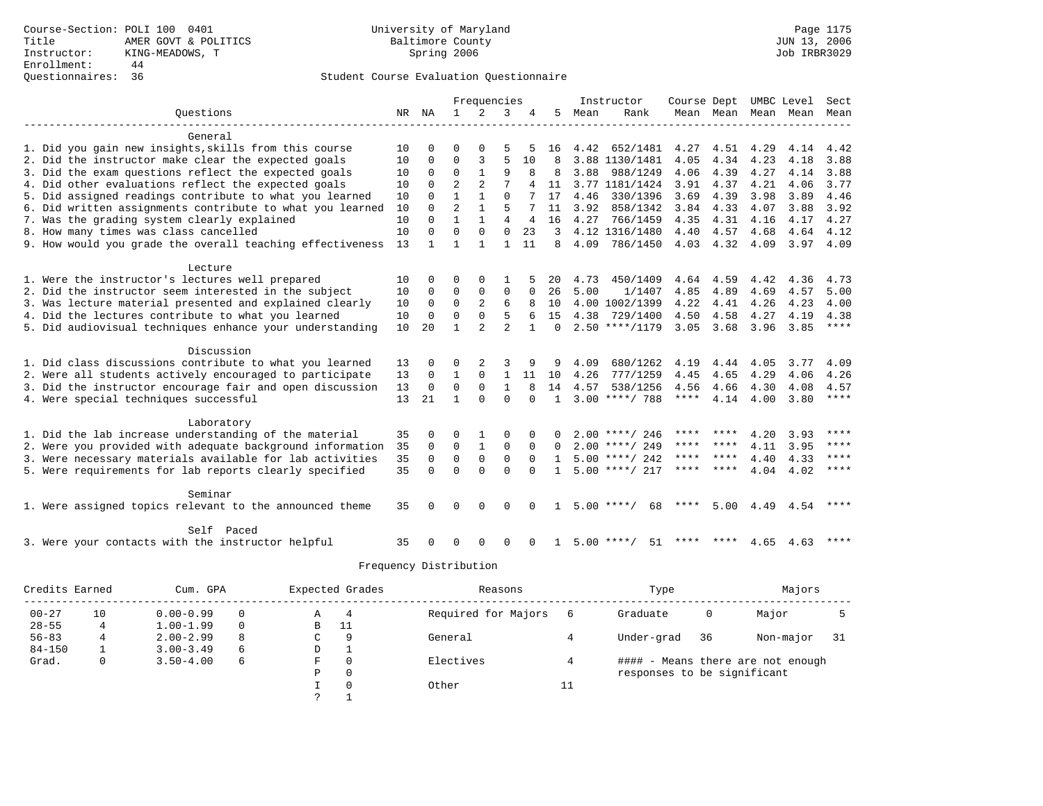Course-Section: POLI 100 0401
Title: AMER GOVT & POLITICS
Instructor: KING-MEADOWS, T
Enrollment: 44
Questionnaires: 36

University of Maryland
Baltimore County
Spring 2006

JUN 13, 2006
Job IRBR3029

Student Course Evaluation Questionnaire

| Questions | NR | NA | 1 | 2 | 3 | 4 | 5 | Instructor Mean | Instructor Rank | Course Mean | Dept Mean | UMBC Mean | Level Mean | Sect Mean |
|---|---|---|---|---|---|---|---|---|---|---|---|---|---|---|
| **General** | | | | | | | | | | | | | | |
| 1. Did you gain new insights,skills from this course | 10 | 0 | 0 | 0 | 5 | 5 | 16 | 4.42 | 652/1481 | 4.27 | 4.51 | 4.29 | 4.14 | 4.42 |
| 2. Did the instructor make clear the expected goals | 10 | 0 | 0 | 3 | 5 | 10 | 8 | 3.88 | 1130/1481 | 4.05 | 4.34 | 4.23 | 4.18 | 3.88 |
| 3. Did the exam questions reflect the expected goals | 10 | 0 | 0 | 1 | 9 | 8 | 8 | 3.88 | 988/1249 | 4.06 | 4.39 | 4.27 | 4.14 | 3.88 |
| 4. Did other evaluations reflect the expected goals | 10 | 0 | 2 | 2 | 7 | 4 | 11 | 3.77 | 1181/1424 | 3.91 | 4.37 | 4.21 | 4.06 | 3.77 |
| 5. Did assigned readings contribute to what you learned | 10 | 0 | 1 | 1 | 0 | 7 | 17 | 4.46 | 330/1396 | 3.69 | 4.39 | 3.98 | 3.89 | 4.46 |
| 6. Did written assignments contribute to what you learned | 10 | 0 | 2 | 1 | 5 | 7 | 11 | 3.92 | 858/1342 | 3.84 | 4.33 | 4.07 | 3.88 | 3.92 |
| 7. Was the grading system clearly explained | 10 | 0 | 1 | 1 | 4 | 4 | 16 | 4.27 | 766/1459 | 4.35 | 4.31 | 4.16 | 4.17 | 4.27 |
| 8. How many times was class cancelled | 10 | 0 | 0 | 0 | 0 | 23 | 3 | 4.12 | 1316/1480 | 4.40 | 4.57 | 4.68 | 4.64 | 4.12 |
| 9. How would you grade the overall teaching effectiveness | 13 | 1 | 1 | 1 | 1 | 11 | 8 | 4.09 | 786/1450 | 4.03 | 4.32 | 4.09 | 3.97 | 4.09 |
| **Lecture** | | | | | | | | | | | | | | |
| 1. Were the instructor's lectures well prepared | 10 | 0 | 0 | 0 | 1 | 5 | 20 | 4.73 | 450/1409 | 4.64 | 4.59 | 4.42 | 4.36 | 4.73 |
| 2. Did the instructor seem interested in the subject | 10 | 0 | 0 | 0 | 0 | 0 | 26 | 5.00 | 1/1407 | 4.85 | 4.89 | 4.69 | 4.57 | 5.00 |
| 3. Was lecture material presented and explained clearly | 10 | 0 | 0 | 2 | 6 | 8 | 10 | 4.00 | 1002/1399 | 4.22 | 4.41 | 4.26 | 4.23 | 4.00 |
| 4. Did the lectures contribute to what you learned | 10 | 0 | 0 | 0 | 5 | 6 | 15 | 4.38 | 729/1400 | 4.50 | 4.58 | 4.27 | 4.19 | 4.38 |
| 5. Did audiovisual techniques enhance your understanding | 10 | 20 | 1 | 2 | 2 | 1 | 0 | 2.50 | ****/1179 | 3.05 | 3.68 | 3.96 | 3.85 | **** |
| **Discussion** | | | | | | | | | | | | | | |
| 1. Did class discussions contribute to what you learned | 13 | 0 | 0 | 2 | 3 | 9 | 9 | 4.09 | 680/1262 | 4.19 | 4.44 | 4.05 | 3.77 | 4.09 |
| 2. Were all students actively encouraged to participate | 13 | 0 | 1 | 0 | 1 | 11 | 10 | 4.26 | 777/1259 | 4.45 | 4.65 | 4.29 | 4.06 | 4.26 |
| 3. Did the instructor encourage fair and open discussion | 13 | 0 | 0 | 0 | 1 | 8 | 14 | 4.57 | 538/1256 | 4.56 | 4.66 | 4.30 | 4.08 | 4.57 |
| 4. Were special techniques successful | 13 | 21 | 1 | 0 | 0 | 0 | 1 | 3.00 | ****/ 788 | **** | 4.14 | 4.00 | 3.80 | **** |
| **Laboratory** | | | | | | | | | | | | | | |
| 1. Did the lab increase understanding of the material | 35 | 0 | 0 | 1 | 0 | 0 | 0 | 2.00 | ****/ 246 | **** | **** | 4.20 | 3.93 | **** |
| 2. Were you provided with adequate background information | 35 | 0 | 0 | 1 | 0 | 0 | 0 | 2.00 | ****/ 249 | **** | **** | 4.11 | 3.95 | **** |
| 3. Were necessary materials available for lab activities | 35 | 0 | 0 | 0 | 0 | 0 | 1 | 5.00 | ****/ 242 | **** | **** | 4.40 | 4.33 | **** |
| 5. Were requirements for lab reports clearly specified | 35 | 0 | 0 | 0 | 0 | 0 | 1 | 5.00 | ****/ 217 | **** | **** | 4.04 | 4.02 | **** |
| **Seminar** | | | | | | | | | | | | | | |
| 1. Were assigned topics relevant to the announced theme | 35 | 0 | 0 | 0 | 0 | 0 | 1 | 5.00 | ****/ 68 | **** | 5.00 | 4.49 | 4.54 | **** |
| **Self Paced** | | | | | | | | | | | | | | |
| 3. Were your contacts with the instructor helpful | 35 | 0 | 0 | 0 | 0 | 0 | 1 | 5.00 | ****/ 51 | **** | **** | 4.65 | 4.63 | **** |

Frequency Distribution

| Credits Earned | | Cum. GPA | | Expected Grades | | Reasons | | Type | | Majors | |
|---|---|---|---|---|---|---|---|---|---|---|---|
| 00-27 | 10 | 0.00-0.99 | 0 | A | 4 | Required for Majors | 6 | Graduate | 0 | Major | 5 |
| 28-55 | 4 | 1.00-1.99 | 0 | B | 11 | | | | | | |
| 56-83 | 4 | 2.00-2.99 | 8 | C | 9 | General | 4 | Under-grad | 36 | Non-major | 31 |
| 84-150 | 1 | 3.00-3.49 | 6 | D | 1 | | | | | | |
| Grad. | 0 | 3.50-4.00 | 6 | F | 0 | Electives | 4 | #### - Means there are not enough responses to be significant | | | |
| | | | | P | 0 | | | | | | |
| | | | | I | 0 | Other | 11 | | | | |
| | | | | ? | 1 | | | | | | |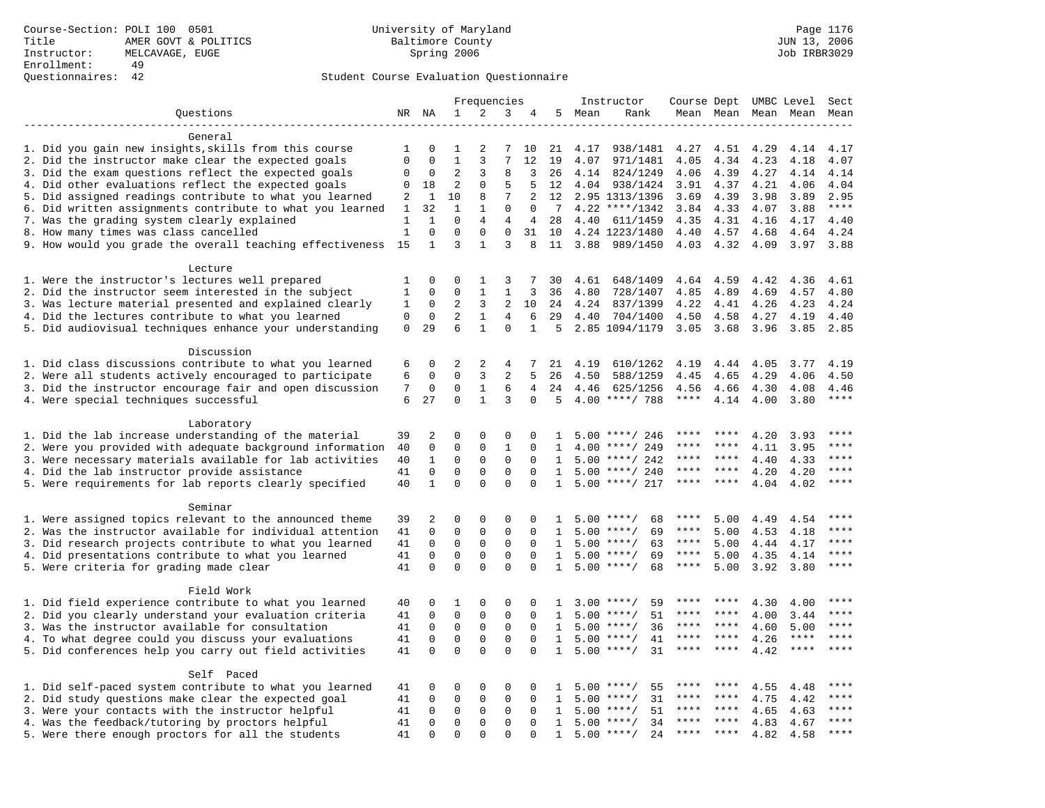Course-Section: POLI 100 0501
Title: AMER GOVT & POLITICS
Instructor: MELCAVAGE, EUGE
Enrollment: 49
Questionnaires: 42

University of Maryland
Baltimore County
Spring 2006

JUN 13, 2006
Job IRBR3029

Student Course Evaluation Questionnaire

| Questions | NR | NA | 1 | 2 | 3 | 4 | 5 | Instructor Mean | Instructor Rank | Course Mean | Dept Mean | UMBC Level Mean | Level Mean | Sect Mean |
|---|---|---|---|---|---|---|---|---|---|---|---|---|---|---|
| **General** | | | | | | | | | | | | | | |
| 1. Did you gain new insights,skills from this course | 1 | 0 | 1 | 2 | 7 | 10 | 21 | 4.17 | 938/1481 | 4.27 | 4.51 | 4.29 | 4.14 | 4.17 |
| 2. Did the instructor make clear the expected goals | 0 | 0 | 1 | 3 | 7 | 12 | 19 | 4.07 | 971/1481 | 4.05 | 4.34 | 4.23 | 4.18 | 4.07 |
| 3. Did the exam questions reflect the expected goals | 0 | 0 | 2 | 3 | 8 | 3 | 26 | 4.14 | 824/1249 | 4.06 | 4.39 | 4.27 | 4.14 | 4.14 |
| 4. Did other evaluations reflect the expected goals | 0 | 18 | 2 | 0 | 5 | 5 | 12 | 4.04 | 938/1424 | 3.91 | 4.37 | 4.21 | 4.06 | 4.04 |
| 5. Did assigned readings contribute to what you learned | 2 | 1 | 10 | 8 | 7 | 2 | 12 | 2.95 | 1313/1396 | 3.69 | 4.39 | 3.98 | 3.89 | 2.95 |
| 6. Did written assignments contribute to what you learned | 1 | 32 | 1 | 1 | 0 | 0 | 7 | 4.22 | ****/1342 | 3.84 | 4.33 | 4.07 | 3.88 | **** |
| 7. Was the grading system clearly explained | 1 | 1 | 0 | 4 | 4 | 4 | 28 | 4.40 | 611/1459 | 4.35 | 4.31 | 4.16 | 4.17 | 4.40 |
| 8. How many times was class cancelled | 1 | 0 | 0 | 0 | 0 | 31 | 10 | 4.24 | 1223/1480 | 4.40 | 4.57 | 4.68 | 4.64 | 4.24 |
| 9. How would you grade the overall teaching effectiveness | 15 | 1 | 3 | 1 | 3 | 8 | 11 | 3.88 | 989/1450 | 4.03 | 4.32 | 4.09 | 3.97 | 3.88 |
| **Lecture** | | | | | | | | | | | | | | |
| 1. Were the instructor's lectures well prepared | 1 | 0 | 0 | 1 | 3 | 7 | 30 | 4.61 | 648/1409 | 4.64 | 4.59 | 4.42 | 4.36 | 4.61 |
| 2. Did the instructor seem interested in the subject | 1 | 0 | 0 | 1 | 1 | 3 | 36 | 4.80 | 728/1407 | 4.85 | 4.89 | 4.69 | 4.57 | 4.80 |
| 3. Was lecture material presented and explained clearly | 1 | 0 | 2 | 3 | 2 | 10 | 24 | 4.24 | 837/1399 | 4.22 | 4.41 | 4.26 | 4.23 | 4.24 |
| 4. Did the lectures contribute to what you learned | 0 | 0 | 2 | 1 | 4 | 6 | 29 | 4.40 | 704/1400 | 4.50 | 4.58 | 4.27 | 4.19 | 4.40 |
| 5. Did audiovisual techniques enhance your understanding | 0 | 29 | 6 | 1 | 0 | 1 | 5 | 2.85 | 1094/1179 | 3.05 | 3.68 | 3.96 | 3.85 | 2.85 |
| **Discussion** | | | | | | | | | | | | | | |
| 1. Did class discussions contribute to what you learned | 6 | 0 | 2 | 2 | 4 | 7 | 21 | 4.19 | 610/1262 | 4.19 | 4.44 | 4.05 | 3.77 | 4.19 |
| 2. Were all students actively encouraged to participate | 6 | 0 | 0 | 3 | 2 | 5 | 26 | 4.50 | 588/1259 | 4.45 | 4.65 | 4.29 | 4.06 | 4.50 |
| 3. Did the instructor encourage fair and open discussion | 7 | 0 | 0 | 1 | 6 | 4 | 24 | 4.46 | 625/1256 | 4.56 | 4.66 | 4.30 | 4.08 | 4.46 |
| 4. Were special techniques successful | 6 | 27 | 0 | 1 | 3 | 0 | 5 | 4.00 | ****/ 788 | **** | 4.14 | 4.00 | 3.80 | **** |
| **Laboratory** | | | | | | | | | | | | | | |
| 1. Did the lab increase understanding of the material | 39 | 2 | 0 | 0 | 0 | 0 | 1 | 5.00 | ****/ 246 | **** | **** | 4.20 | 3.93 | **** |
| 2. Were you provided with adequate background information | 40 | 0 | 0 | 0 | 1 | 0 | 1 | 4.00 | ****/ 249 | **** | **** | 4.11 | 3.95 | **** |
| 3. Were necessary materials available for lab activities | 40 | 1 | 0 | 0 | 0 | 0 | 1 | 5.00 | ****/ 242 | **** | **** | 4.40 | 4.33 | **** |
| 4. Did the lab instructor provide assistance | 41 | 0 | 0 | 0 | 0 | 0 | 1 | 5.00 | ****/ 240 | **** | **** | 4.20 | 4.20 | **** |
| 5. Were requirements for lab reports clearly specified | 40 | 1 | 0 | 0 | 0 | 0 | 1 | 5.00 | ****/ 217 | **** | **** | 4.04 | 4.02 | **** |
| **Seminar** | | | | | | | | | | | | | | |
| 1. Were assigned topics relevant to the announced theme | 39 | 2 | 0 | 0 | 0 | 0 | 1 | 5.00 | ****/ 68 | **** | 5.00 | 4.49 | 4.54 | **** |
| 2. Was the instructor available for individual attention | 41 | 0 | 0 | 0 | 0 | 0 | 1 | 5.00 | ****/ 69 | **** | 5.00 | 4.53 | 4.18 | **** |
| 3. Did research projects contribute to what you learned | 41 | 0 | 0 | 0 | 0 | 0 | 1 | 5.00 | ****/ 63 | **** | 5.00 | 4.44 | 4.17 | **** |
| 4. Did presentations contribute to what you learned | 41 | 0 | 0 | 0 | 0 | 0 | 1 | 5.00 | ****/ 69 | **** | 5.00 | 4.35 | 4.14 | **** |
| 5. Were criteria for grading made clear | 41 | 0 | 0 | 0 | 0 | 0 | 1 | 5.00 | ****/ 68 | **** | 5.00 | 3.92 | 3.80 | **** |
| **Field Work** | | | | | | | | | | | | | | |
| 1. Did field experience contribute to what you learned | 40 | 0 | 1 | 0 | 0 | 0 | 1 | 3.00 | ****/ 59 | **** | **** | 4.30 | 4.00 | **** |
| 2. Did you clearly understand your evaluation criteria | 41 | 0 | 0 | 0 | 0 | 0 | 1 | 5.00 | ****/ 51 | **** | **** | 4.00 | 3.44 | **** |
| 3. Was the instructor available for consultation | 41 | 0 | 0 | 0 | 0 | 0 | 1 | 5.00 | ****/ 36 | **** | **** | 4.60 | 5.00 | **** |
| 4. To what degree could you discuss your evaluations | 41 | 0 | 0 | 0 | 0 | 0 | 1 | 5.00 | ****/ 41 | **** | **** | 4.26 | **** | **** |
| 5. Did conferences help you carry out field activities | 41 | 0 | 0 | 0 | 0 | 0 | 1 | 5.00 | ****/ 31 | **** | **** | 4.42 | **** | **** |
| **Self Paced** | | | | | | | | | | | | | | |
| 1. Did self-paced system contribute to what you learned | 41 | 0 | 0 | 0 | 0 | 0 | 1 | 5.00 | ****/ 55 | **** | **** | 4.55 | 4.48 | **** |
| 2. Did study questions make clear the expected goal | 41 | 0 | 0 | 0 | 0 | 0 | 1 | 5.00 | ****/ 31 | **** | **** | 4.75 | 4.42 | **** |
| 3. Were your contacts with the instructor helpful | 41 | 0 | 0 | 0 | 0 | 0 | 1 | 5.00 | ****/ 51 | **** | **** | 4.65 | 4.63 | **** |
| 4. Was the feedback/tutoring by proctors helpful | 41 | 0 | 0 | 0 | 0 | 0 | 1 | 5.00 | ****/ 34 | **** | **** | 4.83 | 4.67 | **** |
| 5. Were there enough proctors for all the students | 41 | 0 | 0 | 0 | 0 | 0 | 1 | 5.00 | ****/ 24 | **** | **** | 4.82 | 4.58 | **** |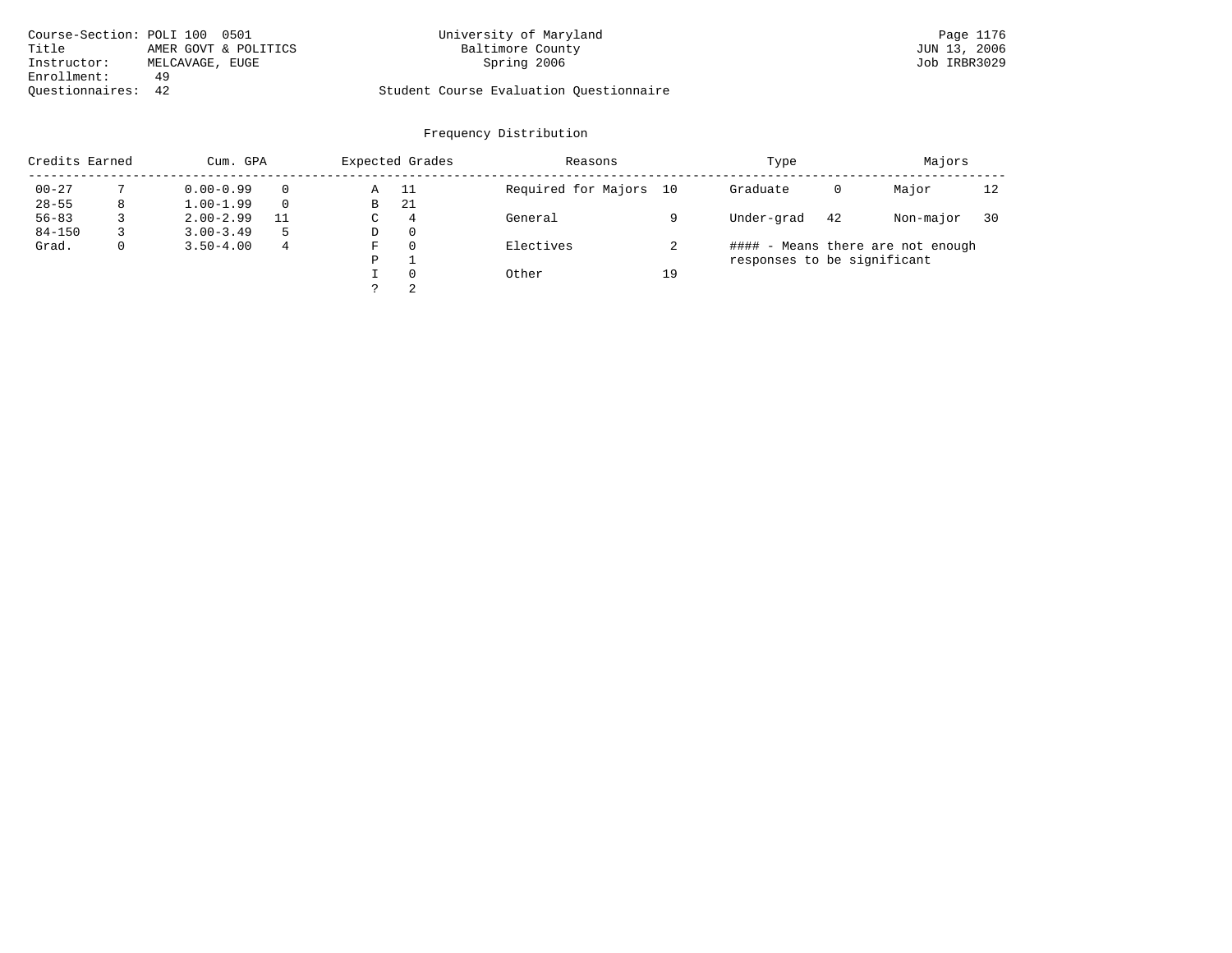Course-Section: POLI 100 0501
Title: AMER GOVT & POLITICS
Instructor: MELCAVAGE, EUGE
Enrollment: 49
Questionnaires: 42

University of Maryland
Baltimore County
Spring 2006

Student Course Evaluation Questionnaire

Page 1176
JUN 13, 2006
Job IRBR3029

## Frequency Distribution

| Credits Earned | | Cum. GPA | | Expected Grades | | Reasons | | Type | | Majors | |
|---|---|---|---|---|---|---|---|---|---|---|---|
| 00-27 | 7 | 0.00-0.99 | 0 | A | 11 | Required for Majors | 10 | Graduate | 0 | Major | 12 |
| 28-55 | 8 | 1.00-1.99 | 0 | B | 21 | | | | | | |
| 56-83 | 3 | 2.00-2.99 | 11 | C | 4 | General | 9 | Under-grad | 42 | Non-major | 30 |
| 84-150 | 3 | 3.00-3.49 | 5 | D | 0 | | | | | | |
| Grad. | 0 | 3.50-4.00 | 4 | F | 0 | Electives | 2 | | | | |
| | | | | P | 1 | | | | | | |
| | | | | I | 0 | Other | 19 | | | | |
| | | | | ? | 2 | | | | | | |

#### - Means there are not enough responses to be significant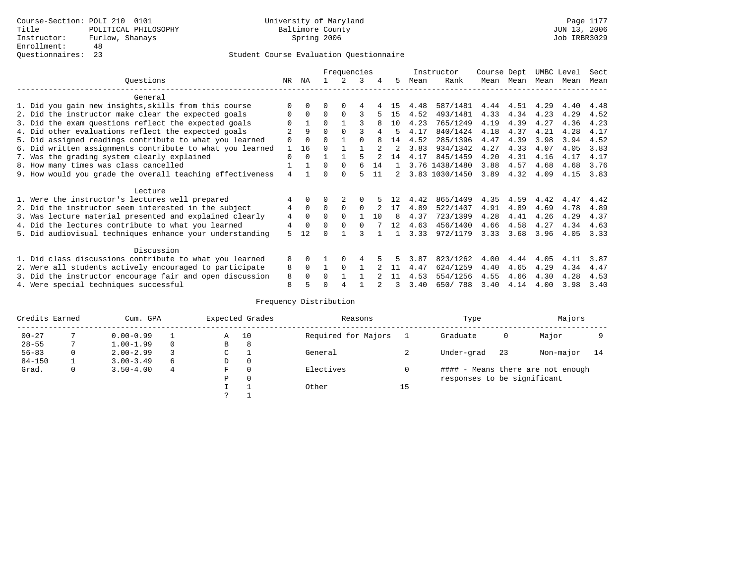Course-Section: POLI 210 0101
Title: POLITICAL PHILOSOPHY
Instructor: Furlow, Shanays
Enrollment: 48
Questionnaires: 23

University of Maryland
Baltimore County
Spring 2006

JUN 13, 2006
Job IRBR3029

## Student Course Evaluation Questionnaire

| Questions | NR | NA | 1 | 2 | 3 | 4 | 5 | Instructor Mean | Instructor Rank | Course Mean | Dept Mean | UMBC Mean | Level Mean | Sect Mean |
|---|---|---|---|---|---|---|---|---|---|---|---|---|---|---|
| **General** | | | | | | | | | | | | | | |
| 1. Did you gain new insights,skills from this course | 0 | 0 | 0 | 0 | 4 | 4 | 15 | 4.48 | 587/1481 | 4.44 | 4.51 | 4.29 | 4.40 | 4.48 |
| 2. Did the instructor make clear the expected goals | 0 | 0 | 0 | 0 | 3 | 5 | 15 | 4.52 | 493/1481 | 4.33 | 4.34 | 4.23 | 4.29 | 4.52 |
| 3. Did the exam questions reflect the expected goals | 0 | 1 | 0 | 1 | 3 | 8 | 10 | 4.23 | 765/1249 | 4.19 | 4.39 | 4.27 | 4.36 | 4.23 |
| 4. Did other evaluations reflect the expected goals | 2 | 9 | 0 | 0 | 3 | 4 | 5 | 4.17 | 840/1424 | 4.18 | 4.37 | 4.21 | 4.28 | 4.17 |
| 5. Did assigned readings contribute to what you learned | 0 | 0 | 0 | 1 | 0 | 8 | 14 | 4.52 | 285/1396 | 4.47 | 4.39 | 3.98 | 3.94 | 4.52 |
| 6. Did written assignments contribute to what you learned | 1 | 16 | 0 | 1 | 1 | 2 | 2 | 3.83 | 934/1342 | 4.27 | 4.33 | 4.07 | 4.05 | 3.83 |
| 7. Was the grading system clearly explained | 0 | 0 | 1 | 1 | 5 | 2 | 14 | 4.17 | 845/1459 | 4.20 | 4.31 | 4.16 | 4.17 | 4.17 |
| 8. How many times was class cancelled | 1 | 1 | 0 | 0 | 6 | 14 | 1 | 3.76 | 1438/1480 | 3.88 | 4.57 | 4.68 | 4.68 | 3.76 |
| 9. How would you grade the overall teaching effectiveness | 4 | 1 | 0 | 0 | 5 | 11 | 2 | 3.83 | 1030/1450 | 3.89 | 4.32 | 4.09 | 4.15 | 3.83 |
| **Lecture** | | | | | | | | | | | | | | |
| 1. Were the instructor's lectures well prepared | 4 | 0 | 0 | 2 | 0 | 5 | 12 | 4.42 | 865/1409 | 4.35 | 4.59 | 4.42 | 4.47 | 4.42 |
| 2. Did the instructor seem interested in the subject | 4 | 0 | 0 | 0 | 0 | 2 | 17 | 4.89 | 522/1407 | 4.91 | 4.89 | 4.69 | 4.78 | 4.89 |
| 3. Was lecture material presented and explained clearly | 4 | 0 | 0 | 0 | 1 | 10 | 8 | 4.37 | 723/1399 | 4.28 | 4.41 | 4.26 | 4.29 | 4.37 |
| 4. Did the lectures contribute to what you learned | 4 | 0 | 0 | 0 | 0 | 7 | 12 | 4.63 | 456/1400 | 4.66 | 4.58 | 4.27 | 4.34 | 4.63 |
| 5. Did audiovisual techniques enhance your understanding | 5 | 12 | 0 | 1 | 3 | 1 | 1 | 3.33 | 972/1179 | 3.33 | 3.68 | 3.96 | 4.05 | 3.33 |
| **Discussion** | | | | | | | | | | | | | | |
| 1. Did class discussions contribute to what you learned | 8 | 0 | 1 | 0 | 4 | 5 | 5 | 3.87 | 823/1262 | 4.00 | 4.44 | 4.05 | 4.11 | 3.87 |
| 2. Were all students actively encouraged to participate | 8 | 0 | 1 | 0 | 1 | 2 | 11 | 4.47 | 624/1259 | 4.40 | 4.65 | 4.29 | 4.34 | 4.47 |
| 3. Did the instructor encourage fair and open discussion | 8 | 0 | 0 | 1 | 1 | 2 | 11 | 4.53 | 554/1256 | 4.55 | 4.66 | 4.30 | 4.28 | 4.53 |
| 4. Were special techniques successful | 8 | 5 | 0 | 4 | 1 | 2 | 3 | 3.40 | 650/ 788 | 3.40 | 4.14 | 4.00 | 3.98 | 3.40 |

### Frequency Distribution

| Credits Earned | | Cum. GPA | | Expected Grades | | Reasons | | Type | | Majors | |
|---|---|---|---|---|---|---|---|---|---|---|---|
| 00-27 | 7 | 0.00-0.99 | 1 | A | 10 | Required for Majors | 1 | Graduate | 0 | Major | 9 |
| 28-55 | 7 | 1.00-1.99 | 0 | B | 8 | | | | | | |
| 56-83 | 0 | 2.00-2.99 | 3 | C | 1 | General | 2 | Under-grad | 23 | Non-major | 14 |
| 84-150 | 1 | 3.00-3.49 | 6 | D | 0 | | | | | | |
| Grad. | 0 | 3.50-4.00 | 4 | F | 0 | Electives | 0 | | | | |
| | | | | P | 0 | | | | | | |
| | | | | I | 1 | Other | 15 | | | | |
| | | | | ? | 1 | | | | | | |

#### - Means there are not enough responses to be significant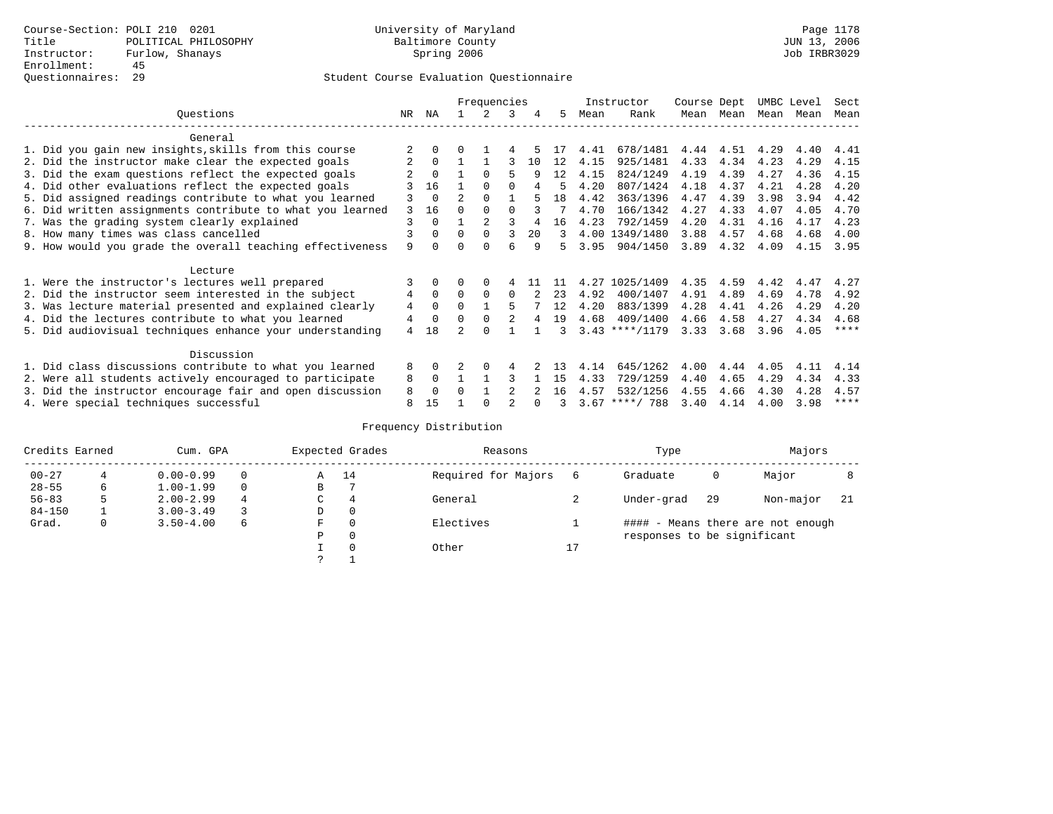Course-Section: POLI 210 0201
Title: POLITICAL PHILOSOPHY
Instructor: Furlow, Shanays
Enrollment: 45
Questionnaires: 29

University of Maryland
Baltimore County
Spring 2006

Page 1178
JUN 13, 2006
Job IRBR3029

Student Course Evaluation Questionnaire

| Questions | NR | NA | 1 | 2 | 3 | 4 | 5 | Instructor Mean | Instructor Rank | Course Mean | Dept Mean | UMBC Mean | Level Mean | Sect Mean |
|---|---|---|---|---|---|---|---|---|---|---|---|---|---|---|
| **General** | | | | | | | | | | | | | | |
| 1. Did you gain new insights,skills from this course | 2 | 0 | 0 | 1 | 4 | 5 | 17 | 4.41 | 678/1481 | 4.44 | 4.51 | 4.29 | 4.40 | 4.41 |
| 2. Did the instructor make clear the expected goals | 2 | 0 | 1 | 1 | 3 | 10 | 12 | 4.15 | 925/1481 | 4.33 | 4.34 | 4.23 | 4.29 | 4.15 |
| 3. Did the exam questions reflect the expected goals | 2 | 0 | 1 | 0 | 5 | 9 | 12 | 4.15 | 824/1249 | 4.19 | 4.39 | 4.27 | 4.36 | 4.15 |
| 4. Did other evaluations reflect the expected goals | 3 | 16 | 1 | 0 | 0 | 4 | 5 | 4.20 | 807/1424 | 4.18 | 4.37 | 4.21 | 4.28 | 4.20 |
| 5. Did assigned readings contribute to what you learned | 3 | 0 | 2 | 0 | 1 | 5 | 18 | 4.42 | 363/1396 | 4.47 | 4.39 | 3.98 | 3.94 | 4.42 |
| 6. Did written assignments contribute to what you learned | 3 | 16 | 0 | 0 | 0 | 3 | 7 | 4.70 | 166/1342 | 4.27 | 4.33 | 4.07 | 4.05 | 4.70 |
| 7. Was the grading system clearly explained | 3 | 0 | 1 | 2 | 3 | 4 | 16 | 4.23 | 792/1459 | 4.20 | 4.31 | 4.16 | 4.17 | 4.23 |
| 8. How many times was class cancelled | 3 | 0 | 0 | 0 | 3 | 20 | 3 | 4.00 | 1349/1480 | 3.88 | 4.57 | 4.68 | 4.68 | 4.00 |
| 9. How would you grade the overall teaching effectiveness | 9 | 0 | 0 | 0 | 6 | 9 | 5 | 3.95 | 904/1450 | 3.89 | 4.32 | 4.09 | 4.15 | 3.95 |
| **Lecture** | | | | | | | | | | | | | | |
| 1. Were the instructor's lectures well prepared | 3 | 0 | 0 | 0 | 4 | 11 | 11 | 4.27 | 1025/1409 | 4.35 | 4.59 | 4.42 | 4.47 | 4.27 |
| 2. Did the instructor seem interested in the subject | 4 | 0 | 0 | 0 | 0 | 2 | 23 | 4.92 | 400/1407 | 4.91 | 4.89 | 4.69 | 4.78 | 4.92 |
| 3. Was lecture material presented and explained clearly | 4 | 0 | 0 | 1 | 5 | 7 | 12 | 4.20 | 883/1399 | 4.28 | 4.41 | 4.26 | 4.29 | 4.20 |
| 4. Did the lectures contribute to what you learned | 4 | 0 | 0 | 0 | 2 | 4 | 19 | 4.68 | 409/1400 | 4.66 | 4.58 | 4.27 | 4.34 | 4.68 |
| 5. Did audiovisual techniques enhance your understanding | 4 | 18 | 2 | 0 | 1 | 1 | 3 | 3.43 | ****/1179 | 3.33 | 3.68 | 3.96 | 4.05 | **** |
| **Discussion** | | | | | | | | | | | | | | |
| 1. Did class discussions contribute to what you learned | 8 | 0 | 2 | 0 | 4 | 2 | 13 | 4.14 | 645/1262 | 4.00 | 4.44 | 4.05 | 4.11 | 4.14 |
| 2. Were all students actively encouraged to participate | 8 | 0 | 1 | 1 | 3 | 1 | 15 | 4.33 | 729/1259 | 4.40 | 4.65 | 4.29 | 4.34 | 4.33 |
| 3. Did the instructor encourage fair and open discussion | 8 | 0 | 0 | 1 | 2 | 2 | 16 | 4.57 | 532/1256 | 4.55 | 4.66 | 4.30 | 4.28 | 4.57 |
| 4. Were special techniques successful | 8 | 15 | 1 | 0 | 2 | 0 | 3 | 3.67 | ****/ 788 | 3.40 | 4.14 | 4.00 | 3.98 | **** |

Frequency Distribution

| Credits Earned | | Cum. GPA | | Expected Grades | | Reasons | | Type | | Majors | |
|---|---|---|---|---|---|---|---|---|---|---|---|
| 00-27 | 4 | 0.00-0.99 | 0 | A | 14 | Required for Majors | 6 | Graduate | 0 | Major | 8 |
| 28-55 | 6 | 1.00-1.99 | 0 | B | 7 | | | | | | |
| 56-83 | 5 | 2.00-2.99 | 4 | C | 4 | General | 2 | Under-grad | 29 | Non-major | 21 |
| 84-150 | 1 | 3.00-3.49 | 3 | D | 0 | | | | | | |
| Grad. | 0 | 3.50-4.00 | 6 | F | 0 | Electives | 1 | #### - Means there are not enough responses to be significant | | | |
| | | | | P | 0 | | | | | | |
| | | | | I | 0 | Other | 17 | | | | |
| | | | | ? | 1 | | | | | | |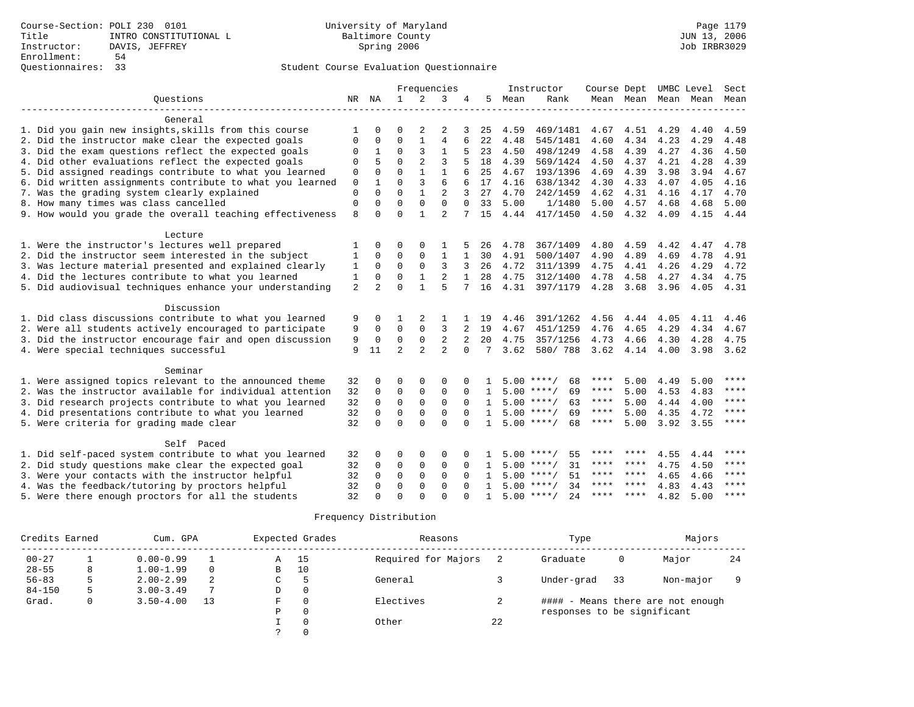Course-Section: POLI 230 0101
Title: INTRO CONSTITUTIONAL L
Instructor: DAVIS, JEFFREY
Enrollment: 54
Questionnaires: 33

University of Maryland
Baltimore County
Spring 2006

JUN 13, 2006
Job IRBR3029

## Student Course Evaluation Questionnaire

| Questions | NR | NA | 1 | 2 | 3 | 4 | 5 | Instructor Mean | Instructor Rank | Course Mean | Dept Mean | UMBC Mean | Level Mean | Sect Mean |
|---|---|---|---|---|---|---|---|---|---|---|---|---|---|---|
| **General** | | | | | | | | | | | | | | |
| 1. Did you gain new insights,skills from this course | 1 | 0 | 0 | 2 | 2 | 3 | 25 | 4.59 | 469/1481 | 4.67 | 4.51 | 4.29 | 4.40 | 4.59 |
| 2. Did the instructor make clear the expected goals | 0 | 0 | 0 | 1 | 4 | 6 | 22 | 4.48 | 545/1481 | 4.60 | 4.34 | 4.23 | 4.29 | 4.48 |
| 3. Did the exam questions reflect the expected goals | 0 | 1 | 0 | 3 | 1 | 5 | 23 | 4.50 | 498/1249 | 4.58 | 4.39 | 4.27 | 4.36 | 4.50 |
| 4. Did other evaluations reflect the expected goals | 0 | 5 | 0 | 2 | 3 | 5 | 18 | 4.39 | 569/1424 | 4.50 | 4.37 | 4.21 | 4.28 | 4.39 |
| 5. Did assigned readings contribute to what you learned | 0 | 0 | 0 | 1 | 1 | 6 | 25 | 4.67 | 193/1396 | 4.69 | 4.39 | 3.98 | 3.94 | 4.67 |
| 6. Did written assignments contribute to what you learned | 0 | 1 | 0 | 3 | 6 | 6 | 17 | 4.16 | 638/1342 | 4.30 | 4.33 | 4.07 | 4.05 | 4.16 |
| 7. Was the grading system clearly explained | 0 | 0 | 0 | 1 | 2 | 3 | 27 | 4.70 | 242/1459 | 4.62 | 4.31 | 4.16 | 4.17 | 4.70 |
| 8. How many times was class cancelled | 0 | 0 | 0 | 0 | 0 | 0 | 33 | 5.00 | 1/1480 | 5.00 | 4.57 | 4.68 | 4.68 | 5.00 |
| 9. How would you grade the overall teaching effectiveness | 8 | 0 | 0 | 1 | 2 | 7 | 15 | 4.44 | 417/1450 | 4.50 | 4.32 | 4.09 | 4.15 | 4.44 |
| **Lecture** | | | | | | | | | | | | | | |
| 1. Were the instructor's lectures well prepared | 1 | 0 | 0 | 0 | 1 | 5 | 26 | 4.78 | 367/1409 | 4.80 | 4.59 | 4.42 | 4.47 | 4.78 |
| 2. Did the instructor seem interested in the subject | 1 | 0 | 0 | 0 | 1 | 1 | 30 | 4.91 | 500/1407 | 4.90 | 4.89 | 4.69 | 4.78 | 4.91 |
| 3. Was lecture material presented and explained clearly | 1 | 0 | 0 | 0 | 3 | 3 | 26 | 4.72 | 311/1399 | 4.75 | 4.41 | 4.26 | 4.29 | 4.72 |
| 4. Did the lectures contribute to what you learned | 1 | 0 | 0 | 1 | 2 | 1 | 28 | 4.75 | 312/1400 | 4.78 | 4.58 | 4.27 | 4.34 | 4.75 |
| 5. Did audiovisual techniques enhance your understanding | 2 | 2 | 0 | 1 | 5 | 7 | 16 | 4.31 | 397/1179 | 4.28 | 3.68 | 3.96 | 4.05 | 4.31 |
| **Discussion** | | | | | | | | | | | | | | |
| 1. Did class discussions contribute to what you learned | 9 | 0 | 1 | 2 | 1 | 1 | 19 | 4.46 | 391/1262 | 4.56 | 4.44 | 4.05 | 4.11 | 4.46 |
| 2. Were all students actively encouraged to participate | 9 | 0 | 0 | 0 | 3 | 2 | 19 | 4.67 | 451/1259 | 4.76 | 4.65 | 4.29 | 4.34 | 4.67 |
| 3. Did the instructor encourage fair and open discussion | 9 | 0 | 0 | 0 | 2 | 2 | 20 | 4.75 | 357/1256 | 4.73 | 4.66 | 4.30 | 4.28 | 4.75 |
| 4. Were special techniques successful | 9 | 11 | 2 | 2 | 2 | 0 | 7 | 3.62 | 580/ 788 | 3.62 | 4.14 | 4.00 | 3.98 | 3.62 |
| **Seminar** | | | | | | | | | | | | | | |
| 1. Were assigned topics relevant to the announced theme | 32 | 0 | 0 | 0 | 0 | 0 | 1 | 5.00 | ****/ 68 | **** | 5.00 | 4.49 | 5.00 | **** |
| 2. Was the instructor available for individual attention | 32 | 0 | 0 | 0 | 0 | 0 | 1 | 5.00 | ****/ 69 | **** | 5.00 | 4.53 | 4.83 | **** |
| 3. Did research projects contribute to what you learned | 32 | 0 | 0 | 0 | 0 | 0 | 1 | 5.00 | ****/ 63 | **** | 5.00 | 4.44 | 4.00 | **** |
| 4. Did presentations contribute to what you learned | 32 | 0 | 0 | 0 | 0 | 0 | 1 | 5.00 | ****/ 69 | **** | 5.00 | 4.35 | 4.72 | **** |
| 5. Were criteria for grading made clear | 32 | 0 | 0 | 0 | 0 | 0 | 1 | 5.00 | ****/ 68 | **** | 5.00 | 3.92 | 3.55 | **** |
| **Self Paced** | | | | | | | | | | | | | | |
| 1. Did self-paced system contribute to what you learned | 32 | 0 | 0 | 0 | 0 | 0 | 1 | 5.00 | ****/ 55 | **** | **** | 4.55 | 4.44 | **** |
| 2. Did study questions make clear the expected goal | 32 | 0 | 0 | 0 | 0 | 0 | 1 | 5.00 | ****/ 31 | **** | **** | 4.75 | 4.50 | **** |
| 3. Were your contacts with the instructor helpful | 32 | 0 | 0 | 0 | 0 | 0 | 1 | 5.00 | ****/ 51 | **** | **** | 4.65 | 4.66 | **** |
| 4. Was the feedback/tutoring by proctors helpful | 32 | 0 | 0 | 0 | 0 | 0 | 1 | 5.00 | ****/ 34 | **** | **** | 4.83 | 4.43 | **** |
| 5. Were there enough proctors for all the students | 32 | 0 | 0 | 0 | 0 | 0 | 1 | 5.00 | ****/ 24 | **** | **** | 4.82 | 5.00 | **** |

### Frequency Distribution

| Credits Earned | | Cum. GPA | | Expected Grades | | Reasons | | Type | | Majors | |
|---|---|---|---|---|---|---|---|---|---|---|---|
| 00-27 | 1 | 0.00-0.99 | 1 | A | 15 | Required for Majors | 2 | Graduate | 0 | Major | 24 |
| 28-55 | 8 | 1.00-1.99 | 0 | B | 10 | | | | | | |
| 56-83 | 5 | 2.00-2.99 | 2 | C | 5 | General | 3 | Under-grad | 33 | Non-major | 9 |
| 84-150 | 5 | 3.00-3.49 | 7 | D | 0 | | | | | | |
| Grad. | 0 | 3.50-4.00 | 13 | F | 0 | Electives | 2 | | | | |
| | | | | P | 0 | | | | | | |
| | | | | I | 0 | Other | 22 | | | | |
| | | | | ? | 0 | | | | | | |

#### - Means there are not enough responses to be significant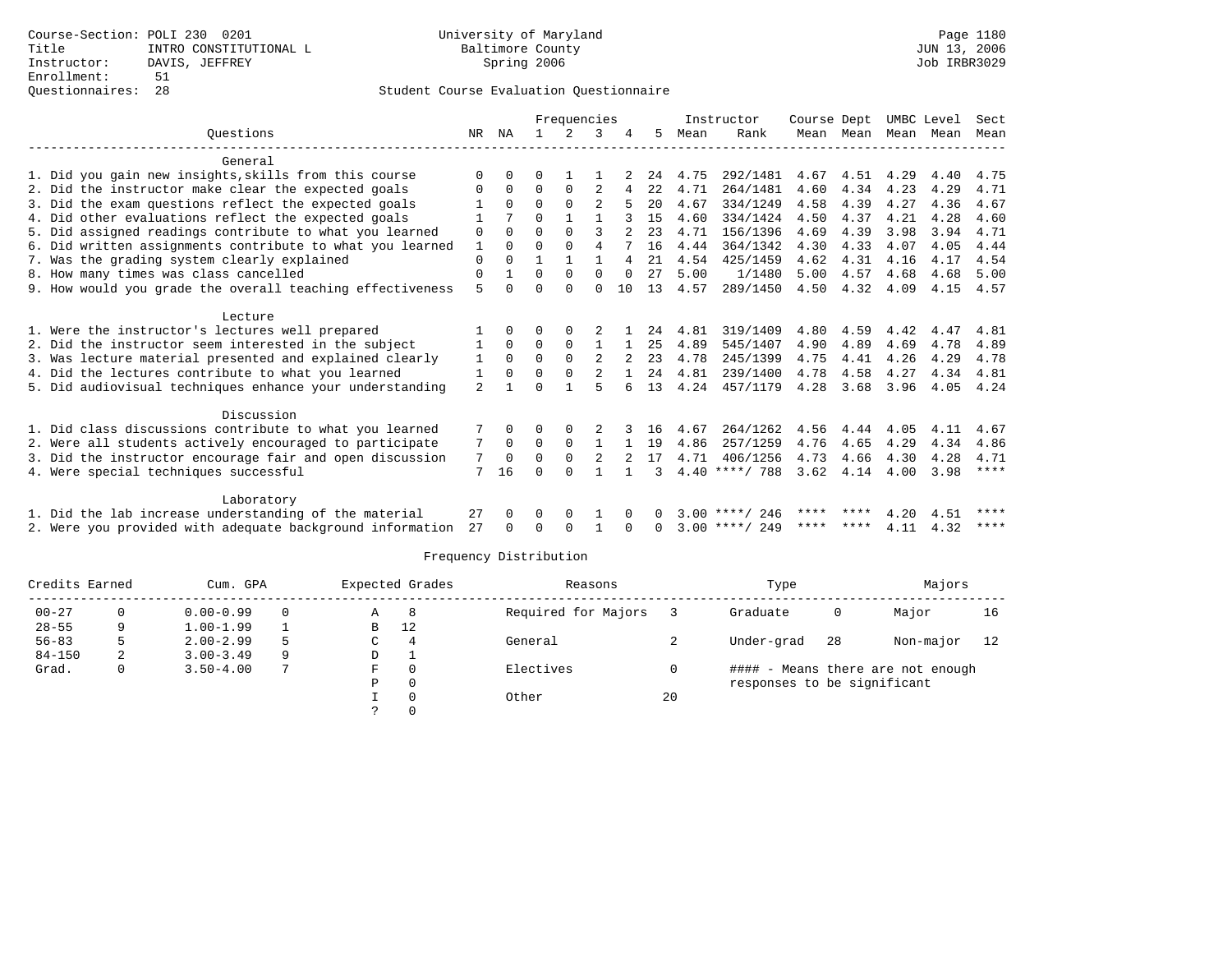Course-Section: POLI 230 0201
Title: INTRO CONSTITUTIONAL L
Instructor: DAVIS, JEFFREY
Enrollment: 51
Questionnaires: 28

University of Maryland
Baltimore County
Spring 2006

JUN 13, 2006
Job IRBR3029

## Student Course Evaluation Questionnaire

| Questions | NR | NA | 1 | 2 | 3 | 4 | 5 | Instructor Mean | Instructor Rank | Course Mean | Dept Mean | UMBC Mean | Level Mean | Sect Mean |
|---|---|---|---|---|---|---|---|---|---|---|---|---|---|---|
| **General** | | | | | | | | | | | | | | |
| 1. Did you gain new insights,skills from this course | 0 | 0 | 0 | 1 | 1 | 2 | 24 | 4.75 | 292/1481 | 4.67 | 4.51 | 4.29 | 4.40 | 4.75 |
| 2. Did the instructor make clear the expected goals | 0 | 0 | 0 | 0 | 2 | 4 | 22 | 4.71 | 264/1481 | 4.60 | 4.34 | 4.23 | 4.29 | 4.71 |
| 3. Did the exam questions reflect the expected goals | 1 | 0 | 0 | 0 | 2 | 5 | 20 | 4.67 | 334/1249 | 4.58 | 4.39 | 4.27 | 4.36 | 4.67 |
| 4. Did other evaluations reflect the expected goals | 1 | 7 | 0 | 1 | 1 | 3 | 15 | 4.60 | 334/1424 | 4.50 | 4.37 | 4.21 | 4.28 | 4.60 |
| 5. Did assigned readings contribute to what you learned | 0 | 0 | 0 | 0 | 3 | 2 | 23 | 4.71 | 156/1396 | 4.69 | 4.39 | 3.98 | 3.94 | 4.71 |
| 6. Did written assignments contribute to what you learned | 1 | 0 | 0 | 0 | 4 | 7 | 16 | 4.44 | 364/1342 | 4.30 | 4.33 | 4.07 | 4.05 | 4.44 |
| 7. Was the grading system clearly explained | 0 | 0 | 1 | 1 | 1 | 4 | 21 | 4.54 | 425/1459 | 4.62 | 4.31 | 4.16 | 4.17 | 4.54 |
| 8. How many times was class cancelled | 0 | 1 | 0 | 0 | 0 | 0 | 27 | 5.00 | 1/1480 | 5.00 | 4.57 | 4.68 | 4.68 | 5.00 |
| 9. How would you grade the overall teaching effectiveness | 5 | 0 | 0 | 0 | 0 | 10 | 13 | 4.57 | 289/1450 | 4.50 | 4.32 | 4.09 | 4.15 | 4.57 |
| **Lecture** | | | | | | | | | | | | | | |
| 1. Were the instructor's lectures well prepared | 1 | 0 | 0 | 0 | 2 | 1 | 24 | 4.81 | 319/1409 | 4.80 | 4.59 | 4.42 | 4.47 | 4.81 |
| 2. Did the instructor seem interested in the subject | 1 | 0 | 0 | 0 | 1 | 1 | 25 | 4.89 | 545/1407 | 4.90 | 4.89 | 4.69 | 4.78 | 4.89 |
| 3. Was lecture material presented and explained clearly | 1 | 0 | 0 | 0 | 2 | 2 | 23 | 4.78 | 245/1399 | 4.75 | 4.41 | 4.26 | 4.29 | 4.78 |
| 4. Did the lectures contribute to what you learned | 1 | 0 | 0 | 0 | 2 | 1 | 24 | 4.81 | 239/1400 | 4.78 | 4.58 | 4.27 | 4.34 | 4.81 |
| 5. Did audiovisual techniques enhance your understanding | 2 | 1 | 0 | 1 | 5 | 6 | 13 | 4.24 | 457/1179 | 4.28 | 3.68 | 3.96 | 4.05 | 4.24 |
| **Discussion** | | | | | | | | | | | | | | |
| 1. Did class discussions contribute to what you learned | 7 | 0 | 0 | 0 | 2 | 3 | 16 | 4.67 | 264/1262 | 4.56 | 4.44 | 4.05 | 4.11 | 4.67 |
| 2. Were all students actively encouraged to participate | 7 | 0 | 0 | 0 | 1 | 1 | 19 | 4.86 | 257/1259 | 4.76 | 4.65 | 4.29 | 4.34 | 4.86 |
| 3. Did the instructor encourage fair and open discussion | 7 | 0 | 0 | 0 | 2 | 2 | 17 | 4.71 | 406/1256 | 4.73 | 4.66 | 4.30 | 4.28 | 4.71 |
| 4. Were special techniques successful | 7 | 16 | 0 | 0 | 1 | 1 | 3 | 4.40 | ****/ 788 | 3.62 | 4.14 | 4.00 | 3.98 | **** |
| **Laboratory** | | | | | | | | | | | | | | |
| 1. Did the lab increase understanding of the material | 27 | 0 | 0 | 0 | 1 | 0 | 0 | 3.00 | ****/ 246 | **** | **** | 4.20 | 4.51 | **** |
| 2. Were you provided with adequate background information | 27 | 0 | 0 | 0 | 1 | 0 | 0 | 3.00 | ****/ 249 | **** | **** | 4.11 | 4.32 | **** |

## Frequency Distribution

| Credits Earned | | Cum. GPA | | Expected Grades | | Reasons | | Type | | Majors | |
|---|---|---|---|---|---|---|---|---|---|---|---|
| 00-27 | 0 | 0.00-0.99 | 0 | A | 8 | Required for Majors | 3 | Graduate | 0 | Major | 16 |
| 28-55 | 9 | 1.00-1.99 | 1 | B | 12 | | | | | | |
| 56-83 | 5 | 2.00-2.99 | 5 | C | 4 | General | 2 | Under-grad | 28 | Non-major | 12 |
| 84-150 | 2 | 3.00-3.49 | 9 | D | 1 | | | | | | |
| Grad. | 0 | 3.50-4.00 | 7 | F | 0 | Electives | 0 | #### - Means there are not enough responses to be significant | | | |
| | | | | P | 0 | | | | | | |
| | | | | I | 0 | Other | 20 | | | | |
| | | | | ? | 0 | | | | | | |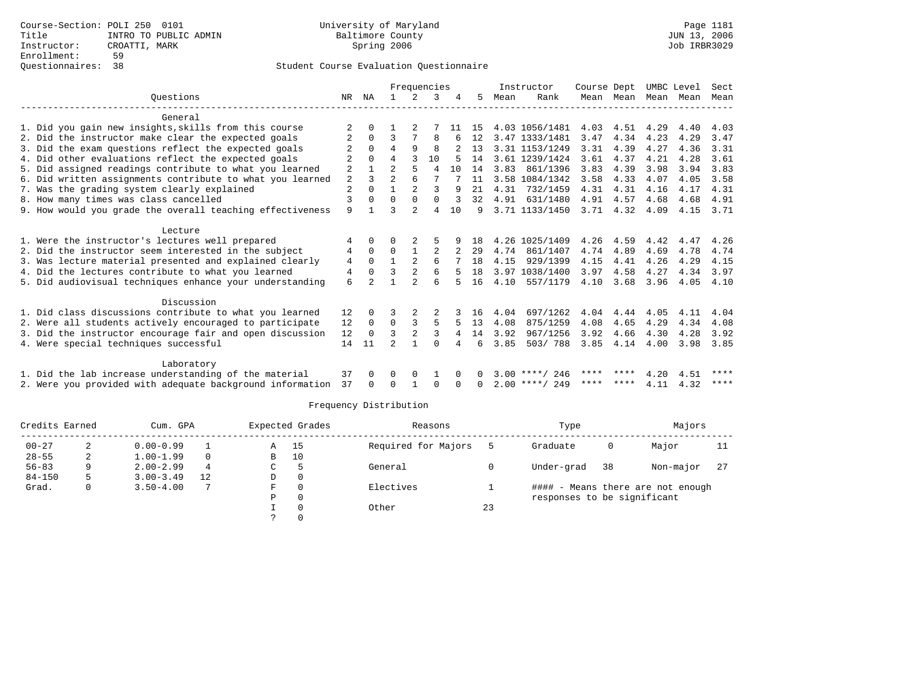Course-Section: POLI 250 0101
Title: INTRO TO PUBLIC ADMIN
Instructor: CROATTI, MARK
Enrollment: 59
Questionnaires: 38

University of Maryland
Baltimore County
Spring 2006

Student Course Evaluation Questionnaire

| Questions | NR | NA | 1 | 2 | 3 | 4 | 5 | Instructor Mean | Instructor Rank | Course Mean | Dept Mean | UMBC Mean | Level Mean | Sect Mean |
|---|---|---|---|---|---|---|---|---|---|---|---|---|---|---|
| **General** | | | | | | | | | | | | | | |
| 1. Did you gain new insights,skills from this course | 2 | 0 | 1 | 2 | 7 | 11 | 15 | 4.03 | 1056/1481 | 4.03 | 4.51 | 4.29 | 4.40 | 4.03 |
| 2. Did the instructor make clear the expected goals | 2 | 0 | 3 | 7 | 8 | 6 | 12 | 3.47 | 1333/1481 | 3.47 | 4.34 | 4.23 | 4.29 | 3.47 |
| 3. Did the exam questions reflect the expected goals | 2 | 0 | 4 | 9 | 8 | 2 | 13 | 3.31 | 1153/1249 | 3.31 | 4.39 | 4.27 | 4.36 | 3.31 |
| 4. Did other evaluations reflect the expected goals | 2 | 0 | 4 | 3 | 10 | 5 | 14 | 3.61 | 1239/1424 | 3.61 | 4.37 | 4.21 | 4.28 | 3.61 |
| 5. Did assigned readings contribute to what you learned | 2 | 1 | 2 | 5 | 4 | 10 | 14 | 3.83 | 861/1396 | 3.83 | 4.39 | 3.98 | 3.94 | 3.83 |
| 6. Did written assignments contribute to what you learned | 2 | 3 | 2 | 6 | 7 | 7 | 11 | 3.58 | 1084/1342 | 3.58 | 4.33 | 4.07 | 4.05 | 3.58 |
| 7. Was the grading system clearly explained | 2 | 0 | 1 | 2 | 3 | 9 | 21 | 4.31 | 732/1459 | 4.31 | 4.31 | 4.16 | 4.17 | 4.31 |
| 8. How many times was class cancelled | 3 | 0 | 0 | 0 | 0 | 3 | 32 | 4.91 | 631/1480 | 4.91 | 4.57 | 4.68 | 4.68 | 4.91 |
| 9. How would you grade the overall teaching effectiveness | 9 | 1 | 3 | 2 | 4 | 10 | 9 | 3.71 | 1133/1450 | 3.71 | 4.32 | 4.09 | 4.15 | 3.71 |
| **Lecture** | | | | | | | | | | | | | | |
| 1. Were the instructor's lectures well prepared | 4 | 0 | 0 | 2 | 5 | 9 | 18 | 4.26 | 1025/1409 | 4.26 | 4.59 | 4.42 | 4.47 | 4.26 |
| 2. Did the instructor seem interested in the subject | 4 | 0 | 0 | 1 | 2 | 2 | 29 | 4.74 | 861/1407 | 4.74 | 4.89 | 4.69 | 4.78 | 4.74 |
| 3. Was lecture material presented and explained clearly | 4 | 0 | 1 | 2 | 6 | 7 | 18 | 4.15 | 929/1399 | 4.15 | 4.41 | 4.26 | 4.29 | 4.15 |
| 4. Did the lectures contribute to what you learned | 4 | 0 | 3 | 2 | 6 | 5 | 18 | 3.97 | 1038/1400 | 3.97 | 4.58 | 4.27 | 4.34 | 3.97 |
| 5. Did audiovisual techniques enhance your understanding | 6 | 2 | 1 | 2 | 6 | 5 | 16 | 4.10 | 557/1179 | 4.10 | 3.68 | 3.96 | 4.05 | 4.10 |
| **Discussion** | | | | | | | | | | | | | | |
| 1. Did class discussions contribute to what you learned | 12 | 0 | 3 | 2 | 2 | 3 | 16 | 4.04 | 697/1262 | 4.04 | 4.44 | 4.05 | 4.11 | 4.04 |
| 2. Were all students actively encouraged to participate | 12 | 0 | 0 | 3 | 5 | 5 | 13 | 4.08 | 875/1259 | 4.08 | 4.65 | 4.29 | 4.34 | 4.08 |
| 3. Did the instructor encourage fair and open discussion | 12 | 0 | 3 | 2 | 3 | 4 | 14 | 3.92 | 967/1256 | 3.92 | 4.66 | 4.30 | 4.28 | 3.92 |
| 4. Were special techniques successful | 14 | 11 | 2 | 1 | 0 | 4 | 6 | 3.85 | 503/ 788 | 3.85 | 4.14 | 4.00 | 3.98 | 3.85 |
| **Laboratory** | | | | | | | | | | | | | | |
| 1. Did the lab increase understanding of the material | 37 | 0 | 0 | 0 | 1 | 0 | 0 | 3.00 | ****/ 246 | **** | **** | 4.20 | 4.51 | **** |
| 2. Were you provided with adequate background information | 37 | 0 | 0 | 1 | 0 | 0 | 0 | 2.00 | ****/ 249 | **** | **** | 4.11 | 4.32 | **** |

Frequency Distribution

| Credits Earned | | Cum. GPA | | Expected Grades | | Reasons | | Type | | Majors | |
|---|---|---|---|---|---|---|---|---|---|---|---|
| 00-27 | 2 | 0.00-0.99 | 1 | A | 15 | Required for Majors | 5 | Graduate | 0 | Major | 11 |
| 28-55 | 2 | 1.00-1.99 | 0 | B | 10 | | | | | | |
| 56-83 | 9 | 2.00-2.99 | 4 | C | 5 | General | 0 | Under-grad | 38 | Non-major | 27 |
| 84-150 | 5 | 3.00-3.49 | 12 | D | 0 | | | | | | |
| Grad. | 0 | 3.50-4.00 | 7 | F | 0 | Electives | 1 | | | | |
| | | | | P | 0 | | | | | | |
| | | | | I | 0 | Other | 23 | | | | |
| | | | | ? | 0 | | | | | | |

#### - Means there are not enough responses to be significant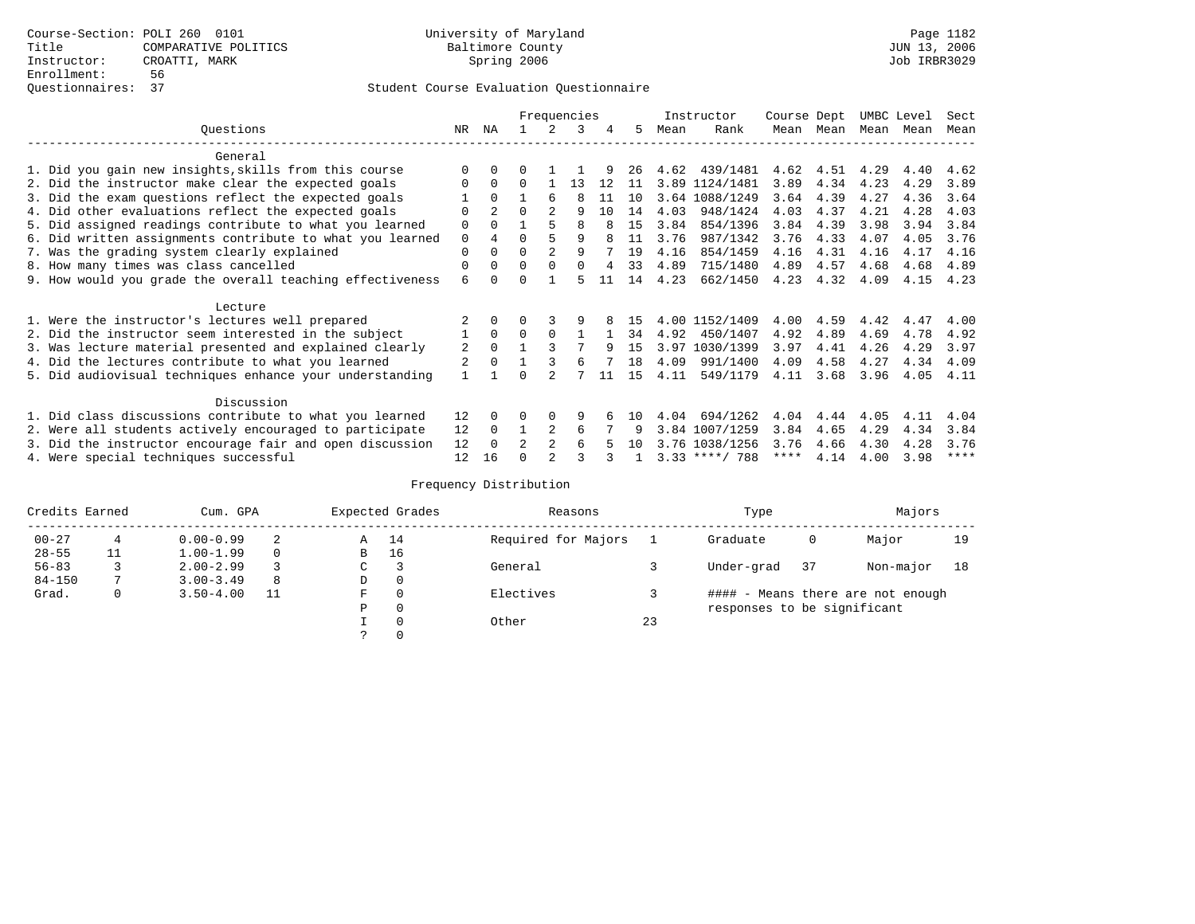Course-Section: POLI 260 0101
Title: COMPARATIVE POLITICS
Instructor: CROATTI, MARK
Enrollment: 56
Questionnaires: 37

University of Maryland
Baltimore County
Spring 2006

JUN 13, 2006
Job IRBR3029

Student Course Evaluation Questionnaire

| Questions | NR | NA | 1 | 2 | 3 | 4 | 5 | Instructor Mean | Instructor Rank | Course Mean | Dept Mean | UMBC Mean | Level Mean | Sect Mean |
|---|---|---|---|---|---|---|---|---|---|---|---|---|---|---|
| **General** | | | | | | | | | | | | | | |
| 1. Did you gain new insights,skills from this course | 0 | 0 | 0 | 1 | 1 | 9 | 26 | 4.62 | 439/1481 | 4.62 | 4.51 | 4.29 | 4.40 | 4.62 |
| 2. Did the instructor make clear the expected goals | 0 | 0 | 0 | 1 | 13 | 12 | 11 | 3.89 | 1124/1481 | 3.89 | 4.34 | 4.23 | 4.29 | 3.89 |
| 3. Did the exam questions reflect the expected goals | 1 | 0 | 1 | 6 | 8 | 11 | 10 | 3.64 | 1088/1249 | 3.64 | 4.39 | 4.27 | 4.36 | 3.64 |
| 4. Did other evaluations reflect the expected goals | 0 | 2 | 0 | 2 | 9 | 10 | 14 | 4.03 | 948/1424 | 4.03 | 4.37 | 4.21 | 4.28 | 4.03 |
| 5. Did assigned readings contribute to what you learned | 0 | 0 | 1 | 5 | 8 | 8 | 15 | 3.84 | 854/1396 | 3.84 | 4.39 | 3.98 | 3.94 | 3.84 |
| 6. Did written assignments contribute to what you learned | 0 | 4 | 0 | 5 | 9 | 8 | 11 | 3.76 | 987/1342 | 3.76 | 4.33 | 4.07 | 4.05 | 3.76 |
| 7. Was the grading system clearly explained | 0 | 0 | 0 | 2 | 9 | 7 | 19 | 4.16 | 854/1459 | 4.16 | 4.31 | 4.16 | 4.17 | 4.16 |
| 8. How many times was class cancelled | 0 | 0 | 0 | 0 | 0 | 4 | 33 | 4.89 | 715/1480 | 4.89 | 4.57 | 4.68 | 4.68 | 4.89 |
| 9. How would you grade the overall teaching effectiveness | 6 | 0 | 0 | 1 | 5 | 11 | 14 | 4.23 | 662/1450 | 4.23 | 4.32 | 4.09 | 4.15 | 4.23 |
| **Lecture** | | | | | | | | | | | | | | |
| 1. Were the instructor's lectures well prepared | 2 | 0 | 0 | 3 | 9 | 8 | 15 | 4.00 | 1152/1409 | 4.00 | 4.59 | 4.42 | 4.47 | 4.00 |
| 2. Did the instructor seem interested in the subject | 1 | 0 | 0 | 0 | 1 | 1 | 34 | 4.92 | 450/1407 | 4.92 | 4.89 | 4.69 | 4.78 | 4.92 |
| 3. Was lecture material presented and explained clearly | 2 | 0 | 1 | 3 | 7 | 9 | 15 | 3.97 | 1030/1399 | 3.97 | 4.41 | 4.26 | 4.29 | 3.97 |
| 4. Did the lectures contribute to what you learned | 2 | 0 | 1 | 3 | 6 | 7 | 18 | 4.09 | 991/1400 | 4.09 | 4.58 | 4.27 | 4.34 | 4.09 |
| 5. Did audiovisual techniques enhance your understanding | 1 | 1 | 0 | 2 | 7 | 11 | 15 | 4.11 | 549/1179 | 4.11 | 3.68 | 3.96 | 4.05 | 4.11 |
| **Discussion** | | | | | | | | | | | | | | |
| 1. Did class discussions contribute to what you learned | 12 | 0 | 0 | 0 | 9 | 6 | 10 | 4.04 | 694/1262 | 4.04 | 4.44 | 4.05 | 4.11 | 4.04 |
| 2. Were all students actively encouraged to participate | 12 | 0 | 1 | 2 | 6 | 7 | 9 | 3.84 | 1007/1259 | 3.84 | 4.65 | 4.29 | 4.34 | 3.84 |
| 3. Did the instructor encourage fair and open discussion | 12 | 0 | 2 | 2 | 6 | 5 | 10 | 3.76 | 1038/1256 | 3.76 | 4.66 | 4.30 | 4.28 | 3.76 |
| 4. Were special techniques successful | 12 | 16 | 0 | 2 | 3 | 3 | 1 | 3.33 | ****/ 788 | **** | 4.14 | 4.00 | 3.98 | **** |

Frequency Distribution

| Credits Earned | | Cum. GPA | | Expected Grades | | Reasons | | Type | | Majors | |
|---|---|---|---|---|---|---|---|---|---|---|---|
| 00-27 | 4 | 0.00-0.99 | 2 | A | 14 | Required for Majors | 1 | Graduate | 0 | Major | 19 |
| 28-55 | 11 | 1.00-1.99 | 0 | B | 16 | | | | | | |
| 56-83 | 3 | 2.00-2.99 | 3 | C | 3 | General | 3 | Under-grad | 37 | Non-major | 18 |
| 84-150 | 7 | 3.00-3.49 | 8 | D | 0 | | | | | | |
| Grad. | 0 | 3.50-4.00 | 11 | F | 0 | Electives | 3 | #### - Means there are not enough responses to be significant | | | |
| | | | | P | 0 | | | | | | |
| | | | | I | 0 | Other | 23 | | | | |
| | | | | ? | 0 | | | | | | |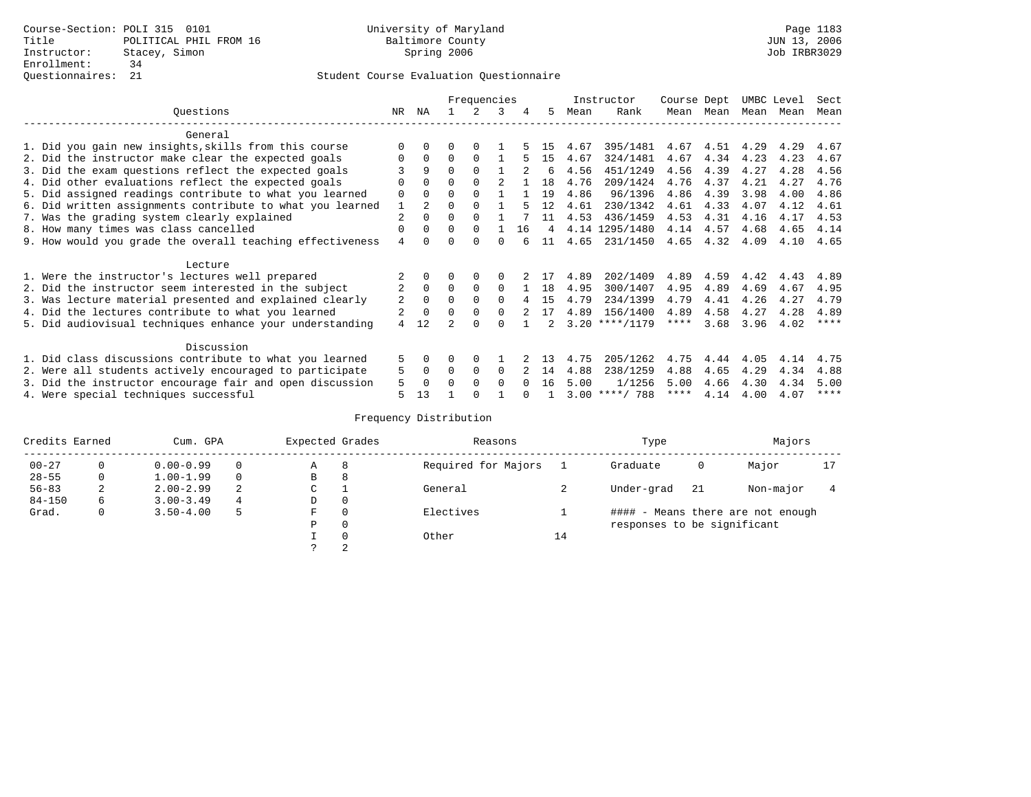Course-Section: POLI 315 0101
Title: POLITICAL PHIL FROM 16
Instructor: Stacey, Simon
Enrollment: 34
Questionnaires: 21

University of Maryland
Baltimore County
Spring 2006

JUN 13, 2006
Job IRBR3029

Student Course Evaluation Questionnaire

| Questions | NR | NA | 1 | 2 | 3 | 4 | 5 | Instructor Mean | Instructor Rank | Course Mean | Dept Mean | UMBC Mean | Level Mean | Sect Mean |
|---|---|---|---|---|---|---|---|---|---|---|---|---|---|---|
| **General** | | | | | | | | | | | | | | |
| 1. Did you gain new insights,skills from this course | 0 | 0 | 0 | 0 | 1 | 5 | 15 | 4.67 | 395/1481 | 4.67 | 4.51 | 4.29 | 4.29 | 4.67 |
| 2. Did the instructor make clear the expected goals | 0 | 0 | 0 | 0 | 1 | 5 | 15 | 4.67 | 324/1481 | 4.67 | 4.34 | 4.23 | 4.23 | 4.67 |
| 3. Did the exam questions reflect the expected goals | 3 | 9 | 0 | 0 | 1 | 2 | 6 | 4.56 | 451/1249 | 4.56 | 4.39 | 4.27 | 4.28 | 4.56 |
| 4. Did other evaluations reflect the expected goals | 0 | 0 | 0 | 0 | 2 | 1 | 18 | 4.76 | 209/1424 | 4.76 | 4.37 | 4.21 | 4.27 | 4.76 |
| 5. Did assigned readings contribute to what you learned | 0 | 0 | 0 | 0 | 1 | 1 | 19 | 4.86 | 96/1396 | 4.86 | 4.39 | 3.98 | 4.00 | 4.86 |
| 6. Did written assignments contribute to what you learned | 1 | 2 | 0 | 0 | 1 | 5 | 12 | 4.61 | 230/1342 | 4.61 | 4.33 | 4.07 | 4.12 | 4.61 |
| 7. Was the grading system clearly explained | 2 | 0 | 0 | 0 | 1 | 7 | 11 | 4.53 | 436/1459 | 4.53 | 4.31 | 4.16 | 4.17 | 4.53 |
| 8. How many times was class cancelled | 0 | 0 | 0 | 0 | 1 | 16 | 4 | 4.14 | 1295/1480 | 4.14 | 4.57 | 4.68 | 4.65 | 4.14 |
| 9. How would you grade the overall teaching effectiveness | 4 | 0 | 0 | 0 | 0 | 6 | 11 | 4.65 | 231/1450 | 4.65 | 4.32 | 4.09 | 4.10 | 4.65 |
| **Lecture** | | | | | | | | | | | | | | |
| 1. Were the instructor's lectures well prepared | 2 | 0 | 0 | 0 | 0 | 2 | 17 | 4.89 | 202/1409 | 4.89 | 4.59 | 4.42 | 4.43 | 4.89 |
| 2. Did the instructor seem interested in the subject | 2 | 0 | 0 | 0 | 0 | 1 | 18 | 4.95 | 300/1407 | 4.95 | 4.89 | 4.69 | 4.67 | 4.95 |
| 3. Was lecture material presented and explained clearly | 2 | 0 | 0 | 0 | 0 | 4 | 15 | 4.79 | 234/1399 | 4.79 | 4.41 | 4.26 | 4.27 | 4.79 |
| 4. Did the lectures contribute to what you learned | 2 | 0 | 0 | 0 | 0 | 2 | 17 | 4.89 | 156/1400 | 4.89 | 4.58 | 4.27 | 4.28 | 4.89 |
| 5. Did audiovisual techniques enhance your understanding | 4 | 12 | 2 | 0 | 0 | 1 | 2 | 3.20 | ****/1179 | **** | 3.68 | 3.96 | 4.02 | **** |
| **Discussion** | | | | | | | | | | | | | | |
| 1. Did class discussions contribute to what you learned | 5 | 0 | 0 | 0 | 1 | 2 | 13 | 4.75 | 205/1262 | 4.75 | 4.44 | 4.05 | 4.14 | 4.75 |
| 2. Were all students actively encouraged to participate | 5 | 0 | 0 | 0 | 0 | 2 | 14 | 4.88 | 238/1259 | 4.88 | 4.65 | 4.29 | 4.34 | 4.88 |
| 3. Did the instructor encourage fair and open discussion | 5 | 0 | 0 | 0 | 0 | 0 | 16 | 5.00 | 1/1256 | 5.00 | 4.66 | 4.30 | 4.34 | 5.00 |
| 4. Were special techniques successful | 5 | 13 | 1 | 0 | 1 | 0 | 1 | 3.00 | ****/ 788 | **** | 4.14 | 4.00 | 4.07 | **** |

Frequency Distribution

| Credits Earned | | Cum. GPA | | Expected Grades | | Reasons | | Type | | Majors | |
|---|---|---|---|---|---|---|---|---|---|---|---|
| 00-27 | 0 | 0.00-0.99 | 0 | A | 8 | Required for Majors | 1 | Graduate | 0 | Major | 17 |
| 28-55 | 0 | 1.00-1.99 | 0 | B | 8 | | | | | | |
| 56-83 | 2 | 2.00-2.99 | 2 | C | 1 | General | 2 | Under-grad | 21 | Non-major | 4 |
| 84-150 | 6 | 3.00-3.49 | 4 | D | 0 | | | | | | |
| Grad. | 0 | 3.50-4.00 | 5 | F | 0 | Electives | 1 | | | | |
| | | | | P | 0 | | | | | | |
| | | | | I | 0 | Other | 14 | | | | |
| | | | | ? | 2 | | | | | | |

#### - Means there are not enough responses to be significant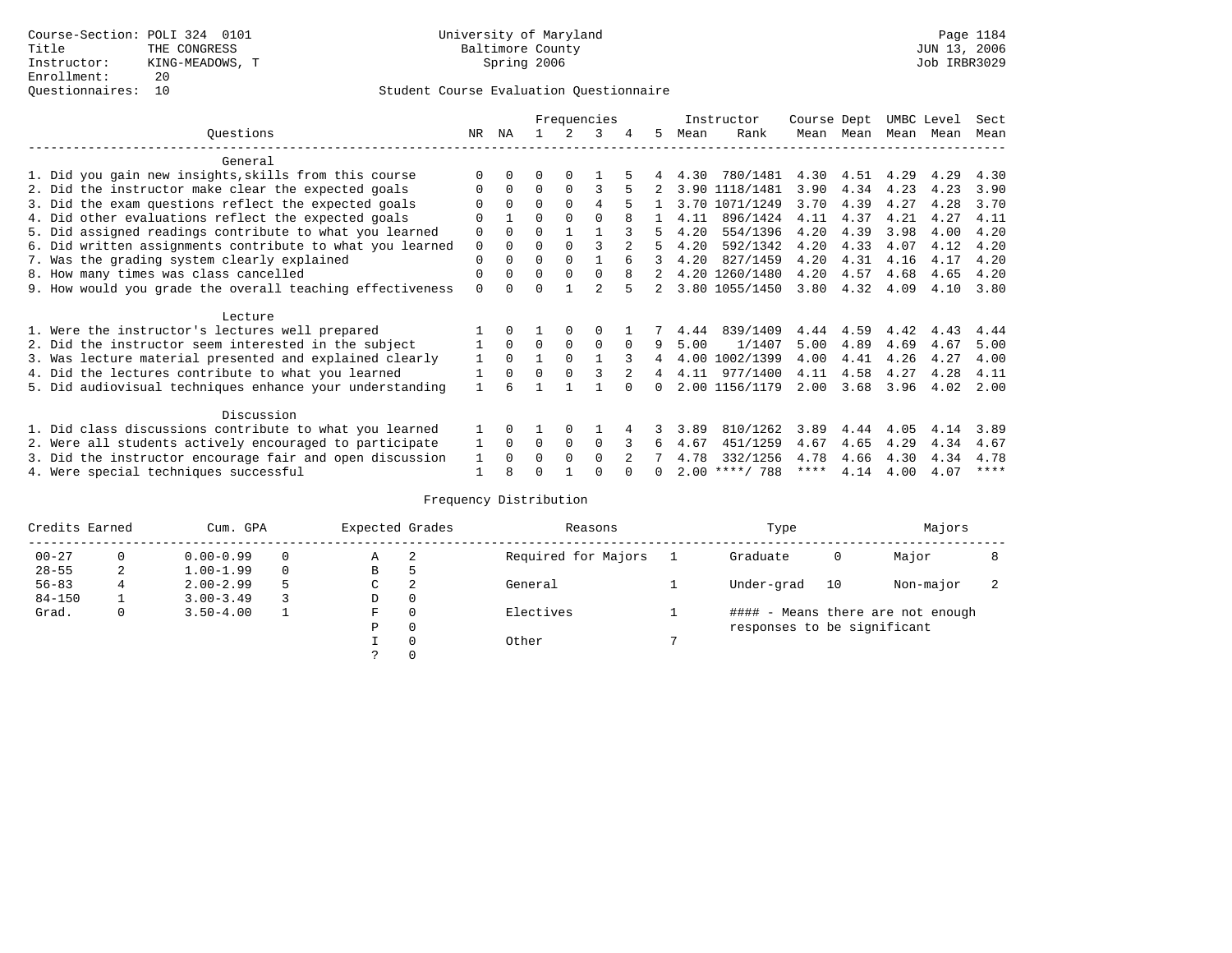Course-Section: POLI 324 0101
Title: THE CONGRESS
Instructor: KING-MEADOWS, T
Enrollment: 20
Questionnaires: 10

University of Maryland
Baltimore County
Spring 2006

Page 1184
JUN 13, 2006
Job IRBR3029

## Student Course Evaluation Questionnaire

| Questions | NR | NA | 1 | 2 | 3 | 4 | 5 | Instructor Mean | Instructor Rank | Course Mean | Dept Mean | UMBC Mean | Level Mean | Sect Mean |
|---|---|---|---|---|---|---|---|---|---|---|---|---|---|---|
| **General** | | | | | | | | | | | | | | |
| 1. Did you gain new insights,skills from this course | 0 | 0 | 0 | 0 | 1 | 5 | 4 | 4.30 | 780/1481 | 4.30 | 4.51 | 4.29 | 4.29 | 4.30 |
| 2. Did the instructor make clear the expected goals | 0 | 0 | 0 | 0 | 3 | 5 | 2 | 3.90 | 1118/1481 | 3.90 | 4.34 | 4.23 | 4.23 | 3.90 |
| 3. Did the exam questions reflect the expected goals | 0 | 0 | 0 | 0 | 4 | 5 | 1 | 3.70 | 1071/1249 | 3.70 | 4.39 | 4.27 | 4.28 | 3.70 |
| 4. Did other evaluations reflect the expected goals | 0 | 1 | 0 | 0 | 0 | 8 | 1 | 4.11 | 896/1424 | 4.11 | 4.37 | 4.21 | 4.27 | 4.11 |
| 5. Did assigned readings contribute to what you learned | 0 | 0 | 0 | 1 | 1 | 3 | 5 | 4.20 | 554/1396 | 4.20 | 4.39 | 3.98 | 4.00 | 4.20 |
| 6. Did written assignments contribute to what you learned | 0 | 0 | 0 | 0 | 3 | 2 | 5 | 4.20 | 592/1342 | 4.20 | 4.33 | 4.07 | 4.12 | 4.20 |
| 7. Was the grading system clearly explained | 0 | 0 | 0 | 0 | 1 | 6 | 3 | 4.20 | 827/1459 | 4.20 | 4.31 | 4.16 | 4.17 | 4.20 |
| 8. How many times was class cancelled | 0 | 0 | 0 | 0 | 0 | 8 | 2 | 4.20 | 1260/1480 | 4.20 | 4.57 | 4.68 | 4.65 | 4.20 |
| 9. How would you grade the overall teaching effectiveness | 0 | 0 | 0 | 1 | 2 | 5 | 2 | 3.80 | 1055/1450 | 3.80 | 4.32 | 4.09 | 4.10 | 3.80 |
| **Lecture** | | | | | | | | | | | | | | |
| 1. Were the instructor's lectures well prepared | 1 | 0 | 1 | 0 | 0 | 1 | 7 | 4.44 | 839/1409 | 4.44 | 4.59 | 4.42 | 4.43 | 4.44 |
| 2. Did the instructor seem interested in the subject | 1 | 0 | 0 | 0 | 0 | 0 | 9 | 5.00 | 1/1407 | 5.00 | 4.89 | 4.69 | 4.67 | 5.00 |
| 3. Was lecture material presented and explained clearly | 1 | 0 | 1 | 0 | 1 | 3 | 4 | 4.00 | 1002/1399 | 4.00 | 4.41 | 4.26 | 4.27 | 4.00 |
| 4. Did the lectures contribute to what you learned | 1 | 0 | 0 | 0 | 3 | 2 | 4 | 4.11 | 977/1400 | 4.11 | 4.58 | 4.27 | 4.28 | 4.11 |
| 5. Did audiovisual techniques enhance your understanding | 1 | 6 | 1 | 1 | 1 | 0 | 0 | 2.00 | 1156/1179 | 2.00 | 3.68 | 3.96 | 4.02 | 2.00 |
| **Discussion** | | | | | | | | | | | | | | |
| 1. Did class discussions contribute to what you learned | 1 | 0 | 1 | 0 | 1 | 4 | 3 | 3.89 | 810/1262 | 3.89 | 4.44 | 4.05 | 4.14 | 3.89 |
| 2. Were all students actively encouraged to participate | 1 | 0 | 0 | 0 | 0 | 3 | 6 | 4.67 | 451/1259 | 4.67 | 4.65 | 4.29 | 4.34 | 4.67 |
| 3. Did the instructor encourage fair and open discussion | 1 | 0 | 0 | 0 | 0 | 2 | 7 | 4.78 | 332/1256 | 4.78 | 4.66 | 4.30 | 4.34 | 4.78 |
| 4. Were special techniques successful | 1 | 8 | 0 | 1 | 0 | 0 | 0 | 2.00 | ****/ 788 | **** | 4.14 | 4.00 | 4.07 | **** |

## Frequency Distribution

| Credits Earned | | Cum. GPA | | Expected Grades | | Reasons | | Type | | Majors | |
|---|---|---|---|---|---|---|---|---|---|---|---|
| 00-27 | 0 | 0.00-0.99 | 0 | A | 2 | Required for Majors | 1 | Graduate | 0 | Major | 8 |
| 28-55 | 2 | 1.00-1.99 | 0 | B | 5 | | | | | | |
| 56-83 | 4 | 2.00-2.99 | 5 | C | 2 | General | 1 | Under-grad | 10 | Non-major | 2 |
| 84-150 | 1 | 3.00-3.49 | 3 | D | 0 | | | | | | |
| Grad. | 0 | 3.50-4.00 | 1 | F | 0 | Electives | 1 | | | | |
| | | | | P | 0 | | | | | | |
| | | | | I | 0 | Other | 7 | | | | |
| | | | | ? | 0 | | | | | | |

#### - Means there are not enough responses to be significant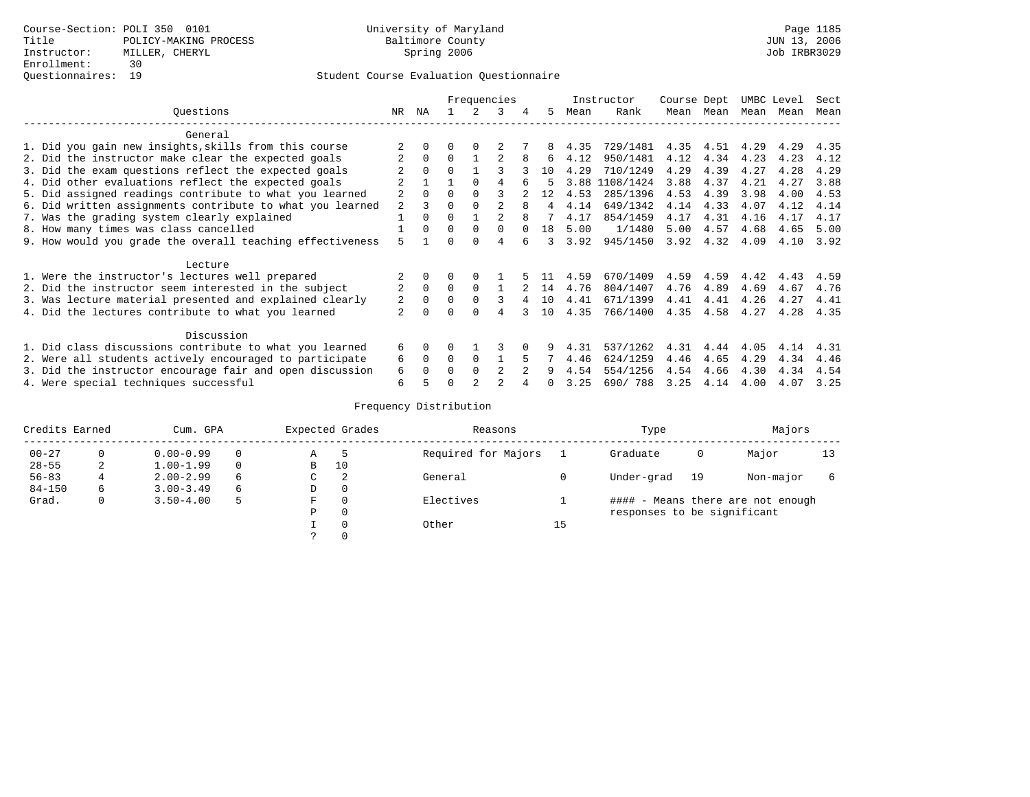Course-Section: POLI 350 0101
Title: POLICY-MAKING PROCESS
Instructor: MILLER, CHERYL
Enrollment: 30
Questionnaires: 19

University of Maryland
Baltimore County
Spring 2006

Page 1185
JUN 13, 2006
Job IRBR3029

Student Course Evaluation Questionnaire

| Questions | NR | NA | 1 | 2 | 3 | 4 | 5 | Instructor Mean | Instructor Rank | Course Mean | Dept Mean | UMBC Mean | Level Mean | Sect Mean |
|---|---|---|---|---|---|---|---|---|---|---|---|---|---|---|
| **General** | | | | | | | | | | | | | | |
| 1. Did you gain new insights,skills from this course | 2 | 0 | 0 | 0 | 2 | 7 | 8 | 4.35 | 729/1481 | 4.35 | 4.51 | 4.29 | 4.29 | 4.35 |
| 2. Did the instructor make clear the expected goals | 2 | 0 | 0 | 1 | 2 | 8 | 6 | 4.12 | 950/1481 | 4.12 | 4.34 | 4.23 | 4.23 | 4.12 |
| 3. Did the exam questions reflect the expected goals | 2 | 0 | 0 | 1 | 3 | 3 | 10 | 4.29 | 710/1249 | 4.29 | 4.39 | 4.27 | 4.28 | 4.29 |
| 4. Did other evaluations reflect the expected goals | 2 | 1 | 1 | 0 | 4 | 6 | 5 | 3.88 | 1108/1424 | 3.88 | 4.37 | 4.21 | 4.27 | 3.88 |
| 5. Did assigned readings contribute to what you learned | 2 | 0 | 0 | 0 | 3 | 2 | 12 | 4.53 | 285/1396 | 4.53 | 4.39 | 3.98 | 4.00 | 4.53 |
| 6. Did written assignments contribute to what you learned | 2 | 3 | 0 | 0 | 2 | 8 | 4 | 4.14 | 649/1342 | 4.14 | 4.33 | 4.07 | 4.12 | 4.14 |
| 7. Was the grading system clearly explained | 1 | 0 | 0 | 1 | 2 | 8 | 7 | 4.17 | 854/1459 | 4.17 | 4.31 | 4.16 | 4.17 | 4.17 |
| 8. How many times was class cancelled | 1 | 0 | 0 | 0 | 0 | 0 | 18 | 5.00 | 1/1480 | 5.00 | 4.57 | 4.68 | 4.65 | 5.00 |
| 9. How would you grade the overall teaching effectiveness | 5 | 1 | 0 | 0 | 4 | 6 | 3 | 3.92 | 945/1450 | 3.92 | 4.32 | 4.09 | 4.10 | 3.92 |
| **Lecture** | | | | | | | | | | | | | | |
| 1. Were the instructor's lectures well prepared | 2 | 0 | 0 | 0 | 1 | 5 | 11 | 4.59 | 670/1409 | 4.59 | 4.59 | 4.42 | 4.43 | 4.59 |
| 2. Did the instructor seem interested in the subject | 2 | 0 | 0 | 0 | 1 | 2 | 14 | 4.76 | 804/1407 | 4.76 | 4.89 | 4.69 | 4.67 | 4.76 |
| 3. Was lecture material presented and explained clearly | 2 | 0 | 0 | 0 | 3 | 4 | 10 | 4.41 | 671/1399 | 4.41 | 4.41 | 4.26 | 4.27 | 4.41 |
| 4. Did the lectures contribute to what you learned | 2 | 0 | 0 | 0 | 4 | 3 | 10 | 4.35 | 766/1400 | 4.35 | 4.58 | 4.27 | 4.28 | 4.35 |
| **Discussion** | | | | | | | | | | | | | | |
| 1. Did class discussions contribute to what you learned | 6 | 0 | 0 | 1 | 3 | 0 | 9 | 4.31 | 537/1262 | 4.31 | 4.44 | 4.05 | 4.14 | 4.31 |
| 2. Were all students actively encouraged to participate | 6 | 0 | 0 | 0 | 1 | 5 | 7 | 4.46 | 624/1259 | 4.46 | 4.65 | 4.29 | 4.34 | 4.46 |
| 3. Did the instructor encourage fair and open discussion | 6 | 0 | 0 | 0 | 2 | 2 | 9 | 4.54 | 554/1256 | 4.54 | 4.66 | 4.30 | 4.34 | 4.54 |
| 4. Were special techniques successful | 6 | 5 | 0 | 2 | 2 | 4 | 0 | 3.25 | 690/ 788 | 3.25 | 4.14 | 4.00 | 4.07 | 3.25 |

Frequency Distribution

| Credits Earned | | Cum. GPA | | Expected Grades | | Reasons | | Type | | Majors | |
|---|---|---|---|---|---|---|---|---|---|---|---|
| 00-27 | 0 | 0.00-0.99 | 0 | A | 5 | Required for Majors | 1 | Graduate | 0 | Major | 13 |
| 28-55 | 2 | 1.00-1.99 | 0 | B | 10 | | | | | | |
| 56-83 | 4 | 2.00-2.99 | 6 | C | 2 | General | 0 | Under-grad | 19 | Non-major | 6 |
| 84-150 | 6 | 3.00-3.49 | 6 | D | 0 | | | | | | |
| Grad. | 0 | 3.50-4.00 | 5 | F | 0 | Electives | 1 | | | | |
| | | | | P | 0 | | | | | | |
| | | | | I | 0 | Other | 15 | | | | |
| | | | | ? | 0 | | | | | | |

#### - Means there are not enough responses to be significant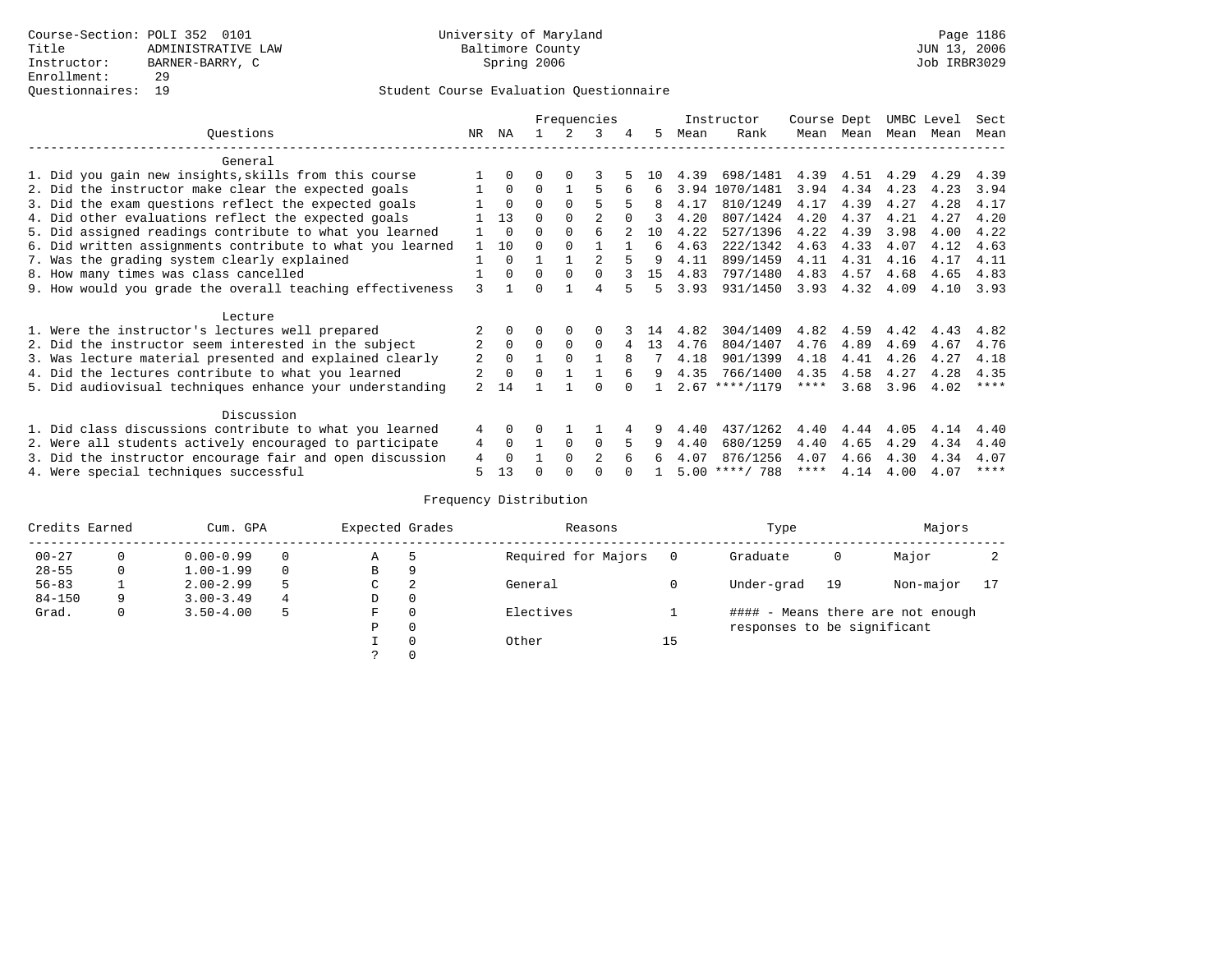Course-Section: POLI 352 0101
Title: ADMINISTRATIVE LAW
Instructor: BARNER-BARRY, C
Enrollment: 29
Questionnaires: 19

University of Maryland
Baltimore County
Spring 2006

Page 1186
JUN 13, 2006
Job IRBR3029

## Student Course Evaluation Questionnaire

| Questions | NR | NA | 1 | 2 | 3 | 4 | 5 | Instructor Mean | Instructor Rank | Course Mean | Dept Mean | UMBC Mean | Level Mean | Sect Mean |
|---|---|---|---|---|---|---|---|---|---|---|---|---|---|---|
| **General** | | | | | | | | | | | | | | |
| 1. Did you gain new insights,skills from this course | 1 | 0 | 0 | 0 | 3 | 5 | 10 | 4.39 | 698/1481 | 4.39 | 4.51 | 4.29 | 4.29 | 4.39 |
| 2. Did the instructor make clear the expected goals | 1 | 0 | 0 | 1 | 5 | 6 | 6 | 3.94 | 1070/1481 | 3.94 | 4.34 | 4.23 | 4.23 | 3.94 |
| 3. Did the exam questions reflect the expected goals | 1 | 0 | 0 | 0 | 5 | 5 | 8 | 4.17 | 810/1249 | 4.17 | 4.39 | 4.27 | 4.28 | 4.17 |
| 4. Did other evaluations reflect the expected goals | 1 | 13 | 0 | 0 | 2 | 0 | 3 | 4.20 | 807/1424 | 4.20 | 4.37 | 4.21 | 4.27 | 4.20 |
| 5. Did assigned readings contribute to what you learned | 1 | 0 | 0 | 0 | 6 | 2 | 10 | 4.22 | 527/1396 | 4.22 | 4.39 | 3.98 | 4.00 | 4.22 |
| 6. Did written assignments contribute to what you learned | 1 | 10 | 0 | 0 | 1 | 1 | 6 | 4.63 | 222/1342 | 4.63 | 4.33 | 4.07 | 4.12 | 4.63 |
| 7. Was the grading system clearly explained | 1 | 0 | 1 | 1 | 2 | 5 | 9 | 4.11 | 899/1459 | 4.11 | 4.31 | 4.16 | 4.17 | 4.11 |
| 8. How many times was class cancelled | 1 | 0 | 0 | 0 | 0 | 3 | 15 | 4.83 | 797/1480 | 4.83 | 4.57 | 4.68 | 4.65 | 4.83 |
| 9. How would you grade the overall teaching effectiveness | 3 | 1 | 0 | 1 | 4 | 5 | 5 | 3.93 | 931/1450 | 3.93 | 4.32 | 4.09 | 4.10 | 3.93 |
| **Lecture** | | | | | | | | | | | | | | |
| 1. Were the instructor's lectures well prepared | 2 | 0 | 0 | 0 | 0 | 3 | 14 | 4.82 | 304/1409 | 4.82 | 4.59 | 4.42 | 4.43 | 4.82 |
| 2. Did the instructor seem interested in the subject | 2 | 0 | 0 | 0 | 0 | 4 | 13 | 4.76 | 804/1407 | 4.76 | 4.89 | 4.69 | 4.67 | 4.76 |
| 3. Was lecture material presented and explained clearly | 2 | 0 | 1 | 0 | 1 | 8 | 7 | 4.18 | 901/1399 | 4.18 | 4.41 | 4.26 | 4.27 | 4.18 |
| 4. Did the lectures contribute to what you learned | 2 | 0 | 0 | 1 | 1 | 6 | 9 | 4.35 | 766/1400 | 4.35 | 4.58 | 4.27 | 4.28 | 4.35 |
| 5. Did audiovisual techniques enhance your understanding | 2 | 14 | 1 | 1 | 0 | 0 | 1 | 2.67 | ****/1179 | **** | 3.68 | 3.96 | 4.02 | **** |
| **Discussion** | | | | | | | | | | | | | | |
| 1. Did class discussions contribute to what you learned | 4 | 0 | 0 | 1 | 1 | 4 | 9 | 4.40 | 437/1262 | 4.40 | 4.44 | 4.05 | 4.14 | 4.40 |
| 2. Were all students actively encouraged to participate | 4 | 0 | 1 | 0 | 0 | 5 | 9 | 4.40 | 680/1259 | 4.40 | 4.65 | 4.29 | 4.34 | 4.40 |
| 3. Did the instructor encourage fair and open discussion | 4 | 0 | 1 | 0 | 2 | 6 | 6 | 4.07 | 876/1256 | 4.07 | 4.66 | 4.30 | 4.34 | 4.07 |
| 4. Were special techniques successful | 5 | 13 | 0 | 0 | 0 | 0 | 1 | 5.00 | ****/ 788 | **** | 4.14 | 4.00 | 4.07 | **** |

## Frequency Distribution

| Credits Earned | | Cum. GPA | | Expected Grades | | Reasons | | Type | | Majors | |
|---|---|---|---|---|---|---|---|---|---|---|---|
| 00-27 | 0 | 0.00-0.99 | 0 | A | 5 | Required for Majors | 0 | Graduate | 0 | Major | 2 |
| 28-55 | 0 | 1.00-1.99 | 0 | B | 9 | | | | | | |
| 56-83 | 1 | 2.00-2.99 | 5 | C | 2 | General | 0 | Under-grad | 19 | Non-major | 17 |
| 84-150 | 9 | 3.00-3.49 | 4 | D | 0 | | | | | | |
| Grad. | 0 | 3.50-4.00 | 5 | F | 0 | Electives | 1 | | | | |
| | | | | P | 0 | | | | | | |
| | | | | I | 0 | Other | 15 | | | | |
| | | | | ? | 0 | | | | | | |

#### - Means there are not enough responses to be significant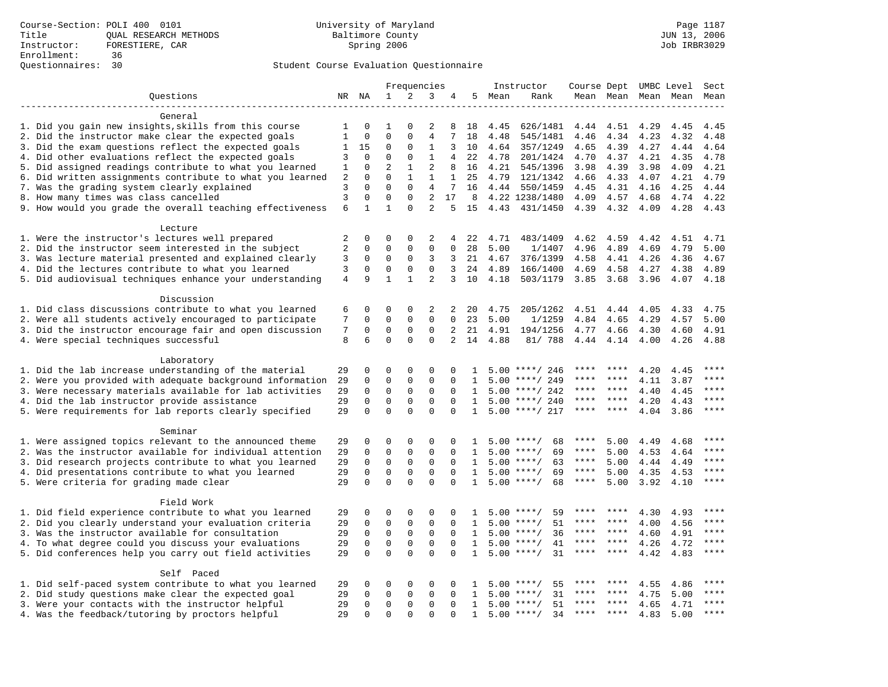Course-Section: POLI 400 0101
Title: QUAL RESEARCH METHODS
Instructor: FORESTIERE, CAR
Enrollment: 36
Questionnaires: 30

University of Maryland
Baltimore County
Spring 2006

JUN 13, 2006
Job IRBR3029

Student Course Evaluation Questionnaire

| Questions | NR | NA | 1 | 2 | 3 | 4 | 5 | Instructor Mean | Instructor Rank | Course Mean | Dept Mean | UMBC Mean | Level Mean | Sect Mean |
|---|---|---|---|---|---|---|---|---|---|---|---|---|---|---|
| **General** | | | | | | | | | | | | | | |
| 1. Did you gain new insights,skills from this course | 1 | 0 | 1 | 0 | 2 | 8 | 18 | 4.45 | 626/1481 | 4.44 | 4.51 | 4.29 | 4.45 | 4.45 |
| 2. Did the instructor make clear the expected goals | 1 | 0 | 0 | 0 | 4 | 7 | 18 | 4.48 | 545/1481 | 4.46 | 4.34 | 4.23 | 4.32 | 4.48 |
| 3. Did the exam questions reflect the expected goals | 1 | 15 | 0 | 0 | 1 | 3 | 10 | 4.64 | 357/1249 | 4.65 | 4.39 | 4.27 | 4.44 | 4.64 |
| 4. Did other evaluations reflect the expected goals | 3 | 0 | 0 | 0 | 1 | 4 | 22 | 4.78 | 201/1424 | 4.70 | 4.37 | 4.21 | 4.35 | 4.78 |
| 5. Did assigned readings contribute to what you learned | 1 | 0 | 2 | 1 | 2 | 8 | 16 | 4.21 | 545/1396 | 3.98 | 4.39 | 3.98 | 4.09 | 4.21 |
| 6. Did written assignments contribute to what you learned | 2 | 0 | 0 | 1 | 1 | 1 | 25 | 4.79 | 121/1342 | 4.66 | 4.33 | 4.07 | 4.21 | 4.79 |
| 7. Was the grading system clearly explained | 3 | 0 | 0 | 0 | 4 | 7 | 16 | 4.44 | 550/1459 | 4.45 | 4.31 | 4.16 | 4.25 | 4.44 |
| 8. How many times was class cancelled | 3 | 0 | 0 | 0 | 2 | 17 | 8 | 4.22 | 1238/1480 | 4.09 | 4.57 | 4.68 | 4.74 | 4.22 |
| 9. How would you grade the overall teaching effectiveness | 6 | 1 | 1 | 0 | 2 | 5 | 15 | 4.43 | 431/1450 | 4.39 | 4.32 | 4.09 | 4.28 | 4.43 |
| **Lecture** | | | | | | | | | | | | | | |
| 1. Were the instructor's lectures well prepared | 2 | 0 | 0 | 0 | 2 | 4 | 22 | 4.71 | 483/1409 | 4.62 | 4.59 | 4.42 | 4.51 | 4.71 |
| 2. Did the instructor seem interested in the subject | 2 | 0 | 0 | 0 | 0 | 0 | 28 | 5.00 | 1/1407 | 4.96 | 4.89 | 4.69 | 4.79 | 5.00 |
| 3. Was lecture material presented and explained clearly | 3 | 0 | 0 | 0 | 3 | 3 | 21 | 4.67 | 376/1399 | 4.58 | 4.41 | 4.26 | 4.36 | 4.67 |
| 4. Did the lectures contribute to what you learned | 3 | 0 | 0 | 0 | 0 | 3 | 24 | 4.89 | 166/1400 | 4.69 | 4.58 | 4.27 | 4.38 | 4.89 |
| 5. Did audiovisual techniques enhance your understanding | 4 | 9 | 1 | 1 | 2 | 3 | 10 | 4.18 | 503/1179 | 3.85 | 3.68 | 3.96 | 4.07 | 4.18 |
| **Discussion** | | | | | | | | | | | | | | |
| 1. Did class discussions contribute to what you learned | 6 | 0 | 0 | 0 | 2 | 2 | 20 | 4.75 | 205/1262 | 4.51 | 4.44 | 4.05 | 4.33 | 4.75 |
| 2. Were all students actively encouraged to participate | 7 | 0 | 0 | 0 | 0 | 0 | 23 | 5.00 | 1/1259 | 4.84 | 4.65 | 4.29 | 4.57 | 5.00 |
| 3. Did the instructor encourage fair and open discussion | 7 | 0 | 0 | 0 | 0 | 2 | 21 | 4.91 | 194/1256 | 4.77 | 4.66 | 4.30 | 4.60 | 4.91 |
| 4. Were special techniques successful | 8 | 6 | 0 | 0 | 0 | 2 | 14 | 4.88 | 81/ 788 | 4.44 | 4.14 | 4.00 | 4.26 | 4.88 |
| **Laboratory** | | | | | | | | | | | | | | |
| 1. Did the lab increase understanding of the material | 29 | 0 | 0 | 0 | 0 | 0 | 1 | 5.00 | ****/ 246 | **** | **** | 4.20 | 4.45 | **** |
| 2. Were you provided with adequate background information | 29 | 0 | 0 | 0 | 0 | 0 | 1 | 5.00 | ****/ 249 | **** | **** | 4.11 | 3.87 | **** |
| 3. Were necessary materials available for lab activities | 29 | 0 | 0 | 0 | 0 | 0 | 1 | 5.00 | ****/ 242 | **** | **** | 4.40 | 4.45 | **** |
| 4. Did the lab instructor provide assistance | 29 | 0 | 0 | 0 | 0 | 0 | 1 | 5.00 | ****/ 240 | **** | **** | 4.20 | 4.43 | **** |
| 5. Were requirements for lab reports clearly specified | 29 | 0 | 0 | 0 | 0 | 0 | 1 | 5.00 | ****/ 217 | **** | **** | 4.04 | 3.86 | **** |
| **Seminar** | | | | | | | | | | | | | | |
| 1. Were assigned topics relevant to the announced theme | 29 | 0 | 0 | 0 | 0 | 0 | 1 | 5.00 | ****/ 68 | **** | 5.00 | 4.49 | 4.68 | **** |
| 2. Was the instructor available for individual attention | 29 | 0 | 0 | 0 | 0 | 0 | 1 | 5.00 | ****/ 69 | **** | 5.00 | 4.53 | 4.64 | **** |
| 3. Did research projects contribute to what you learned | 29 | 0 | 0 | 0 | 0 | 0 | 1 | 5.00 | ****/ 63 | **** | 5.00 | 4.44 | 4.49 | **** |
| 4. Did presentations contribute to what you learned | 29 | 0 | 0 | 0 | 0 | 0 | 1 | 5.00 | ****/ 69 | **** | 5.00 | 4.35 | 4.53 | **** |
| 5. Were criteria for grading made clear | 29 | 0 | 0 | 0 | 0 | 0 | 1 | 5.00 | ****/ 68 | **** | 5.00 | 3.92 | 4.10 | **** |
| **Field Work** | | | | | | | | | | | | | | |
| 1. Did field experience contribute to what you learned | 29 | 0 | 0 | 0 | 0 | 0 | 1 | 5.00 | ****/ 59 | **** | **** | 4.30 | 4.93 | **** |
| 2. Did you clearly understand your evaluation criteria | 29 | 0 | 0 | 0 | 0 | 0 | 1 | 5.00 | ****/ 51 | **** | **** | 4.00 | 4.56 | **** |
| 3. Was the instructor available for consultation | 29 | 0 | 0 | 0 | 0 | 0 | 1 | 5.00 | ****/ 36 | **** | **** | 4.60 | 4.91 | **** |
| 4. To what degree could you discuss your evaluations | 29 | 0 | 0 | 0 | 0 | 0 | 1 | 5.00 | ****/ 41 | **** | **** | 4.26 | 4.72 | **** |
| 5. Did conferences help you carry out field activities | 29 | 0 | 0 | 0 | 0 | 0 | 1 | 5.00 | ****/ 31 | **** | **** | 4.42 | 4.83 | **** |
| **Self Paced** | | | | | | | | | | | | | | |
| 1. Did self-paced system contribute to what you learned | 29 | 0 | 0 | 0 | 0 | 0 | 1 | 5.00 | ****/ 55 | **** | **** | 4.55 | 4.86 | **** |
| 2. Did study questions make clear the expected goal | 29 | 0 | 0 | 0 | 0 | 0 | 1 | 5.00 | ****/ 31 | **** | **** | 4.75 | 5.00 | **** |
| 3. Were your contacts with the instructor helpful | 29 | 0 | 0 | 0 | 0 | 0 | 1 | 5.00 | ****/ 51 | **** | **** | 4.65 | 4.71 | **** |
| 4. Was the feedback/tutoring by proctors helpful | 29 | 0 | 0 | 0 | 0 | 0 | 1 | 5.00 | ****/ 34 | **** | **** | 4.83 | 5.00 | **** |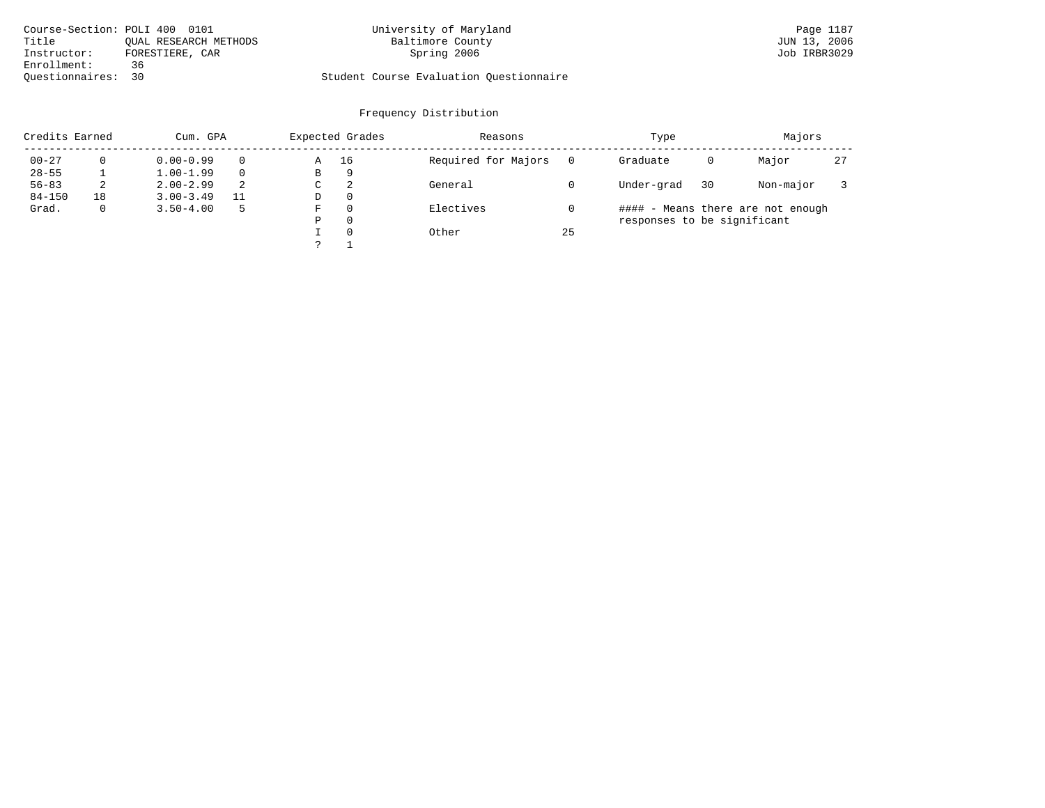Course-Section: POLI 400 0101
Title QUAL RESEARCH METHODS
Instructor: FORESTIERE, CAR
Enrollment: 36
Questionnaires: 30

University of Maryland
Baltimore County
Spring 2006

Student Course Evaluation Questionnaire

JUN 13, 2006
Job IRBR3029

## Frequency Distribution

| Credits Earned | | Cum. GPA | | Expected Grades | | Reasons | | Type | | Majors | |
|---|---|---|---|---|---|---|---|---|---|---|---|
| 00-27 | 0 | 0.00-0.99 | 0 | A | 16 | Required for Majors | 0 | Graduate | 0 | Major | 27 |
| 28-55 | 1 | 1.00-1.99 | 0 | B | 9 | | | | | | |
| 56-83 | 2 | 2.00-2.99 | 2 | C | 2 | General | 0 | Under-grad | 30 | Non-major | 3 |
| 84-150 | 18 | 3.00-3.49 | 11 | D | 0 | | | | | | |
| Grad. | 0 | 3.50-4.00 | 5 | F | 0 | Electives | 0 | | | | |
| | | | | P | 0 | | | | | | |
| | | | | I | 0 | Other | 25 | | | | |
| | | | | ? | 1 | | | | | | |

#### - Means there are not enough responses to be significant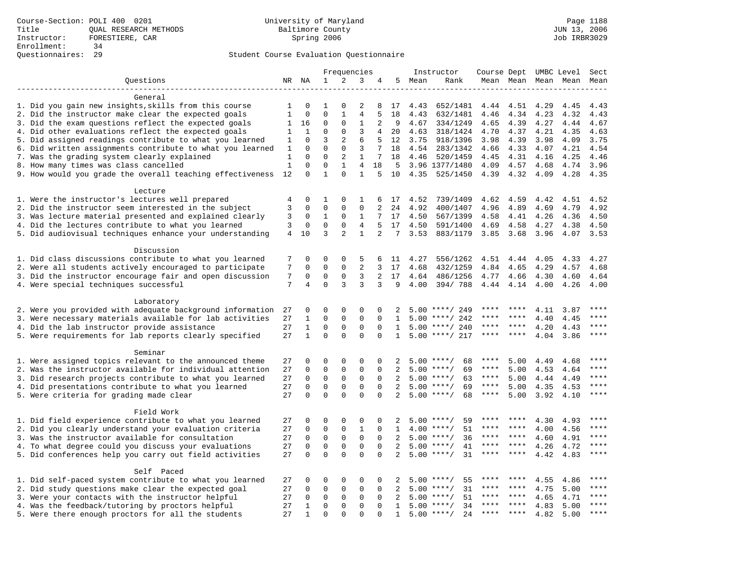Course-Section: POLI 400 0201
Title: QUAL RESEARCH METHODS
Instructor: FORESTIERE, CAR
Enrollment: 34
Questionnaires: 29

University of Maryland
Baltimore County
Spring 2006

JUN 13, 2006
Job IRBR3029

Student Course Evaluation Questionnaire

| Questions | NR | NA | 1 | 2 | 3 | 4 | 5 | Instructor Mean | Instructor Rank | Course Mean | Dept Mean | UMBC Mean | Level Mean | Sect Mean |
|---|---|---|---|---|---|---|---|---|---|---|---|---|---|---|
| **General** | | | | | | | | | | | | | | |
| 1. Did you gain new insights,skills from this course | 1 | 0 | 1 | 0 | 2 | 8 | 17 | 4.43 | 652/1481 | 4.44 | 4.51 | 4.29 | 4.45 | 4.43 |
| 2. Did the instructor make clear the expected goals | 1 | 0 | 0 | 1 | 4 | 5 | 18 | 4.43 | 632/1481 | 4.46 | 4.34 | 4.23 | 4.32 | 4.43 |
| 3. Did the exam questions reflect the expected goals | 1 | 16 | 0 | 0 | 1 | 2 | 9 | 4.67 | 334/1249 | 4.65 | 4.39 | 4.27 | 4.44 | 4.67 |
| 4. Did other evaluations reflect the expected goals | 1 | 1 | 0 | 0 | 3 | 4 | 20 | 4.63 | 318/1424 | 4.70 | 4.37 | 4.21 | 4.35 | 4.63 |
| 5. Did assigned readings contribute to what you learned | 1 | 0 | 3 | 2 | 6 | 5 | 12 | 3.75 | 918/1396 | 3.98 | 4.39 | 3.98 | 4.09 | 3.75 |
| 6. Did written assignments contribute to what you learned | 1 | 0 | 0 | 0 | 3 | 7 | 18 | 4.54 | 283/1342 | 4.66 | 4.33 | 4.07 | 4.21 | 4.54 |
| 7. Was the grading system clearly explained | 1 | 0 | 0 | 2 | 1 | 7 | 18 | 4.46 | 520/1459 | 4.45 | 4.31 | 4.16 | 4.25 | 4.46 |
| 8. How many times was class cancelled | 1 | 0 | 0 | 1 | 4 | 18 | 5 | 3.96 | 1377/1480 | 4.09 | 4.57 | 4.68 | 4.74 | 3.96 |
| 9. How would you grade the overall teaching effectiveness | 12 | 0 | 1 | 0 | 1 | 5 | 10 | 4.35 | 525/1450 | 4.39 | 4.32 | 4.09 | 4.28 | 4.35 |
| **Lecture** | | | | | | | | | | | | | | |
| 1. Were the instructor's lectures well prepared | 4 | 0 | 1 | 0 | 1 | 6 | 17 | 4.52 | 739/1409 | 4.62 | 4.59 | 4.42 | 4.51 | 4.52 |
| 2. Did the instructor seem interested in the subject | 3 | 0 | 0 | 0 | 0 | 2 | 24 | 4.92 | 400/1407 | 4.96 | 4.89 | 4.69 | 4.79 | 4.92 |
| 3. Was lecture material presented and explained clearly | 3 | 0 | 1 | 0 | 1 | 7 | 17 | 4.50 | 567/1399 | 4.58 | 4.41 | 4.26 | 4.36 | 4.50 |
| 4. Did the lectures contribute to what you learned | 3 | 0 | 0 | 0 | 4 | 5 | 17 | 4.50 | 591/1400 | 4.69 | 4.58 | 4.27 | 4.38 | 4.50 |
| 5. Did audiovisual techniques enhance your understanding | 4 | 10 | 3 | 2 | 1 | 2 | 7 | 3.53 | 883/1179 | 3.85 | 3.68 | 3.96 | 4.07 | 3.53 |
| **Discussion** | | | | | | | | | | | | | | |
| 1. Did class discussions contribute to what you learned | 7 | 0 | 0 | 0 | 5 | 6 | 11 | 4.27 | 556/1262 | 4.51 | 4.44 | 4.05 | 4.33 | 4.27 |
| 2. Were all students actively encouraged to participate | 7 | 0 | 0 | 0 | 2 | 3 | 17 | 4.68 | 432/1259 | 4.84 | 4.65 | 4.29 | 4.57 | 4.68 |
| 3. Did the instructor encourage fair and open discussion | 7 | 0 | 0 | 0 | 3 | 2 | 17 | 4.64 | 486/1256 | 4.77 | 4.66 | 4.30 | 4.60 | 4.64 |
| 4. Were special techniques successful | 7 | 4 | 0 | 3 | 3 | 3 | 9 | 4.00 | 394/ 788 | 4.44 | 4.14 | 4.00 | 4.26 | 4.00 |
| **Laboratory** | | | | | | | | | | | | | | |
| 2. Were you provided with adequate background information | 27 | 0 | 0 | 0 | 0 | 0 | 2 | 5.00 | ****/ 249 | **** | **** | 4.11 | 3.87 | **** |
| 3. Were necessary materials available for lab activities | 27 | 1 | 0 | 0 | 0 | 0 | 1 | 5.00 | ****/ 242 | **** | **** | 4.40 | 4.45 | **** |
| 4. Did the lab instructor provide assistance | 27 | 1 | 0 | 0 | 0 | 0 | 1 | 5.00 | ****/ 240 | **** | **** | 4.20 | 4.43 | **** |
| 5. Were requirements for lab reports clearly specified | 27 | 1 | 0 | 0 | 0 | 0 | 1 | 5.00 | ****/ 217 | **** | **** | 4.04 | 3.86 | **** |
| **Seminar** | | | | | | | | | | | | | | |
| 1. Were assigned topics relevant to the announced theme | 27 | 0 | 0 | 0 | 0 | 0 | 2 | 5.00 | ****/ 68 | **** | 5.00 | 4.49 | 4.68 | **** |
| 2. Was the instructor available for individual attention | 27 | 0 | 0 | 0 | 0 | 0 | 2 | 5.00 | ****/ 69 | **** | 5.00 | 4.53 | 4.64 | **** |
| 3. Did research projects contribute to what you learned | 27 | 0 | 0 | 0 | 0 | 0 | 2 | 5.00 | ****/ 63 | **** | 5.00 | 4.44 | 4.49 | **** |
| 4. Did presentations contribute to what you learned | 27 | 0 | 0 | 0 | 0 | 0 | 2 | 5.00 | ****/ 69 | **** | 5.00 | 4.35 | 4.53 | **** |
| 5. Were criteria for grading made clear | 27 | 0 | 0 | 0 | 0 | 0 | 2 | 5.00 | ****/ 68 | **** | 5.00 | 3.92 | 4.10 | **** |
| **Field Work** | | | | | | | | | | | | | | |
| 1. Did field experience contribute to what you learned | 27 | 0 | 0 | 0 | 0 | 0 | 2 | 5.00 | ****/ 59 | **** | **** | 4.30 | 4.93 | **** |
| 2. Did you clearly understand your evaluation criteria | 27 | 0 | 0 | 0 | 1 | 0 | 1 | 4.00 | ****/ 51 | **** | **** | 4.00 | 4.56 | **** |
| 3. Was the instructor available for consultation | 27 | 0 | 0 | 0 | 0 | 0 | 2 | 5.00 | ****/ 36 | **** | **** | 4.60 | 4.91 | **** |
| 4. To what degree could you discuss your evaluations | 27 | 0 | 0 | 0 | 0 | 0 | 2 | 5.00 | ****/ 41 | **** | **** | 4.26 | 4.72 | **** |
| 5. Did conferences help you carry out field activities | 27 | 0 | 0 | 0 | 0 | 0 | 2 | 5.00 | ****/ 31 | **** | **** | 4.42 | 4.83 | **** |
| **Self Paced** | | | | | | | | | | | | | | |
| 1. Did self-paced system contribute to what you learned | 27 | 0 | 0 | 0 | 0 | 0 | 2 | 5.00 | ****/ 55 | **** | **** | 4.55 | 4.86 | **** |
| 2. Did study questions make clear the expected goal | 27 | 0 | 0 | 0 | 0 | 0 | 2 | 5.00 | ****/ 31 | **** | **** | 4.75 | 5.00 | **** |
| 3. Were your contacts with the instructor helpful | 27 | 0 | 0 | 0 | 0 | 0 | 2 | 5.00 | ****/ 51 | **** | **** | 4.65 | 4.71 | **** |
| 4. Was the feedback/tutoring by proctors helpful | 27 | 1 | 0 | 0 | 0 | 0 | 1 | 5.00 | ****/ 34 | **** | **** | 4.83 | 5.00 | **** |
| 5. Were there enough proctors for all the students | 27 | 1 | 0 | 0 | 0 | 0 | 1 | 5.00 | ****/ 24 | **** | **** | 4.82 | 5.00 | **** |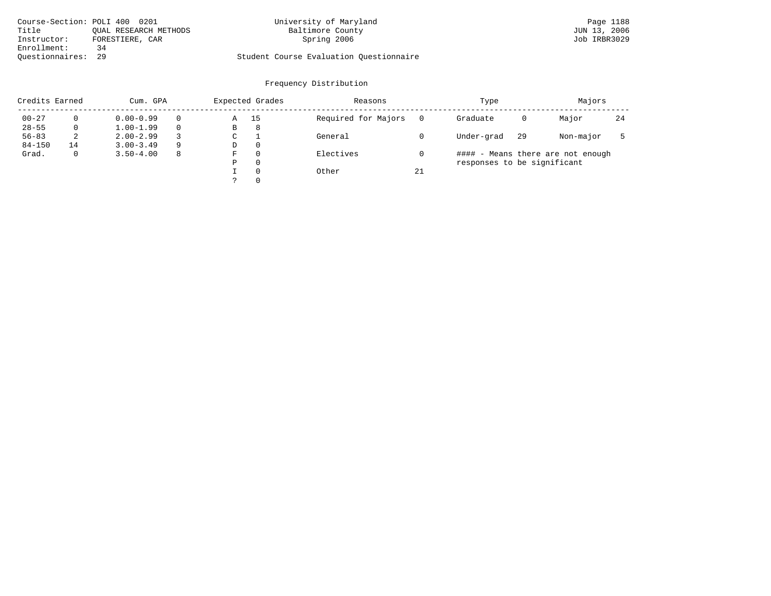Course-Section: POLI 400 0201
Title: QUAL RESEARCH METHODS
Instructor: FORESTIERE, CAR
Enrollment: 34
Questionnaires: 29

University of Maryland
Baltimore County
Spring 2006

Student Course Evaluation Questionnaire

Page 1188
JUN 13, 2006
Job IRBR3029

## Frequency Distribution

| Credits Earned | | Cum. GPA | | Expected Grades | | Reasons | | Type | | Majors | |
|---|---|---|---|---|---|---|---|---|---|---|---|
| 00-27 | 0 | 0.00-0.99 | 0 | A | 15 | Required for Majors | 0 | Graduate | 0 | Major | 24 |
| 28-55 | 0 | 1.00-1.99 | 0 | B | 8 | | | | | | |
| 56-83 | 2 | 2.00-2.99 | 3 | C | 1 | General | 0 | Under-grad | 29 | Non-major | 5 |
| 84-150 | 14 | 3.00-3.49 | 9 | D | 0 | | | | | | |
| Grad. | 0 | 3.50-4.00 | 8 | F | 0 | Electives | 0 | | | | |
| | | | | P | 0 | | | | | | |
| | | | | I | 0 | Other | 21 | | | | |
| | | | | ? | 0 | | | | | | |

#### - Means there are not enough responses to be significant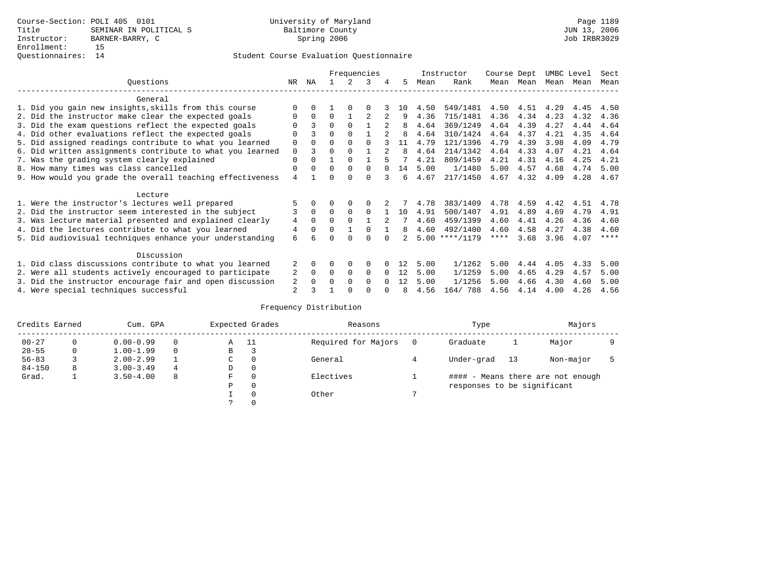Course-Section: POLI 405 0101
Title: SEMINAR IN POLITICAL S
Instructor: BARNER-BARRY, C
Enrollment: 15
Questionnaires: 14

University of Maryland
Baltimore County
Spring 2006

JUN 13, 2006
Job IRBR3029

## Student Course Evaluation Questionnaire

| Questions | NR | NA | 1 | 2 | 3 | 4 | 5 | Instructor Mean | Instructor Rank | Course Mean | Dept Mean | UMBC Mean | Level Mean | Sect Mean |
|---|---|---|---|---|---|---|---|---|---|---|---|---|---|---|
| **General** | | | | | | | | | | | | | | |
| 1. Did you gain new insights,skills from this course | 0 | 0 | 1 | 0 | 0 | 3 | 10 | 4.50 | 549/1481 | 4.50 | 4.51 | 4.29 | 4.45 | 4.50 |
| 2. Did the instructor make clear the expected goals | 0 | 0 | 0 | 1 | 2 | 2 | 9 | 4.36 | 715/1481 | 4.36 | 4.34 | 4.23 | 4.32 | 4.36 |
| 3. Did the exam questions reflect the expected goals | 0 | 3 | 0 | 0 | 1 | 2 | 8 | 4.64 | 369/1249 | 4.64 | 4.39 | 4.27 | 4.44 | 4.64 |
| 4. Did other evaluations reflect the expected goals | 0 | 3 | 0 | 0 | 1 | 2 | 8 | 4.64 | 310/1424 | 4.64 | 4.37 | 4.21 | 4.35 | 4.64 |
| 5. Did assigned readings contribute to what you learned | 0 | 0 | 0 | 0 | 0 | 3 | 11 | 4.79 | 121/1396 | 4.79 | 4.39 | 3.98 | 4.09 | 4.79 |
| 6. Did written assignments contribute to what you learned | 0 | 3 | 0 | 0 | 1 | 2 | 8 | 4.64 | 214/1342 | 4.64 | 4.33 | 4.07 | 4.21 | 4.64 |
| 7. Was the grading system clearly explained | 0 | 0 | 1 | 0 | 1 | 5 | 7 | 4.21 | 809/1459 | 4.21 | 4.31 | 4.16 | 4.25 | 4.21 |
| 8. How many times was class cancelled | 0 | 0 | 0 | 0 | 0 | 0 | 14 | 5.00 | 1/1480 | 5.00 | 4.57 | 4.68 | 4.74 | 5.00 |
| 9. How would you grade the overall teaching effectiveness | 4 | 1 | 0 | 0 | 0 | 3 | 6 | 4.67 | 217/1450 | 4.67 | 4.32 | 4.09 | 4.28 | 4.67 |
| **Lecture** | | | | | | | | | | | | | | |
| 1. Were the instructor's lectures well prepared | 5 | 0 | 0 | 0 | 0 | 2 | 7 | 4.78 | 383/1409 | 4.78 | 4.59 | 4.42 | 4.51 | 4.78 |
| 2. Did the instructor seem interested in the subject | 3 | 0 | 0 | 0 | 0 | 1 | 10 | 4.91 | 500/1407 | 4.91 | 4.89 | 4.69 | 4.79 | 4.91 |
| 3. Was lecture material presented and explained clearly | 4 | 0 | 0 | 0 | 1 | 2 | 7 | 4.60 | 459/1399 | 4.60 | 4.41 | 4.26 | 4.36 | 4.60 |
| 4. Did the lectures contribute to what you learned | 4 | 0 | 0 | 1 | 0 | 1 | 8 | 4.60 | 492/1400 | 4.60 | 4.58 | 4.27 | 4.38 | 4.60 |
| 5. Did audiovisual techniques enhance your understanding | 6 | 6 | 0 | 0 | 0 | 0 | 2 | 5.00 | ****/1179 | **** | 3.68 | 3.96 | 4.07 | **** |
| **Discussion** | | | | | | | | | | | | | | |
| 1. Did class discussions contribute to what you learned | 2 | 0 | 0 | 0 | 0 | 0 | 12 | 5.00 | 1/1262 | 5.00 | 4.44 | 4.05 | 4.33 | 5.00 |
| 2. Were all students actively encouraged to participate | 2 | 0 | 0 | 0 | 0 | 0 | 12 | 5.00 | 1/1259 | 5.00 | 4.65 | 4.29 | 4.57 | 5.00 |
| 3. Did the instructor encourage fair and open discussion | 2 | 0 | 0 | 0 | 0 | 0 | 12 | 5.00 | 1/1256 | 5.00 | 4.66 | 4.30 | 4.60 | 5.00 |
| 4. Were special techniques successful | 2 | 3 | 1 | 0 | 0 | 0 | 8 | 4.56 | 164/ 788 | 4.56 | 4.14 | 4.00 | 4.26 | 4.56 |

## Frequency Distribution

| Credits Earned | | Cum. GPA | | Expected Grades | | Reasons | | Type | | Majors | |
|---|---|---|---|---|---|---|---|---|---|---|---|
| 00-27 | 0 | 0.00-0.99 | 0 | A | 11 | Required for Majors | 0 | Graduate | 1 | Major | 9 |
| 28-55 | 0 | 1.00-1.99 | 0 | B | 3 | | | | | | |
| 56-83 | 3 | 2.00-2.99 | 1 | C | 0 | General | 4 | Under-grad | 13 | Non-major | 5 |
| 84-150 | 8 | 3.00-3.49 | 4 | D | 0 | | | | | | |
| Grad. | 1 | 3.50-4.00 | 8 | F | 0 | Electives | 1 | | | | |
| | | | | P | 0 | | | | | | |
| | | | | I | 0 | Other | 7 | | | | |
| | | | | ? | 0 | | | | | | |

#### - Means there are not enough responses to be significant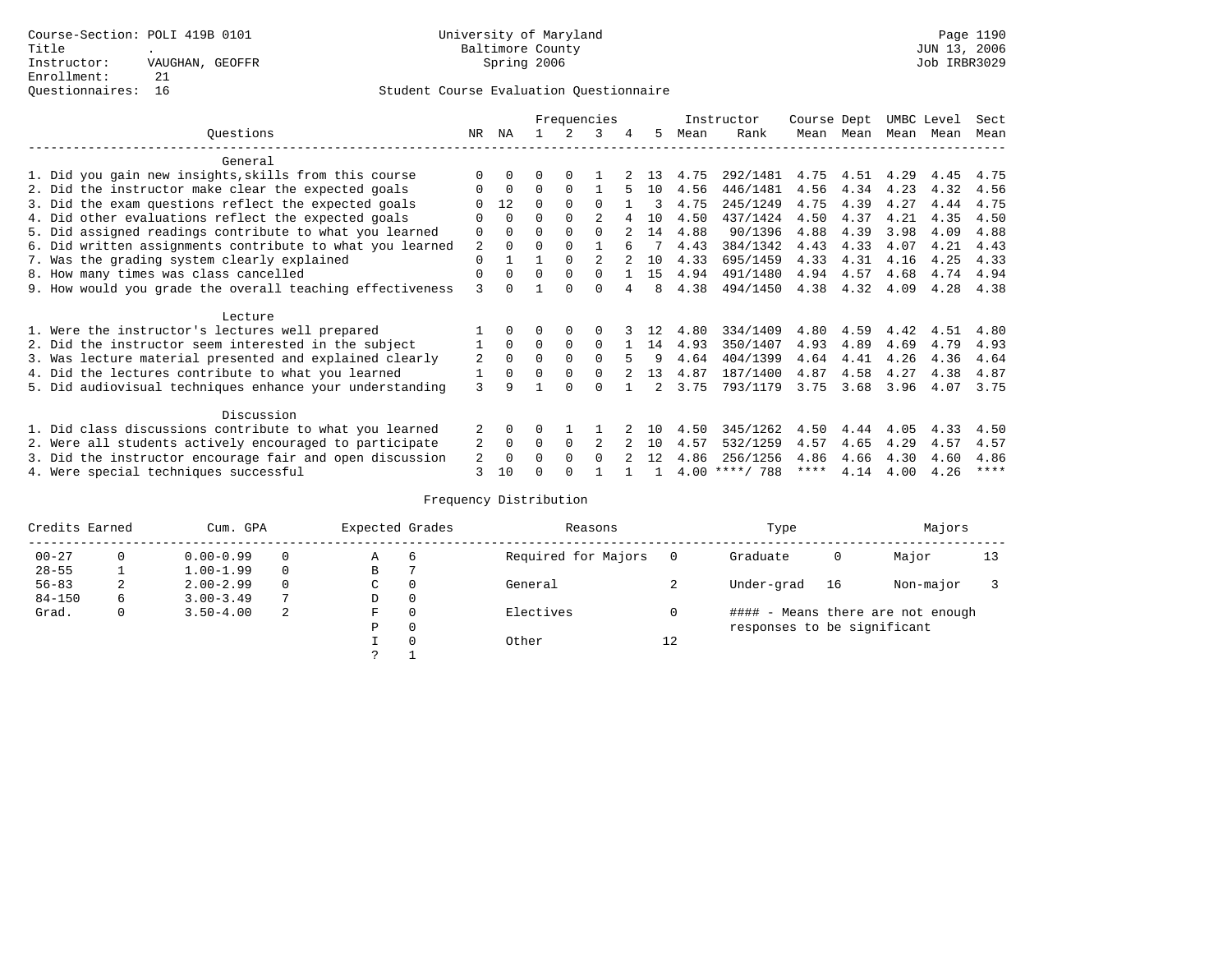Course-Section: POLI 419B 0101
Title: .
Instructor: VAUGHAN, GEOFFR
Enrollment: 21
Questionnaires: 16

University of Maryland
Baltimore County
Spring 2006

Student Course Evaluation Questionnaire

| Questions | NR | NA | 1 | 2 | 3 | 4 | 5 | Instructor Mean | Instructor Rank | Course Mean | Dept Mean | UMBC Mean | Level Mean | Sect Mean |
|---|---|---|---|---|---|---|---|---|---|---|---|---|---|---|
| **General** | | | | | | | | | | | | | | |
| 1. Did you gain new insights,skills from this course | 0 | 0 | 0 | 0 | 1 | 2 | 13 | 4.75 | 292/1481 | 4.75 | 4.51 | 4.29 | 4.45 | 4.75 |
| 2. Did the instructor make clear the expected goals | 0 | 0 | 0 | 0 | 1 | 5 | 10 | 4.56 | 446/1481 | 4.56 | 4.34 | 4.23 | 4.32 | 4.56 |
| 3. Did the exam questions reflect the expected goals | 0 | 12 | 0 | 0 | 0 | 1 | 3 | 4.75 | 245/1249 | 4.75 | 4.39 | 4.27 | 4.44 | 4.75 |
| 4. Did other evaluations reflect the expected goals | 0 | 0 | 0 | 0 | 2 | 4 | 10 | 4.50 | 437/1424 | 4.50 | 4.37 | 4.21 | 4.35 | 4.50 |
| 5. Did assigned readings contribute to what you learned | 0 | 0 | 0 | 0 | 0 | 2 | 14 | 4.88 | 90/1396 | 4.88 | 4.39 | 3.98 | 4.09 | 4.88 |
| 6. Did written assignments contribute to what you learned | 2 | 0 | 0 | 0 | 1 | 6 | 7 | 4.43 | 384/1342 | 4.43 | 4.33 | 4.07 | 4.21 | 4.43 |
| 7. Was the grading system clearly explained | 0 | 1 | 1 | 0 | 2 | 2 | 10 | 4.33 | 695/1459 | 4.33 | 4.31 | 4.16 | 4.25 | 4.33 |
| 8. How many times was class cancelled | 0 | 0 | 0 | 0 | 0 | 1 | 15 | 4.94 | 491/1480 | 4.94 | 4.57 | 4.68 | 4.74 | 4.94 |
| 9. How would you grade the overall teaching effectiveness | 3 | 0 | 1 | 0 | 0 | 4 | 8 | 4.38 | 494/1450 | 4.38 | 4.32 | 4.09 | 4.28 | 4.38 |
| **Lecture** | | | | | | | | | | | | | | |
| 1. Were the instructor's lectures well prepared | 1 | 0 | 0 | 0 | 0 | 3 | 12 | 4.80 | 334/1409 | 4.80 | 4.59 | 4.42 | 4.51 | 4.80 |
| 2. Did the instructor seem interested in the subject | 1 | 0 | 0 | 0 | 0 | 1 | 14 | 4.93 | 350/1407 | 4.93 | 4.89 | 4.69 | 4.79 | 4.93 |
| 3. Was lecture material presented and explained clearly | 2 | 0 | 0 | 0 | 0 | 5 | 9 | 4.64 | 404/1399 | 4.64 | 4.41 | 4.26 | 4.36 | 4.64 |
| 4. Did the lectures contribute to what you learned | 1 | 0 | 0 | 0 | 0 | 2 | 13 | 4.87 | 187/1400 | 4.87 | 4.58 | 4.27 | 4.38 | 4.87 |
| 5. Did audiovisual techniques enhance your understanding | 3 | 9 | 1 | 0 | 0 | 1 | 2 | 3.75 | 793/1179 | 3.75 | 3.68 | 3.96 | 4.07 | 3.75 |
| **Discussion** | | | | | | | | | | | | | | |
| 1. Did class discussions contribute to what you learned | 2 | 0 | 0 | 1 | 1 | 2 | 10 | 4.50 | 345/1262 | 4.50 | 4.44 | 4.05 | 4.33 | 4.50 |
| 2. Were all students actively encouraged to participate | 2 | 0 | 0 | 0 | 2 | 2 | 10 | 4.57 | 532/1259 | 4.57 | 4.65 | 4.29 | 4.57 | 4.57 |
| 3. Did the instructor encourage fair and open discussion | 2 | 0 | 0 | 0 | 0 | 2 | 12 | 4.86 | 256/1256 | 4.86 | 4.66 | 4.30 | 4.60 | 4.86 |
| 4. Were special techniques successful | 3 | 10 | 0 | 0 | 1 | 1 | 1 | 4.00 | ****/ 788 | **** | 4.14 | 4.00 | 4.26 | **** |

Frequency Distribution

| Credits Earned | | Cum. GPA | | Expected Grades | | Reasons | | Type | | Majors | |
|---|---|---|---|---|---|---|---|---|---|---|---|
| 00-27 | 0 | 0.00-0.99 | 0 | A | 6 | Required for Majors | 0 | Graduate | 0 | Major | 13 |
| 28-55 | 1 | 1.00-1.99 | 0 | B | 7 | | | | | | |
| 56-83 | 2 | 2.00-2.99 | 0 | C | 0 | General | 2 | Under-grad | 16 | Non-major | 3 |
| 84-150 | 6 | 3.00-3.49 | 7 | D | 0 | | | | | | |
| Grad. | 0 | 3.50-4.00 | 2 | F | 0 | Electives | 0 | #### - Means there are not enough responses to be significant | | | |
| | | | | P | 0 | | | | | | |
| | | | | I | 0 | Other | 12 | | | | |
| | | | | ? | 1 | | | | | | |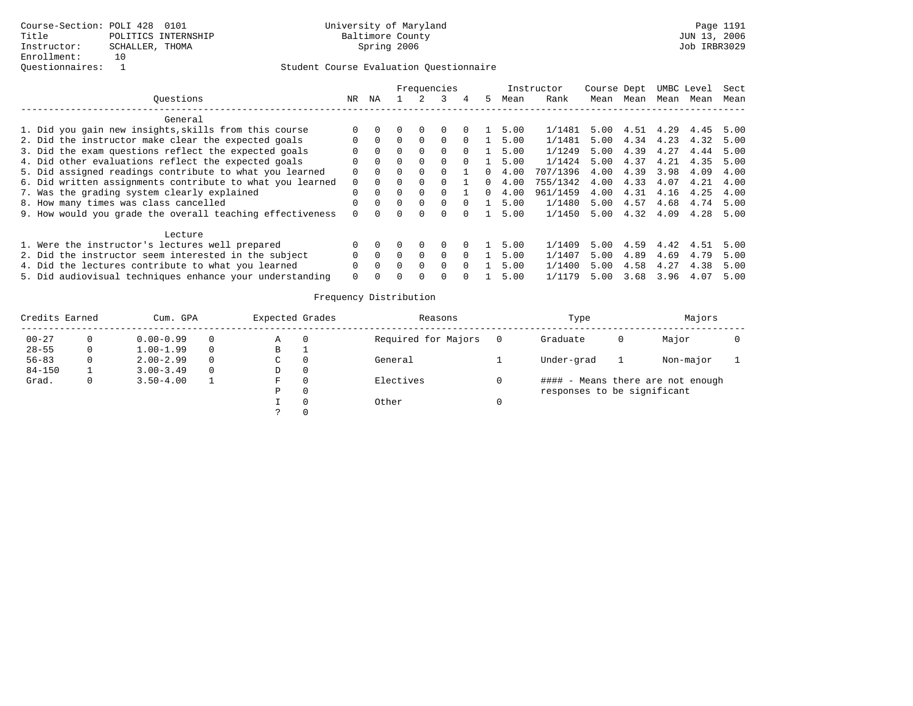Course-Section: POLI 428 0101
Title: POLITICS INTERNSHIP
Instructor: SCHALLER, THOMA
Enrollment: 10
Questionnaires: 1

University of Maryland
Baltimore County
Spring 2006

Student Course Evaluation Questionnaire

JUN 13, 2006
Job IRBR3029

| Questions | NR | NA | 1 | 2 | 3 | 4 | 5 | Instructor Mean | Instructor Rank | Course Mean | Dept Mean | UMBC Mean | Level Mean | Sect Mean |
|---|---|---|---|---|---|---|---|---|---|---|---|---|---|---|
| **General** | | | | | | | | | | | | | | |
| 1. Did you gain new insights,skills from this course | 0 | 0 | 0 | 0 | 0 | 0 | 1 | 5.00 | 1/1481 | 5.00 | 4.51 | 4.29 | 4.45 | 5.00 |
| 2. Did the instructor make clear the expected goals | 0 | 0 | 0 | 0 | 0 | 0 | 1 | 5.00 | 1/1481 | 5.00 | 4.34 | 4.23 | 4.32 | 5.00 |
| 3. Did the exam questions reflect the expected goals | 0 | 0 | 0 | 0 | 0 | 0 | 1 | 5.00 | 1/1249 | 5.00 | 4.39 | 4.27 | 4.44 | 5.00 |
| 4. Did other evaluations reflect the expected goals | 0 | 0 | 0 | 0 | 0 | 0 | 1 | 5.00 | 1/1424 | 5.00 | 4.37 | 4.21 | 4.35 | 5.00 |
| 5. Did assigned readings contribute to what you learned | 0 | 0 | 0 | 0 | 0 | 1 | 0 | 4.00 | 707/1396 | 4.00 | 4.39 | 3.98 | 4.09 | 4.00 |
| 6. Did written assignments contribute to what you learned | 0 | 0 | 0 | 0 | 0 | 1 | 0 | 4.00 | 755/1342 | 4.00 | 4.33 | 4.07 | 4.21 | 4.00 |
| 7. Was the grading system clearly explained | 0 | 0 | 0 | 0 | 0 | 1 | 0 | 4.00 | 961/1459 | 4.00 | 4.31 | 4.16 | 4.25 | 4.00 |
| 8. How many times was class cancelled | 0 | 0 | 0 | 0 | 0 | 0 | 1 | 5.00 | 1/1480 | 5.00 | 4.57 | 4.68 | 4.74 | 5.00 |
| 9. How would you grade the overall teaching effectiveness | 0 | 0 | 0 | 0 | 0 | 0 | 1 | 5.00 | 1/1450 | 5.00 | 4.32 | 4.09 | 4.28 | 5.00 |
| **Lecture** | | | | | | | | | | | | | | |
| 1. Were the instructor's lectures well prepared | 0 | 0 | 0 | 0 | 0 | 0 | 1 | 5.00 | 1/1409 | 5.00 | 4.59 | 4.42 | 4.51 | 5.00 |
| 2. Did the instructor seem interested in the subject | 0 | 0 | 0 | 0 | 0 | 0 | 1 | 5.00 | 1/1407 | 5.00 | 4.89 | 4.69 | 4.79 | 5.00 |
| 4. Did the lectures contribute to what you learned | 0 | 0 | 0 | 0 | 0 | 0 | 1 | 5.00 | 1/1400 | 5.00 | 4.58 | 4.27 | 4.38 | 5.00 |
| 5. Did audiovisual techniques enhance your understanding | 0 | 0 | 0 | 0 | 0 | 0 | 1 | 5.00 | 1/1179 | 5.00 | 3.68 | 3.96 | 4.07 | 5.00 |

Frequency Distribution

| Credits Earned | | Cum. GPA | | Expected Grades | | Reasons | | Type | | Majors | |
|---|---|---|---|---|---|---|---|---|---|---|---|
| 00-27 | 0 | 0.00-0.99 | 0 | A | 0 | Required for Majors | 0 | Graduate | 0 | Major | 0 |
| 28-55 | 0 | 1.00-1.99 | 0 | B | 1 | | | | | | |
| 56-83 | 0 | 2.00-2.99 | 0 | C | 0 | General | 1 | Under-grad | 1 | Non-major | 1 |
| 84-150 | 1 | 3.00-3.49 | 0 | D | 0 | | | | | | |
| Grad. | 0 | 3.50-4.00 | 1 | F | 0 | Electives | 0 | #### - Means there are not enough responses to be significant | | | |
| | | | | P | 0 | | | | | | |
| | | | | I | 0 | Other | 0 | | | | |
| | | | | ? | 0 | | | | | | |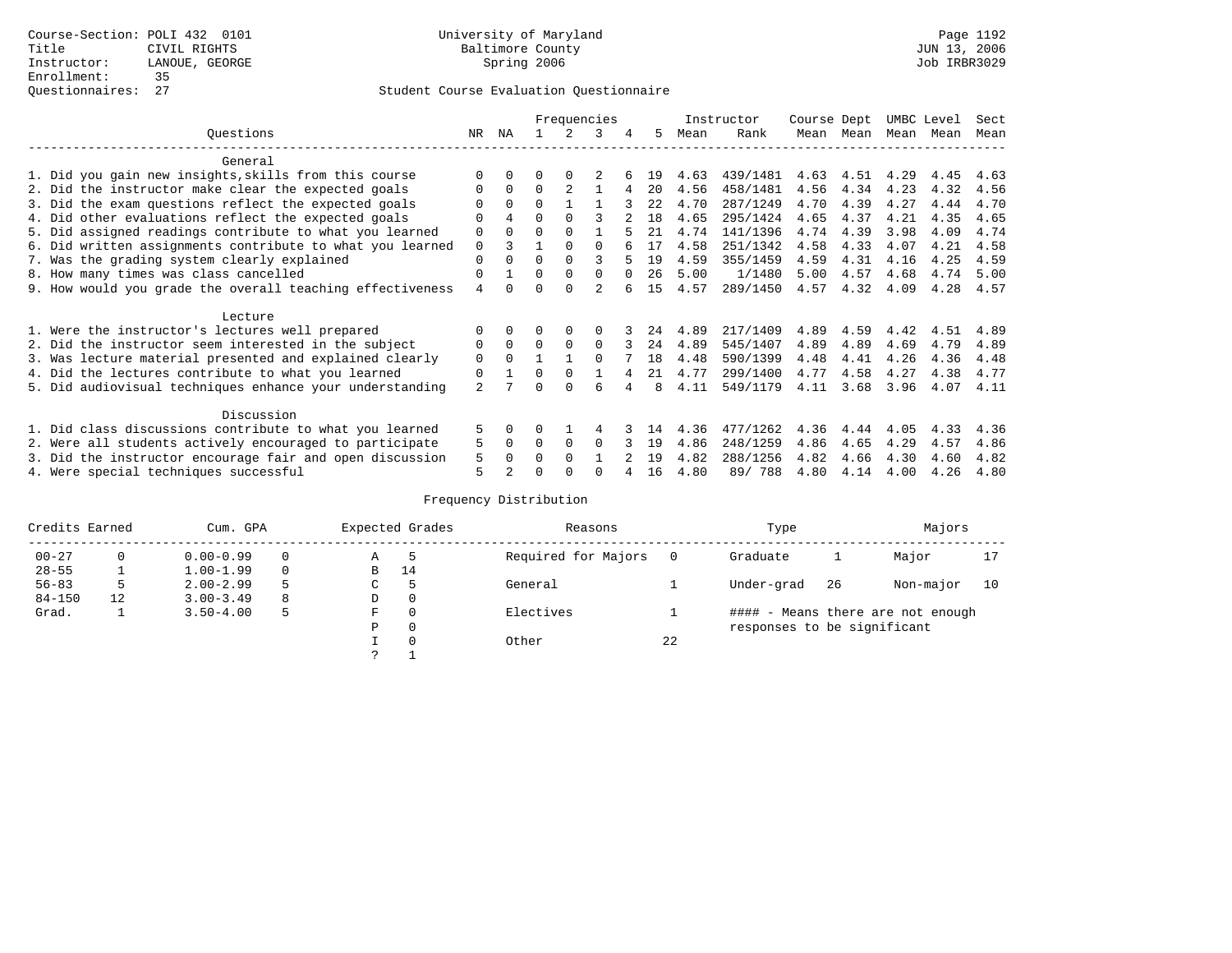Course-Section: POLI 432 0101
Title: CIVIL RIGHTS
Instructor: LANOUE, GEORGE
Enrollment: 35
Questionnaires: 27

University of Maryland
Baltimore County
Spring 2006

JUN 13, 2006
Job IRBR3029

Student Course Evaluation Questionnaire

| Questions | NR | NA | 1 | 2 | 3 | 4 | 5 | Instructor Mean | Rank | Course Mean | Dept Mean | UMBC Mean | Level Mean | Sect Mean |
|---|---|---|---|---|---|---|---|---|---|---|---|---|---|---|
| **General** | | | | | | | | | | | | | | |
| 1. Did you gain new insights,skills from this course | 0 | 0 | 0 | 0 | 2 | 6 | 19 | 4.63 | 439/1481 | 4.63 | 4.51 | 4.29 | 4.45 | 4.63 |
| 2. Did the instructor make clear the expected goals | 0 | 0 | 0 | 2 | 1 | 4 | 20 | 4.56 | 458/1481 | 4.56 | 4.34 | 4.23 | 4.32 | 4.56 |
| 3. Did the exam questions reflect the expected goals | 0 | 0 | 0 | 1 | 1 | 3 | 22 | 4.70 | 287/1249 | 4.70 | 4.39 | 4.27 | 4.44 | 4.70 |
| 4. Did other evaluations reflect the expected goals | 0 | 4 | 0 | 0 | 3 | 2 | 18 | 4.65 | 295/1424 | 4.65 | 4.37 | 4.21 | 4.35 | 4.65 |
| 5. Did assigned readings contribute to what you learned | 0 | 0 | 0 | 0 | 1 | 5 | 21 | 4.74 | 141/1396 | 4.74 | 4.39 | 3.98 | 4.09 | 4.74 |
| 6. Did written assignments contribute to what you learned | 0 | 3 | 1 | 0 | 0 | 6 | 17 | 4.58 | 251/1342 | 4.58 | 4.33 | 4.07 | 4.21 | 4.58 |
| 7. Was the grading system clearly explained | 0 | 0 | 0 | 0 | 3 | 5 | 19 | 4.59 | 355/1459 | 4.59 | 4.31 | 4.16 | 4.25 | 4.59 |
| 8. How many times was class cancelled | 0 | 1 | 0 | 0 | 0 | 0 | 26 | 5.00 | 1/1480 | 5.00 | 4.57 | 4.68 | 4.74 | 5.00 |
| 9. How would you grade the overall teaching effectiveness | 4 | 0 | 0 | 0 | 2 | 6 | 15 | 4.57 | 289/1450 | 4.57 | 4.32 | 4.09 | 4.28 | 4.57 |
| **Lecture** | | | | | | | | | | | | | | |
| 1. Were the instructor's lectures well prepared | 0 | 0 | 0 | 0 | 0 | 3 | 24 | 4.89 | 217/1409 | 4.89 | 4.59 | 4.42 | 4.51 | 4.89 |
| 2. Did the instructor seem interested in the subject | 0 | 0 | 0 | 0 | 0 | 3 | 24 | 4.89 | 545/1407 | 4.89 | 4.89 | 4.69 | 4.79 | 4.89 |
| 3. Was lecture material presented and explained clearly | 0 | 0 | 1 | 1 | 0 | 7 | 18 | 4.48 | 590/1399 | 4.48 | 4.41 | 4.26 | 4.36 | 4.48 |
| 4. Did the lectures contribute to what you learned | 0 | 1 | 0 | 0 | 1 | 4 | 21 | 4.77 | 299/1400 | 4.77 | 4.58 | 4.27 | 4.38 | 4.77 |
| 5. Did audiovisual techniques enhance your understanding | 2 | 7 | 0 | 0 | 6 | 4 | 8 | 4.11 | 549/1179 | 4.11 | 3.68 | 3.96 | 4.07 | 4.11 |
| **Discussion** | | | | | | | | | | | | | | |
| 1. Did class discussions contribute to what you learned | 5 | 0 | 0 | 1 | 4 | 3 | 14 | 4.36 | 477/1262 | 4.36 | 4.44 | 4.05 | 4.33 | 4.36 |
| 2. Were all students actively encouraged to participate | 5 | 0 | 0 | 0 | 0 | 3 | 19 | 4.86 | 248/1259 | 4.86 | 4.65 | 4.29 | 4.57 | 4.86 |
| 3. Did the instructor encourage fair and open discussion | 5 | 0 | 0 | 0 | 1 | 2 | 19 | 4.82 | 288/1256 | 4.82 | 4.66 | 4.30 | 4.60 | 4.82 |
| 4. Were special techniques successful | 5 | 2 | 0 | 0 | 0 | 4 | 16 | 4.80 | 89/ 788 | 4.80 | 4.14 | 4.00 | 4.26 | 4.80 |

Frequency Distribution

| Credits Earned | | Cum. GPA | | Expected Grades | | Reasons | | Type | | Majors | |
|---|---|---|---|---|---|---|---|---|---|---|---|
| 00-27 | 0 | 0.00-0.99 | 0 | A | 5 | Required for Majors | 0 | Graduate | 1 | Major | 17 |
| 28-55 | 1 | 1.00-1.99 | 0 | B | 14 | | | | | | |
| 56-83 | 5 | 2.00-2.99 | 5 | C | 5 | General | 1 | Under-grad | 26 | Non-major | 10 |
| 84-150 | 12 | 3.00-3.49 | 8 | D | 0 | | | | | | |
| Grad. | 1 | 3.50-4.00 | 5 | F | 0 | Electives | 1 | | | | |
| | | | | P | 0 | | | | | | |
| | | | | I | 0 | Other | 22 | | | | |
| | | | | ? | 1 | | | | | | |

#### - Means there are not enough responses to be significant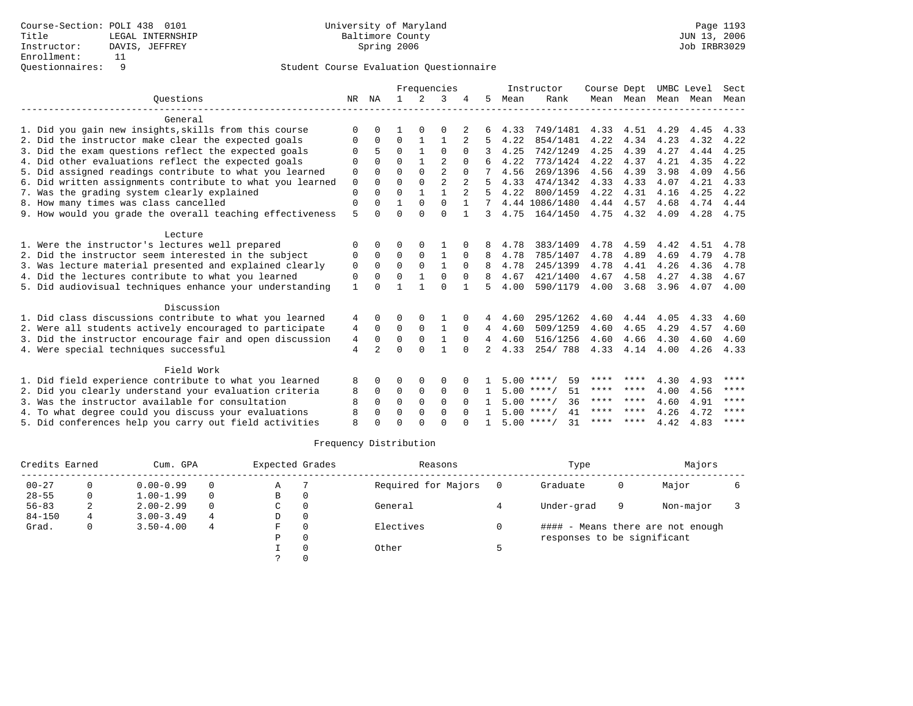Course-Section: POLI 438 0101
Title: LEGAL INTERNSHIP
Instructor: DAVIS, JEFFREY
Enrollment: 11
Questionnaires: 9

University of Maryland
Baltimore County
Spring 2006

JUN 13, 2006
Job IRBR3029

Student Course Evaluation Questionnaire

| Questions | NR | NA | 1 | 2 | 3 | 4 | 5 | Instructor Mean | Instructor Rank | Course Mean | Dept Mean | UMBC Mean | Level Mean | Sect Mean |
|---|---|---|---|---|---|---|---|---|---|---|---|---|---|---|
| **General** | | | | | | | | | | | | | | |
| 1. Did you gain new insights,skills from this course | 0 | 0 | 1 | 0 | 0 | 2 | 6 | 4.33 | 749/1481 | 4.33 | 4.51 | 4.29 | 4.45 | 4.33 |
| 2. Did the instructor make clear the expected goals | 0 | 0 | 0 | 1 | 1 | 2 | 5 | 4.22 | 854/1481 | 4.22 | 4.34 | 4.23 | 4.32 | 4.22 |
| 3. Did the exam questions reflect the expected goals | 0 | 5 | 0 | 1 | 0 | 0 | 3 | 4.25 | 742/1249 | 4.25 | 4.39 | 4.27 | 4.44 | 4.25 |
| 4. Did other evaluations reflect the expected goals | 0 | 0 | 0 | 1 | 2 | 0 | 6 | 4.22 | 773/1424 | 4.22 | 4.37 | 4.21 | 4.35 | 4.22 |
| 5. Did assigned readings contribute to what you learned | 0 | 0 | 0 | 0 | 2 | 0 | 7 | 4.56 | 269/1396 | 4.56 | 4.39 | 3.98 | 4.09 | 4.56 |
| 6. Did written assignments contribute to what you learned | 0 | 0 | 0 | 0 | 2 | 2 | 5 | 4.33 | 474/1342 | 4.33 | 4.33 | 4.07 | 4.21 | 4.33 |
| 7. Was the grading system clearly explained | 0 | 0 | 0 | 1 | 1 | 2 | 5 | 4.22 | 800/1459 | 4.22 | 4.31 | 4.16 | 4.25 | 4.22 |
| 8. How many times was class cancelled | 0 | 0 | 1 | 0 | 0 | 1 | 7 | 4.44 | 1086/1480 | 4.44 | 4.57 | 4.68 | 4.74 | 4.44 |
| 9. How would you grade the overall teaching effectiveness | 5 | 0 | 0 | 0 | 0 | 1 | 3 | 4.75 | 164/1450 | 4.75 | 4.32 | 4.09 | 4.28 | 4.75 |
| **Lecture** | | | | | | | | | | | | | | |
| 1. Were the instructor's lectures well prepared | 0 | 0 | 0 | 0 | 1 | 0 | 8 | 4.78 | 383/1409 | 4.78 | 4.59 | 4.42 | 4.51 | 4.78 |
| 2. Did the instructor seem interested in the subject | 0 | 0 | 0 | 0 | 1 | 0 | 8 | 4.78 | 785/1407 | 4.78 | 4.89 | 4.69 | 4.79 | 4.78 |
| 3. Was lecture material presented and explained clearly | 0 | 0 | 0 | 0 | 1 | 0 | 8 | 4.78 | 245/1399 | 4.78 | 4.41 | 4.26 | 4.36 | 4.78 |
| 4. Did the lectures contribute to what you learned | 0 | 0 | 0 | 1 | 0 | 0 | 8 | 4.67 | 421/1400 | 4.67 | 4.58 | 4.27 | 4.38 | 4.67 |
| 5. Did audiovisual techniques enhance your understanding | 1 | 0 | 1 | 1 | 0 | 1 | 5 | 4.00 | 590/1179 | 4.00 | 3.68 | 3.96 | 4.07 | 4.00 |
| **Discussion** | | | | | | | | | | | | | | |
| 1. Did class discussions contribute to what you learned | 4 | 0 | 0 | 0 | 1 | 0 | 4 | 4.60 | 295/1262 | 4.60 | 4.44 | 4.05 | 4.33 | 4.60 |
| 2. Were all students actively encouraged to participate | 4 | 0 | 0 | 0 | 1 | 0 | 4 | 4.60 | 509/1259 | 4.60 | 4.65 | 4.29 | 4.57 | 4.60 |
| 3. Did the instructor encourage fair and open discussion | 4 | 0 | 0 | 0 | 1 | 0 | 4 | 4.60 | 516/1256 | 4.60 | 4.66 | 4.30 | 4.60 | 4.60 |
| 4. Were special techniques successful | 4 | 2 | 0 | 0 | 1 | 0 | 2 | 4.33 | 254/ 788 | 4.33 | 4.14 | 4.00 | 4.26 | 4.33 |
| **Field Work** | | | | | | | | | | | | | | |
| 1. Did field experience contribute to what you learned | 8 | 0 | 0 | 0 | 0 | 0 | 1 | 5.00 | ****/ 59 | **** | **** | 4.30 | 4.93 | **** |
| 2. Did you clearly understand your evaluation criteria | 8 | 0 | 0 | 0 | 0 | 0 | 1 | 5.00 | ****/ 51 | **** | **** | 4.00 | 4.56 | **** |
| 3. Was the instructor available for consultation | 8 | 0 | 0 | 0 | 0 | 0 | 1 | 5.00 | ****/ 36 | **** | **** | 4.60 | 4.91 | **** |
| 4. To what degree could you discuss your evaluations | 8 | 0 | 0 | 0 | 0 | 0 | 1 | 5.00 | ****/ 41 | **** | **** | 4.26 | 4.72 | **** |
| 5. Did conferences help you carry out field activities | 8 | 0 | 0 | 0 | 0 | 0 | 1 | 5.00 | ****/ 31 | **** | **** | 4.42 | 4.83 | **** |

Frequency Distribution

| Credits Earned | | Cum. GPA | | Expected Grades | | Reasons | | Type | | Majors | |
|---|---|---|---|---|---|---|---|---|---|---|---|
| 00-27 | 0 | 0.00-0.99 | 0 | A | 7 | Required for Majors | 0 | Graduate | 0 | Major | 6 |
| 28-55 | 0 | 1.00-1.99 | 0 | B | 0 | | | | | | |
| 56-83 | 2 | 2.00-2.99 | 0 | C | 0 | General | 4 | Under-grad | 9 | Non-major | 3 |
| 84-150 | 4 | 3.00-3.49 | 4 | D | 0 | | | | | | |
| Grad. | 0 | 3.50-4.00 | 4 | F | 0 | Electives | 0 | #### - Means there are not enough responses to be significant | | | |
| | | | | P | 0 | | | | | | |
| | | | | I | 0 | Other | 5 | | | | |
| | | | | ? | 0 | | | | | | |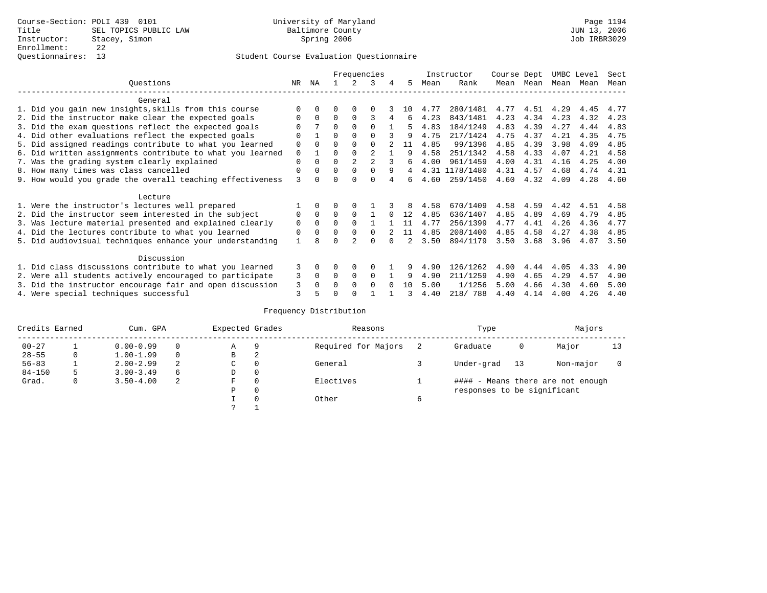Course-Section: POLI 439 0101
Title: SEL TOPICS PUBLIC LAW
Instructor: Stacey, Simon
Enrollment: 22
Questionnaires: 13

University of Maryland
Baltimore County
Spring 2006

Page 1194
JUN 13, 2006
Job IRBR3029

## Student Course Evaluation Questionnaire

| Questions | NR | NA | 1 | 2 | 3 | 4 | 5 | Instructor Mean | Instructor Rank | Course Mean | Dept Mean | UMBC Mean | Level Mean | Sect Mean |
|---|---|---|---|---|---|---|---|---|---|---|---|---|---|---|
| **General** | | | | | | | | | | | | | | |
| 1. Did you gain new insights,skills from this course | 0 | 0 | 0 | 0 | 0 | 3 | 10 | 4.77 | 280/1481 | 4.77 | 4.51 | 4.29 | 4.45 | 4.77 |
| 2. Did the instructor make clear the expected goals | 0 | 0 | 0 | 0 | 3 | 4 | 6 | 4.23 | 843/1481 | 4.23 | 4.34 | 4.23 | 4.32 | 4.23 |
| 3. Did the exam questions reflect the expected goals | 0 | 7 | 0 | 0 | 0 | 1 | 5 | 4.83 | 184/1249 | 4.83 | 4.39 | 4.27 | 4.44 | 4.83 |
| 4. Did other evaluations reflect the expected goals | 0 | 1 | 0 | 0 | 0 | 3 | 9 | 4.75 | 217/1424 | 4.75 | 4.37 | 4.21 | 4.35 | 4.75 |
| 5. Did assigned readings contribute to what you learned | 0 | 0 | 0 | 0 | 0 | 2 | 11 | 4.85 | 99/1396 | 4.85 | 4.39 | 3.98 | 4.09 | 4.85 |
| 6. Did written assignments contribute to what you learned | 0 | 1 | 0 | 0 | 2 | 1 | 9 | 4.58 | 251/1342 | 4.58 | 4.33 | 4.07 | 4.21 | 4.58 |
| 7. Was the grading system clearly explained | 0 | 0 | 0 | 2 | 2 | 3 | 6 | 4.00 | 961/1459 | 4.00 | 4.31 | 4.16 | 4.25 | 4.00 |
| 8. How many times was class cancelled | 0 | 0 | 0 | 0 | 0 | 9 | 4 | 4.31 | 1178/1480 | 4.31 | 4.57 | 4.68 | 4.74 | 4.31 |
| 9. How would you grade the overall teaching effectiveness | 3 | 0 | 0 | 0 | 0 | 4 | 6 | 4.60 | 259/1450 | 4.60 | 4.32 | 4.09 | 4.28 | 4.60 |
| **Lecture** | | | | | | | | | | | | | | |
| 1. Were the instructor's lectures well prepared | 1 | 0 | 0 | 0 | 1 | 3 | 8 | 4.58 | 670/1409 | 4.58 | 4.59 | 4.42 | 4.51 | 4.58 |
| 2. Did the instructor seem interested in the subject | 0 | 0 | 0 | 0 | 1 | 0 | 12 | 4.85 | 636/1407 | 4.85 | 4.89 | 4.69 | 4.79 | 4.85 |
| 3. Was lecture material presented and explained clearly | 0 | 0 | 0 | 0 | 1 | 1 | 11 | 4.77 | 256/1399 | 4.77 | 4.41 | 4.26 | 4.36 | 4.77 |
| 4. Did the lectures contribute to what you learned | 0 | 0 | 0 | 0 | 0 | 2 | 11 | 4.85 | 208/1400 | 4.85 | 4.58 | 4.27 | 4.38 | 4.85 |
| 5. Did audiovisual techniques enhance your understanding | 1 | 8 | 0 | 2 | 0 | 0 | 2 | 3.50 | 894/1179 | 3.50 | 3.68 | 3.96 | 4.07 | 3.50 |
| **Discussion** | | | | | | | | | | | | | | |
| 1. Did class discussions contribute to what you learned | 3 | 0 | 0 | 0 | 0 | 1 | 9 | 4.90 | 126/1262 | 4.90 | 4.44 | 4.05 | 4.33 | 4.90 |
| 2. Were all students actively encouraged to participate | 3 | 0 | 0 | 0 | 0 | 1 | 9 | 4.90 | 211/1259 | 4.90 | 4.65 | 4.29 | 4.57 | 4.90 |
| 3. Did the instructor encourage fair and open discussion | 3 | 0 | 0 | 0 | 0 | 0 | 10 | 5.00 | 1/1256 | 5.00 | 4.66 | 4.30 | 4.60 | 5.00 |
| 4. Were special techniques successful | 3 | 5 | 0 | 0 | 1 | 1 | 3 | 4.40 | 218/ 788 | 4.40 | 4.14 | 4.00 | 4.26 | 4.40 |

## Frequency Distribution

| Credits Earned | | Cum. GPA | | Expected Grades | | Reasons | | Type | | Majors | |
|---|---|---|---|---|---|---|---|---|---|---|---|
| 00-27 | 1 | 0.00-0.99 | 0 | A | 9 | Required for Majors | 2 | Graduate | 0 | Major | 13 |
| 28-55 | 0 | 1.00-1.99 | 0 | B | 2 | | | | | | |
| 56-83 | 1 | 2.00-2.99 | 2 | C | 0 | General | 3 | Under-grad | 13 | Non-major | 0 |
| 84-150 | 5 | 3.00-3.49 | 6 | D | 0 | | | | | | |
| Grad. | 0 | 3.50-4.00 | 2 | F | 0 | Electives | 1 | #### - Means there are not enough responses to be significant | | | |
| | | | | P | 0 | | | | | | |
| | | | | I | 0 | Other | 6 | | | | |
| | | | | ? | 1 | | | | | | |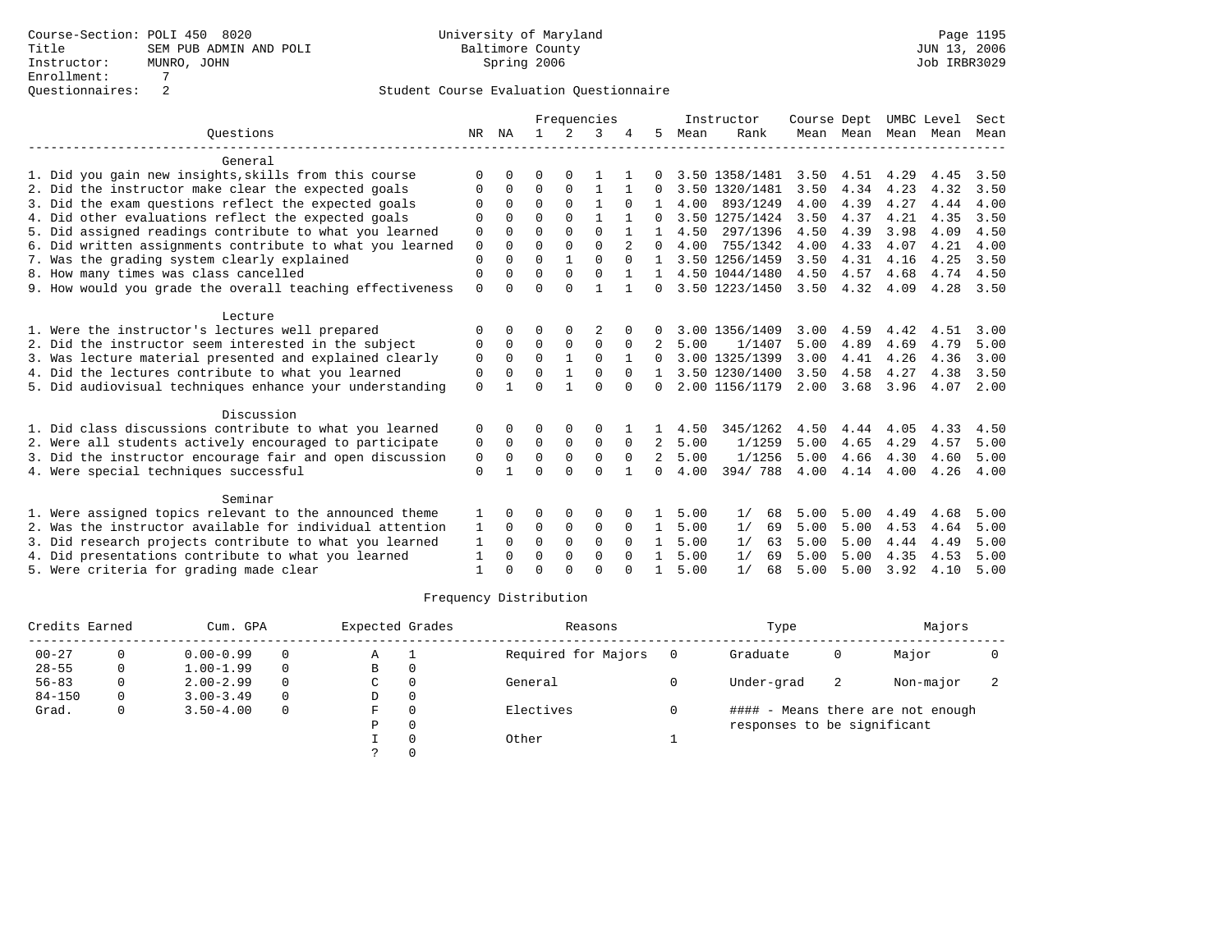Course-Section: POLI 450 8020
Title: SEM PUB ADMIN AND POLI
Instructor: MUNRO, JOHN
Enrollment: 7
Questionnaires: 2

University of Maryland
Baltimore County
Spring 2006

JUN 13, 2006
Job IRBR3029

## Student Course Evaluation Questionnaire

| Questions | NR | NA | 1 | 2 | 3 | 4 | 5 | Instructor Mean | Rank | Course Mean | Dept Mean | UMBC Mean | Level Mean | Sect Mean |
|---|---|---|---|---|---|---|---|---|---|---|---|---|---|---|
| **General** | | | | | | | | | | | | | | |
| 1. Did you gain new insights,skills from this course | 0 | 0 | 0 | 0 | 1 | 1 | 0 | 3.50 | 1358/1481 | 3.50 | 4.51 | 4.29 | 4.45 | 3.50 |
| 2. Did the instructor make clear the expected goals | 0 | 0 | 0 | 0 | 1 | 1 | 0 | 3.50 | 1320/1481 | 3.50 | 4.34 | 4.23 | 4.32 | 3.50 |
| 3. Did the exam questions reflect the expected goals | 0 | 0 | 0 | 0 | 1 | 0 | 1 | 4.00 | 893/1249 | 4.00 | 4.39 | 4.27 | 4.44 | 4.00 |
| 4. Did other evaluations reflect the expected goals | 0 | 0 | 0 | 0 | 1 | 1 | 0 | 3.50 | 1275/1424 | 3.50 | 4.37 | 4.21 | 4.35 | 3.50 |
| 5. Did assigned readings contribute to what you learned | 0 | 0 | 0 | 0 | 0 | 1 | 1 | 4.50 | 297/1396 | 4.50 | 4.39 | 3.98 | 4.09 | 4.50 |
| 6. Did written assignments contribute to what you learned | 0 | 0 | 0 | 0 | 0 | 2 | 0 | 4.00 | 755/1342 | 4.00 | 4.33 | 4.07 | 4.21 | 4.00 |
| 7. Was the grading system clearly explained | 0 | 0 | 0 | 1 | 0 | 0 | 1 | 3.50 | 1256/1459 | 3.50 | 4.31 | 4.16 | 4.25 | 3.50 |
| 8. How many times was class cancelled | 0 | 0 | 0 | 0 | 0 | 1 | 1 | 4.50 | 1044/1480 | 4.50 | 4.57 | 4.68 | 4.74 | 4.50 |
| 9. How would you grade the overall teaching effectiveness | 0 | 0 | 0 | 0 | 1 | 1 | 0 | 3.50 | 1223/1450 | 3.50 | 4.32 | 4.09 | 4.28 | 3.50 |
| **Lecture** | | | | | | | | | | | | | | |
| 1. Were the instructor's lectures well prepared | 0 | 0 | 0 | 0 | 2 | 0 | 0 | 3.00 | 1356/1409 | 3.00 | 4.59 | 4.42 | 4.51 | 3.00 |
| 2. Did the instructor seem interested in the subject | 0 | 0 | 0 | 0 | 0 | 0 | 2 | 5.00 | 1/1407 | 5.00 | 4.89 | 4.69 | 4.79 | 5.00 |
| 3. Was lecture material presented and explained clearly | 0 | 0 | 0 | 1 | 0 | 1 | 0 | 3.00 | 1325/1399 | 3.00 | 4.41 | 4.26 | 4.36 | 3.00 |
| 4. Did the lectures contribute to what you learned | 0 | 0 | 0 | 1 | 0 | 0 | 1 | 3.50 | 1230/1400 | 3.50 | 4.58 | 4.27 | 4.38 | 3.50 |
| 5. Did audiovisual techniques enhance your understanding | 0 | 1 | 0 | 1 | 0 | 0 | 0 | 2.00 | 1156/1179 | 2.00 | 3.68 | 3.96 | 4.07 | 2.00 |
| **Discussion** | | | | | | | | | | | | | | |
| 1. Did class discussions contribute to what you learned | 0 | 0 | 0 | 0 | 0 | 1 | 1 | 4.50 | 345/1262 | 4.50 | 4.44 | 4.05 | 4.33 | 4.50 |
| 2. Were all students actively encouraged to participate | 0 | 0 | 0 | 0 | 0 | 0 | 2 | 5.00 | 1/1259 | 5.00 | 4.65 | 4.29 | 4.57 | 5.00 |
| 3. Did the instructor encourage fair and open discussion | 0 | 0 | 0 | 0 | 0 | 0 | 2 | 5.00 | 1/1256 | 5.00 | 4.66 | 4.30 | 4.60 | 5.00 |
| 4. Were special techniques successful | 0 | 1 | 0 | 0 | 0 | 1 | 0 | 4.00 | 394/ 788 | 4.00 | 4.14 | 4.00 | 4.26 | 4.00 |
| **Seminar** | | | | | | | | | | | | | | |
| 1. Were assigned topics relevant to the announced theme | 1 | 0 | 0 | 0 | 0 | 0 | 1 | 5.00 | 1/ 68 | 5.00 | 5.00 | 4.49 | 4.68 | 5.00 |
| 2. Was the instructor available for individual attention | 1 | 0 | 0 | 0 | 0 | 0 | 1 | 5.00 | 1/ 69 | 5.00 | 5.00 | 4.53 | 4.64 | 5.00 |
| 3. Did research projects contribute to what you learned | 1 | 0 | 0 | 0 | 0 | 0 | 1 | 5.00 | 1/ 63 | 5.00 | 5.00 | 4.44 | 4.49 | 5.00 |
| 4. Did presentations contribute to what you learned | 1 | 0 | 0 | 0 | 0 | 0 | 1 | 5.00 | 1/ 69 | 5.00 | 5.00 | 4.35 | 4.53 | 5.00 |
| 5. Were criteria for grading made clear | 1 | 0 | 0 | 0 | 0 | 0 | 1 | 5.00 | 1/ 68 | 5.00 | 5.00 | 3.92 | 4.10 | 5.00 |

### Frequency Distribution

| Credits Earned | | Cum. GPA | | Expected Grades | | Reasons | | Type | | Majors | |
|---|---|---|---|---|---|---|---|---|---|---|---|
| 00-27 | 0 | 0.00-0.99 | 0 | A | 1 | Required for Majors | 0 | Graduate | 0 | Major | 0 |
| 28-55 | 0 | 1.00-1.99 | 0 | B | 0 | | | | | | |
| 56-83 | 0 | 2.00-2.99 | 0 | C | 0 | General | 0 | Under-grad | 2 | Non-major | 2 |
| 84-150 | 0 | 3.00-3.49 | 0 | D | 0 | | | | | | |
| Grad. | 0 | 3.50-4.00 | 0 | F | 0 | Electives | 0 | #### - Means there are not enough responses to be significant | | | |
| | | | | P | 0 | | | | | | |
| | | | | I | 0 | Other | 1 | | | | |
| | | | | ? | 0 | | | | | | |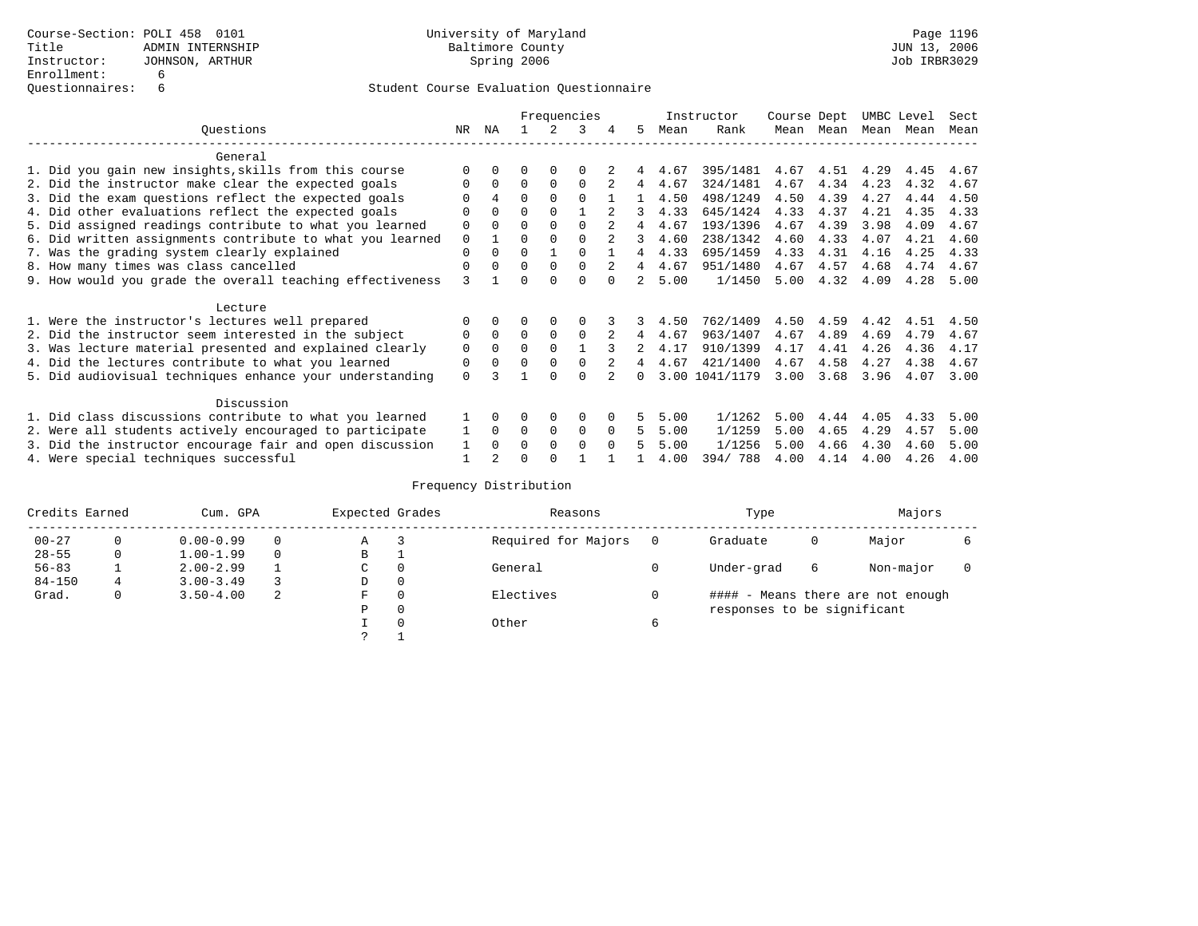Course-Section: POLI 458 0101
Title: ADMIN INTERNSHIP
Instructor: JOHNSON, ARTHUR
Enrollment: 6
Questionnaires: 6

University of Maryland
Baltimore County
Spring 2006

Student Course Evaluation Questionnaire

| Questions | NR | NA | 1 | 2 | 3 | 4 | 5 | Instructor Mean | Rank | Course Mean | Dept Mean | UMBC Mean | Level Mean | Sect Mean |
|---|---|---|---|---|---|---|---|---|---|---|---|---|---|---|
| **General** | | | | | | | | | | | | | | |
| 1. Did you gain new insights,skills from this course | 0 | 0 | 0 | 0 | 0 | 2 | 4 | 4.67 | 395/1481 | 4.67 | 4.51 | 4.29 | 4.45 | 4.67 |
| 2. Did the instructor make clear the expected goals | 0 | 0 | 0 | 0 | 0 | 2 | 4 | 4.67 | 324/1481 | 4.67 | 4.34 | 4.23 | 4.32 | 4.67 |
| 3. Did the exam questions reflect the expected goals | 0 | 4 | 0 | 0 | 0 | 1 | 1 | 4.50 | 498/1249 | 4.50 | 4.39 | 4.27 | 4.44 | 4.50 |
| 4. Did other evaluations reflect the expected goals | 0 | 0 | 0 | 0 | 1 | 2 | 3 | 4.33 | 645/1424 | 4.33 | 4.37 | 4.21 | 4.35 | 4.33 |
| 5. Did assigned readings contribute to what you learned | 0 | 0 | 0 | 0 | 0 | 2 | 4 | 4.67 | 193/1396 | 4.67 | 4.39 | 3.98 | 4.09 | 4.67 |
| 6. Did written assignments contribute to what you learned | 0 | 1 | 0 | 0 | 0 | 2 | 3 | 4.60 | 238/1342 | 4.60 | 4.33 | 4.07 | 4.21 | 4.60 |
| 7. Was the grading system clearly explained | 0 | 0 | 0 | 1 | 0 | 1 | 4 | 4.33 | 695/1459 | 4.33 | 4.31 | 4.16 | 4.25 | 4.33 |
| 8. How many times was class cancelled | 0 | 0 | 0 | 0 | 0 | 2 | 4 | 4.67 | 951/1480 | 4.67 | 4.57 | 4.68 | 4.74 | 4.67 |
| 9. How would you grade the overall teaching effectiveness | 3 | 1 | 0 | 0 | 0 | 0 | 2 | 5.00 | 1/1450 | 5.00 | 4.32 | 4.09 | 4.28 | 5.00 |
| **Lecture** | | | | | | | | | | | | | | |
| 1. Were the instructor's lectures well prepared | 0 | 0 | 0 | 0 | 0 | 3 | 3 | 4.50 | 762/1409 | 4.50 | 4.59 | 4.42 | 4.51 | 4.50 |
| 2. Did the instructor seem interested in the subject | 0 | 0 | 0 | 0 | 0 | 2 | 4 | 4.67 | 963/1407 | 4.67 | 4.89 | 4.69 | 4.79 | 4.67 |
| 3. Was lecture material presented and explained clearly | 0 | 0 | 0 | 0 | 1 | 3 | 2 | 4.17 | 910/1399 | 4.17 | 4.41 | 4.26 | 4.36 | 4.17 |
| 4. Did the lectures contribute to what you learned | 0 | 0 | 0 | 0 | 0 | 2 | 4 | 4.67 | 421/1400 | 4.67 | 4.58 | 4.27 | 4.38 | 4.67 |
| 5. Did audiovisual techniques enhance your understanding | 0 | 3 | 1 | 0 | 0 | 2 | 0 | 3.00 | 1041/1179 | 3.00 | 3.68 | 3.96 | 4.07 | 3.00 |
| **Discussion** | | | | | | | | | | | | | | |
| 1. Did class discussions contribute to what you learned | 1 | 0 | 0 | 0 | 0 | 0 | 5 | 5.00 | 1/1262 | 5.00 | 4.44 | 4.05 | 4.33 | 5.00 |
| 2. Were all students actively encouraged to participate | 1 | 0 | 0 | 0 | 0 | 0 | 5 | 5.00 | 1/1259 | 5.00 | 4.65 | 4.29 | 4.57 | 5.00 |
| 3. Did the instructor encourage fair and open discussion | 1 | 0 | 0 | 0 | 0 | 0 | 5 | 5.00 | 1/1256 | 5.00 | 4.66 | 4.30 | 4.60 | 5.00 |
| 4. Were special techniques successful | 1 | 2 | 0 | 0 | 1 | 1 | 1 | 4.00 | 394/ 788 | 4.00 | 4.14 | 4.00 | 4.26 | 4.00 |

## Frequency Distribution

| Credits Earned | | Cum. GPA | | Expected Grades | | Reasons | | Type | | Majors | |
|---|---|---|---|---|---|---|---|---|---|---|---|
| 00-27 | 0 | 0.00-0.99 | 0 | A | 3 | Required for Majors | 0 | Graduate | 0 | Major | 6 |
| 28-55 | 0 | 1.00-1.99 | 0 | B | 1 | | | | | | |
| 56-83 | 1 | 2.00-2.99 | 1 | C | 0 | General | 0 | Under-grad | 6 | Non-major | 0 |
| 84-150 | 4 | 3.00-3.49 | 3 | D | 0 | | | | | | |
| Grad. | 0 | 3.50-4.00 | 2 | F | 0 | Electives | 0 | #### - Means there are not enough responses to be significant | | | |
| | | | | P | 0 | | | | | | |
| | | | | I | 0 | Other | 6 | | | | |
| | | | | ? | 1 | | | | | | |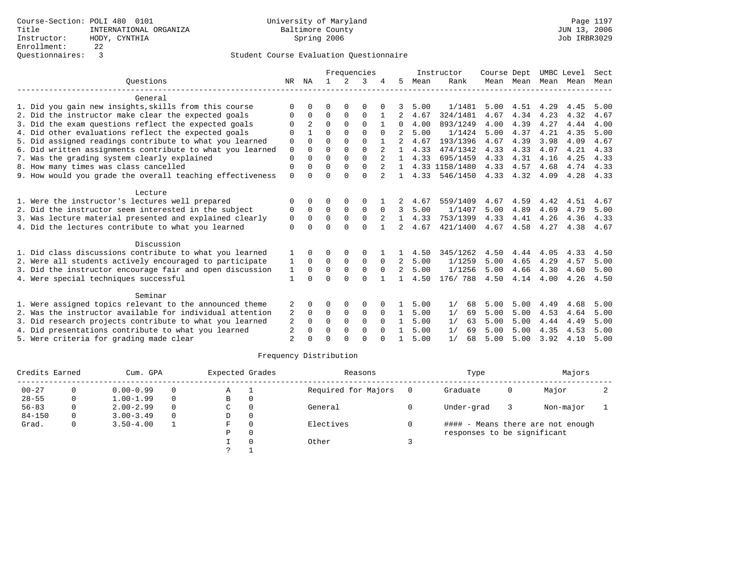Course-Section: POLI 480 0101
Title: INTERNATIONAL ORGANIZA
Instructor: HODY, CYNTHIA
Enrollment: 22
Questionnaires: 3

University of Maryland
Baltimore County
Spring 2006

Page 1197
JUN 13, 2006
Job IRBR3029

## Student Course Evaluation Questionnaire

| Questions | NR | NA | 1 | 2 | 3 | 4 | 5 | Instructor Mean | Rank | Course Mean | Dept Mean | UMBC Mean | Level Mean | Sect Mean |
|---|---|---|---|---|---|---|---|---|---|---|---|---|---|---|
| **General** | | | | | | | | | | | | | | |
| 1. Did you gain new insights,skills from this course | 0 | 0 | 0 | 0 | 0 | 0 | 3 | 5.00 | 1/1481 | 5.00 | 4.51 | 4.29 | 4.45 | 5.00 |
| 2. Did the instructor make clear the expected goals | 0 | 0 | 0 | 0 | 0 | 1 | 2 | 4.67 | 324/1481 | 4.67 | 4.34 | 4.23 | 4.32 | 4.67 |
| 3. Did the exam questions reflect the expected goals | 0 | 2 | 0 | 0 | 0 | 1 | 0 | 4.00 | 893/1249 | 4.00 | 4.39 | 4.27 | 4.44 | 4.00 |
| 4. Did other evaluations reflect the expected goals | 0 | 1 | 0 | 0 | 0 | 0 | 2 | 5.00 | 1/1424 | 5.00 | 4.37 | 4.21 | 4.35 | 5.00 |
| 5. Did assigned readings contribute to what you learned | 0 | 0 | 0 | 0 | 0 | 1 | 2 | 4.67 | 193/1396 | 4.67 | 4.39 | 3.98 | 4.09 | 4.67 |
| 6. Did written assignments contribute to what you learned | 0 | 0 | 0 | 0 | 0 | 2 | 1 | 4.33 | 474/1342 | 4.33 | 4.33 | 4.07 | 4.21 | 4.33 |
| 7. Was the grading system clearly explained | 0 | 0 | 0 | 0 | 0 | 2 | 1 | 4.33 | 695/1459 | 4.33 | 4.31 | 4.16 | 4.25 | 4.33 |
| 8. How many times was class cancelled | 0 | 0 | 0 | 0 | 0 | 2 | 1 | 4.33 | 1158/1480 | 4.33 | 4.57 | 4.68 | 4.74 | 4.33 |
| 9. How would you grade the overall teaching effectiveness | 0 | 0 | 0 | 0 | 0 | 2 | 1 | 4.33 | 546/1450 | 4.33 | 4.32 | 4.09 | 4.28 | 4.33 |
| **Lecture** | | | | | | | | | | | | | | |
| 1. Were the instructor's lectures well prepared | 0 | 0 | 0 | 0 | 0 | 1 | 2 | 4.67 | 559/1409 | 4.67 | 4.59 | 4.42 | 4.51 | 4.67 |
| 2. Did the instructor seem interested in the subject | 0 | 0 | 0 | 0 | 0 | 0 | 3 | 5.00 | 1/1407 | 5.00 | 4.89 | 4.69 | 4.79 | 5.00 |
| 3. Was lecture material presented and explained clearly | 0 | 0 | 0 | 0 | 0 | 2 | 1 | 4.33 | 753/1399 | 4.33 | 4.41 | 4.26 | 4.36 | 4.33 |
| 4. Did the lectures contribute to what you learned | 0 | 0 | 0 | 0 | 0 | 1 | 2 | 4.67 | 421/1400 | 4.67 | 4.58 | 4.27 | 4.38 | 4.67 |
| **Discussion** | | | | | | | | | | | | | | |
| 1. Did class discussions contribute to what you learned | 1 | 0 | 0 | 0 | 0 | 1 | 1 | 4.50 | 345/1262 | 4.50 | 4.44 | 4.05 | 4.33 | 4.50 |
| 2. Were all students actively encouraged to participate | 1 | 0 | 0 | 0 | 0 | 0 | 2 | 5.00 | 1/1259 | 5.00 | 4.65 | 4.29 | 4.57 | 5.00 |
| 3. Did the instructor encourage fair and open discussion | 1 | 0 | 0 | 0 | 0 | 0 | 2 | 5.00 | 1/1256 | 5.00 | 4.66 | 4.30 | 4.60 | 5.00 |
| 4. Were special techniques successful | 1 | 0 | 0 | 0 | 0 | 1 | 1 | 4.50 | 176/ 788 | 4.50 | 4.14 | 4.00 | 4.26 | 4.50 |
| **Seminar** | | | | | | | | | | | | | | |
| 1. Were assigned topics relevant to the announced theme | 2 | 0 | 0 | 0 | 0 | 0 | 1 | 5.00 | 1/ 68 | 5.00 | 5.00 | 4.49 | 4.68 | 5.00 |
| 2. Was the instructor available for individual attention | 2 | 0 | 0 | 0 | 0 | 0 | 1 | 5.00 | 1/ 69 | 5.00 | 5.00 | 4.53 | 4.64 | 5.00 |
| 3. Did research projects contribute to what you learned | 2 | 0 | 0 | 0 | 0 | 0 | 1 | 5.00 | 1/ 63 | 5.00 | 5.00 | 4.44 | 4.49 | 5.00 |
| 4. Did presentations contribute to what you learned | 2 | 0 | 0 | 0 | 0 | 0 | 1 | 5.00 | 1/ 69 | 5.00 | 5.00 | 4.35 | 4.53 | 5.00 |
| 5. Were criteria for grading made clear | 2 | 0 | 0 | 0 | 0 | 0 | 1 | 5.00 | 1/ 68 | 5.00 | 5.00 | 3.92 | 4.10 | 5.00 |

## Frequency Distribution

| Credits Earned | | Cum. GPA | | Expected Grades | | Reasons | | Type | | Majors | |
|---|---|---|---|---|---|---|---|---|---|---|---|
| 00-27 | 0 | 0.00-0.99 | 0 | A | 1 | Required for Majors | 0 | Graduate | 0 | Major | 2 |
| 28-55 | 0 | 1.00-1.99 | 0 | B | 0 | | | | | | |
| 56-83 | 0 | 2.00-2.99 | 0 | C | 0 | General | 0 | Under-grad | 3 | Non-major | 1 |
| 84-150 | 0 | 3.00-3.49 | 0 | D | 0 | | | | | | |
| Grad. | 0 | 3.50-4.00 | 1 | F | 0 | Electives | 0 | #### - Means there are not enough responses to be significant | | | |
| | | | | P | 0 | | | | | | |
| | | | | I | 0 | Other | 3 | | | | |
| | | | | ? | 1 | | | | | | |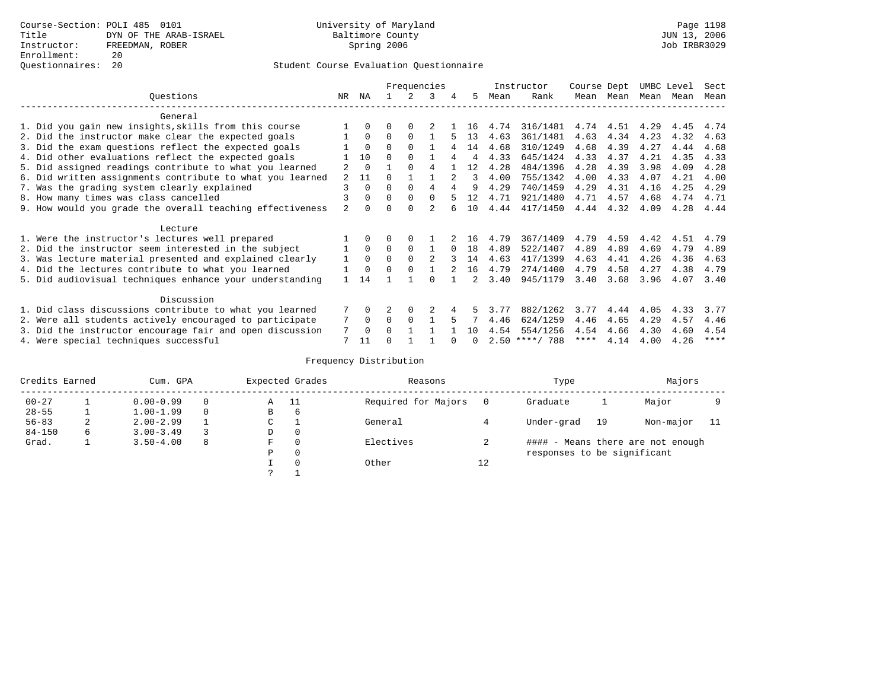Course-Section: POLI 485 0101
Title: DYN OF THE ARAB-ISRAEL
Instructor: FREEDMAN, ROBER
Enrollment: 20
Questionnaires: 20

University of Maryland
Baltimore County
Spring 2006

Student Course Evaluation Questionnaire

| Questions | NR | NA | 1 | 2 | 3 | 4 | 5 | Instructor Mean | Rank | Course Mean | Dept Mean | UMBC Mean | Level Mean | Sect Mean |
|---|---|---|---|---|---|---|---|---|---|---|---|---|---|---|
| **General** | | | | | | | | | | | | | | |
| 1. Did you gain new insights,skills from this course | 1 | 0 | 0 | 0 | 2 | 1 | 16 | 4.74 | 316/1481 | 4.74 | 4.51 | 4.29 | 4.45 | 4.74 |
| 2. Did the instructor make clear the expected goals | 1 | 0 | 0 | 0 | 1 | 5 | 13 | 4.63 | 361/1481 | 4.63 | 4.34 | 4.23 | 4.32 | 4.63 |
| 3. Did the exam questions reflect the expected goals | 1 | 0 | 0 | 0 | 1 | 4 | 14 | 4.68 | 310/1249 | 4.68 | 4.39 | 4.27 | 4.44 | 4.68 |
| 4. Did other evaluations reflect the expected goals | 1 | 10 | 0 | 0 | 1 | 4 | 4 | 4.33 | 645/1424 | 4.33 | 4.37 | 4.21 | 4.35 | 4.33 |
| 5. Did assigned readings contribute to what you learned | 2 | 0 | 1 | 0 | 4 | 1 | 12 | 4.28 | 484/1396 | 4.28 | 4.39 | 3.98 | 4.09 | 4.28 |
| 6. Did written assignments contribute to what you learned | 2 | 11 | 0 | 1 | 1 | 2 | 3 | 4.00 | 755/1342 | 4.00 | 4.33 | 4.07 | 4.21 | 4.00 |
| 7. Was the grading system clearly explained | 3 | 0 | 0 | 0 | 4 | 4 | 9 | 4.29 | 740/1459 | 4.29 | 4.31 | 4.16 | 4.25 | 4.29 |
| 8. How many times was class cancelled | 3 | 0 | 0 | 0 | 0 | 5 | 12 | 4.71 | 921/1480 | 4.71 | 4.57 | 4.68 | 4.74 | 4.71 |
| 9. How would you grade the overall teaching effectiveness | 2 | 0 | 0 | 0 | 2 | 6 | 10 | 4.44 | 417/1450 | 4.44 | 4.32 | 4.09 | 4.28 | 4.44 |
| **Lecture** | | | | | | | | | | | | | | |
| 1. Were the instructor's lectures well prepared | 1 | 0 | 0 | 0 | 1 | 2 | 16 | 4.79 | 367/1409 | 4.79 | 4.59 | 4.42 | 4.51 | 4.79 |
| 2. Did the instructor seem interested in the subject | 1 | 0 | 0 | 0 | 1 | 0 | 18 | 4.89 | 522/1407 | 4.89 | 4.89 | 4.69 | 4.79 | 4.89 |
| 3. Was lecture material presented and explained clearly | 1 | 0 | 0 | 0 | 2 | 3 | 14 | 4.63 | 417/1399 | 4.63 | 4.41 | 4.26 | 4.36 | 4.63 |
| 4. Did the lectures contribute to what you learned | 1 | 0 | 0 | 0 | 1 | 2 | 16 | 4.79 | 274/1400 | 4.79 | 4.58 | 4.27 | 4.38 | 4.79 |
| 5. Did audiovisual techniques enhance your understanding | 1 | 14 | 1 | 1 | 0 | 1 | 2 | 3.40 | 945/1179 | 3.40 | 3.68 | 3.96 | 4.07 | 3.40 |
| **Discussion** | | | | | | | | | | | | | | |
| 1. Did class discussions contribute to what you learned | 7 | 0 | 2 | 0 | 2 | 4 | 5 | 3.77 | 882/1262 | 3.77 | 4.44 | 4.05 | 4.33 | 3.77 |
| 2. Were all students actively encouraged to participate | 7 | 0 | 0 | 0 | 1 | 5 | 7 | 4.46 | 624/1259 | 4.46 | 4.65 | 4.29 | 4.57 | 4.46 |
| 3. Did the instructor encourage fair and open discussion | 7 | 0 | 0 | 1 | 1 | 1 | 10 | 4.54 | 554/1256 | 4.54 | 4.66 | 4.30 | 4.60 | 4.54 |
| 4. Were special techniques successful | 7 | 11 | 0 | 1 | 1 | 0 | 0 | 2.50 | ****/ 788 | **** | 4.14 | 4.00 | 4.26 | **** |

Frequency Distribution

| Credits Earned | | Cum. GPA | | Expected Grades | | Reasons | | Type | | Majors | |
|---|---|---|---|---|---|---|---|---|---|---|---|
| 00-27 | 1 | 0.00-0.99 | 0 | A | 11 | Required for Majors | 0 | Graduate | 1 | Major | 9 |
| 28-55 | 1 | 1.00-1.99 | 0 | B | 6 | | | | | | |
| 56-83 | 2 | 2.00-2.99 | 1 | C | 1 | General | 4 | Under-grad | 19 | Non-major | 11 |
| 84-150 | 6 | 3.00-3.49 | 3 | D | 0 | | | | | | |
| Grad. | 1 | 3.50-4.00 | 8 | F | 0 | Electives | 2 | #### - Means there are not enough responses to be significant | | | |
| | | | | P | 0 | | | | | | |
| | | | | I | 0 | Other | 12 | | | | |
| | | | | ? | 1 | | | | | | |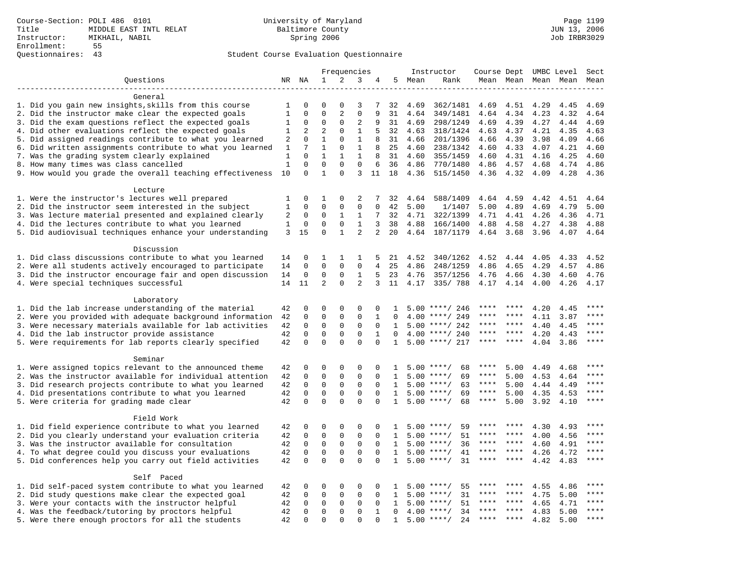Course-Section: POLI 486 0101
Title: MIDDLE EAST INTL RELAT
Instructor: MIKHAIL, NABIL
Enrollment: 55
Questionnaires: 43

University of Maryland
Baltimore County
Spring 2006

Page 1199
JUN 13, 2006
Job IRBR3029

Student Course Evaluation Questionnaire

| Questions | NR | NA | 1 | 2 | 3 | 4 | 5 | Instructor Mean | Instructor Rank | Course Mean | Dept Mean | UMBC Mean | Level Mean | Sect Mean |
|---|---|---|---|---|---|---|---|---|---|---|---|---|---|---|
| **General** | | | | | | | | | | | | | | |
| 1. Did you gain new insights,skills from this course | 1 | 0 | 0 | 0 | 3 | 7 | 32 | 4.69 | 362/1481 | 4.69 | 4.51 | 4.29 | 4.45 | 4.69 |
| 2. Did the instructor make clear the expected goals | 1 | 0 | 0 | 2 | 0 | 9 | 31 | 4.64 | 349/1481 | 4.64 | 4.34 | 4.23 | 4.32 | 4.64 |
| 3. Did the exam questions reflect the expected goals | 1 | 0 | 0 | 0 | 2 | 9 | 31 | 4.69 | 298/1249 | 4.69 | 4.39 | 4.27 | 4.44 | 4.69 |
| 4. Did other evaluations reflect the expected goals | 1 | 2 | 2 | 0 | 1 | 5 | 32 | 4.63 | 318/1424 | 4.63 | 4.37 | 4.21 | 4.35 | 4.63 |
| 5. Did assigned readings contribute to what you learned | 2 | 0 | 1 | 0 | 1 | 8 | 31 | 4.66 | 201/1396 | 4.66 | 4.39 | 3.98 | 4.09 | 4.66 |
| 6. Did written assignments contribute to what you learned | 1 | 7 | 1 | 0 | 1 | 8 | 25 | 4.60 | 238/1342 | 4.60 | 4.33 | 4.07 | 4.21 | 4.60 |
| 7. Was the grading system clearly explained | 1 | 0 | 1 | 1 | 1 | 8 | 31 | 4.60 | 355/1459 | 4.60 | 4.31 | 4.16 | 4.25 | 4.60 |
| 8. How many times was class cancelled | 1 | 0 | 0 | 0 | 0 | 6 | 36 | 4.86 | 770/1480 | 4.86 | 4.57 | 4.68 | 4.74 | 4.86 |
| 9. How would you grade the overall teaching effectiveness | 10 | 0 | 1 | 0 | 3 | 11 | 18 | 4.36 | 515/1450 | 4.36 | 4.32 | 4.09 | 4.28 | 4.36 |
| **Lecture** | | | | | | | | | | | | | | |
| 1. Were the instructor's lectures well prepared | 1 | 0 | 1 | 0 | 2 | 7 | 32 | 4.64 | 588/1409 | 4.64 | 4.59 | 4.42 | 4.51 | 4.64 |
| 2. Did the instructor seem interested in the subject | 1 | 0 | 0 | 0 | 0 | 0 | 42 | 5.00 | 1/1407 | 5.00 | 4.89 | 4.69 | 4.79 | 5.00 |
| 3. Was lecture material presented and explained clearly | 2 | 0 | 0 | 1 | 1 | 7 | 32 | 4.71 | 322/1399 | 4.71 | 4.41 | 4.26 | 4.36 | 4.71 |
| 4. Did the lectures contribute to what you learned | 1 | 0 | 0 | 0 | 1 | 3 | 38 | 4.88 | 166/1400 | 4.88 | 4.58 | 4.27 | 4.38 | 4.88 |
| 5. Did audiovisual techniques enhance your understanding | 3 | 15 | 0 | 1 | 2 | 2 | 20 | 4.64 | 187/1179 | 4.64 | 3.68 | 3.96 | 4.07 | 4.64 |
| **Discussion** | | | | | | | | | | | | | | |
| 1. Did class discussions contribute to what you learned | 14 | 0 | 1 | 1 | 1 | 5 | 21 | 4.52 | 340/1262 | 4.52 | 4.44 | 4.05 | 4.33 | 4.52 |
| 2. Were all students actively encouraged to participate | 14 | 0 | 0 | 0 | 0 | 4 | 25 | 4.86 | 248/1259 | 4.86 | 4.65 | 4.29 | 4.57 | 4.86 |
| 3. Did the instructor encourage fair and open discussion | 14 | 0 | 0 | 0 | 1 | 5 | 23 | 4.76 | 357/1256 | 4.76 | 4.66 | 4.30 | 4.60 | 4.76 |
| 4. Were special techniques successful | 14 | 11 | 2 | 0 | 2 | 3 | 11 | 4.17 | 335/ 788 | 4.17 | 4.14 | 4.00 | 4.26 | 4.17 |
| **Laboratory** | | | | | | | | | | | | | | |
| 1. Did the lab increase understanding of the material | 42 | 0 | 0 | 0 | 0 | 0 | 1 | 5.00 | ****/ 246 | **** | **** | 4.20 | 4.45 | **** |
| 2. Were you provided with adequate background information | 42 | 0 | 0 | 0 | 0 | 1 | 0 | 4.00 | ****/ 249 | **** | **** | 4.11 | 3.87 | **** |
| 3. Were necessary materials available for lab activities | 42 | 0 | 0 | 0 | 0 | 0 | 1 | 5.00 | ****/ 242 | **** | **** | 4.40 | 4.45 | **** |
| 4. Did the lab instructor provide assistance | 42 | 0 | 0 | 0 | 0 | 1 | 0 | 4.00 | ****/ 240 | **** | **** | 4.20 | 4.43 | **** |
| 5. Were requirements for lab reports clearly specified | 42 | 0 | 0 | 0 | 0 | 0 | 1 | 5.00 | ****/ 217 | **** | **** | 4.04 | 3.86 | **** |
| **Seminar** | | | | | | | | | | | | | | |
| 1. Were assigned topics relevant to the announced theme | 42 | 0 | 0 | 0 | 0 | 0 | 1 | 5.00 | ****/ 68 | **** | 5.00 | 4.49 | 4.68 | **** |
| 2. Was the instructor available for individual attention | 42 | 0 | 0 | 0 | 0 | 0 | 1 | 5.00 | ****/ 69 | **** | 5.00 | 4.53 | 4.64 | **** |
| 3. Did research projects contribute to what you learned | 42 | 0 | 0 | 0 | 0 | 0 | 1 | 5.00 | ****/ 63 | **** | 5.00 | 4.44 | 4.49 | **** |
| 4. Did presentations contribute to what you learned | 42 | 0 | 0 | 0 | 0 | 0 | 1 | 5.00 | ****/ 69 | **** | 5.00 | 4.35 | 4.53 | **** |
| 5. Were criteria for grading made clear | 42 | 0 | 0 | 0 | 0 | 0 | 1 | 5.00 | ****/ 68 | **** | 5.00 | 3.92 | 4.10 | **** |
| **Field Work** | | | | | | | | | | | | | | |
| 1. Did field experience contribute to what you learned | 42 | 0 | 0 | 0 | 0 | 0 | 1 | 5.00 | ****/ 59 | **** | **** | 4.30 | 4.93 | **** |
| 2. Did you clearly understand your evaluation criteria | 42 | 0 | 0 | 0 | 0 | 0 | 1 | 5.00 | ****/ 51 | **** | **** | 4.00 | 4.56 | **** |
| 3. Was the instructor available for consultation | 42 | 0 | 0 | 0 | 0 | 0 | 1 | 5.00 | ****/ 36 | **** | **** | 4.60 | 4.91 | **** |
| 4. To what degree could you discuss your evaluations | 42 | 0 | 0 | 0 | 0 | 0 | 1 | 5.00 | ****/ 41 | **** | **** | 4.26 | 4.72 | **** |
| 5. Did conferences help you carry out field activities | 42 | 0 | 0 | 0 | 0 | 0 | 1 | 5.00 | ****/ 31 | **** | **** | 4.42 | 4.83 | **** |
| **Self Paced** | | | | | | | | | | | | | | |
| 1. Did self-paced system contribute to what you learned | 42 | 0 | 0 | 0 | 0 | 0 | 1 | 5.00 | ****/ 55 | **** | **** | 4.55 | 4.86 | **** |
| 2. Did study questions make clear the expected goal | 42 | 0 | 0 | 0 | 0 | 0 | 1 | 5.00 | ****/ 31 | **** | **** | 4.75 | 5.00 | **** |
| 3. Were your contacts with the instructor helpful | 42 | 0 | 0 | 0 | 0 | 0 | 1 | 5.00 | ****/ 51 | **** | **** | 4.65 | 4.71 | **** |
| 4. Was the feedback/tutoring by proctors helpful | 42 | 0 | 0 | 0 | 0 | 1 | 0 | 4.00 | ****/ 34 | **** | **** | 4.83 | 5.00 | **** |
| 5. Were there enough proctors for all the students | 42 | 0 | 0 | 0 | 0 | 0 | 1 | 5.00 | ****/ 24 | **** | **** | 4.82 | 5.00 | **** |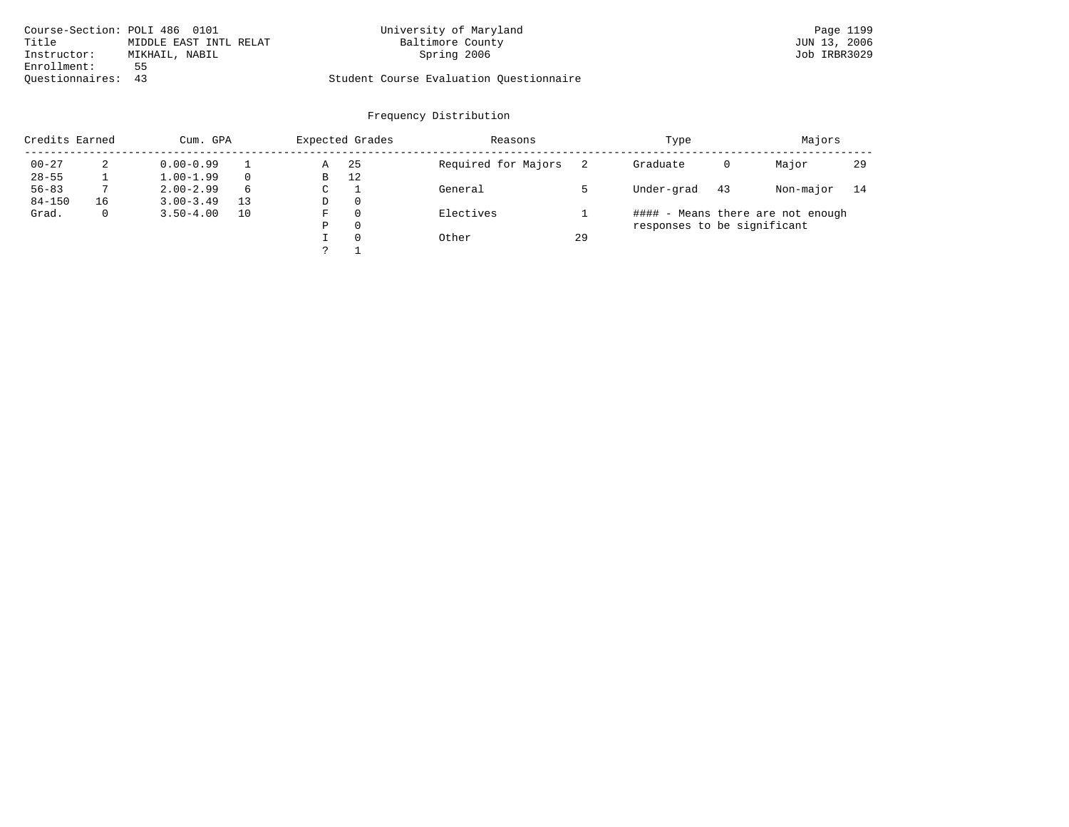Course-Section: POLI 486 0101
Title: MIDDLE EAST INTL RELAT
Instructor: MIKHAIL, NABIL
Enrollment: 55
Questionnaires: 43

University of Maryland
Baltimore County
Spring 2006

Student Course Evaluation Questionnaire

Page 1199
JUN 13, 2006
Job IRBR3029

## Frequency Distribution

| Credits Earned | | Cum. GPA | | Expected Grades | | Reasons | | Type | | Majors | |
|---|---|---|---|---|---|---|---|---|---|---|---|
| 00-27 | 2 | 0.00-0.99 | 1 | A | 25 | Required for Majors | 2 | Graduate | 0 | Major | 29 |
| 28-55 | 1 | 1.00-1.99 | 0 | B | 12 | | | | | | |
| 56-83 | 7 | 2.00-2.99 | 6 | C | 1 | General | 5 | Under-grad | 43 | Non-major | 14 |
| 84-150 | 16 | 3.00-3.49 | 13 | D | 0 | | | | | | |
| Grad. | 0 | 3.50-4.00 | 10 | F | 0 | Electives | 1 | | | | |
| | | | | P | 0 | | | | | | |
| | | | | I | 0 | Other | 29 | | | | |
| | | | | ? | 1 | | | | | | |

#### - Means there are not enough responses to be significant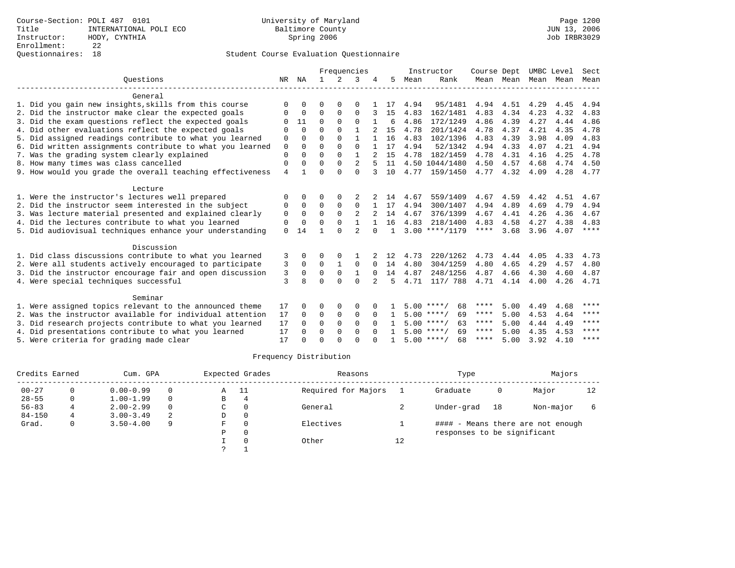Course-Section: POLI 487 0101
Title: INTERNATIONAL POLI ECO
Instructor: HODY, CYNTHIA
Enrollment: 22
Questionnaires: 18

University of Maryland
Baltimore County
Spring 2006

Student Course Evaluation Questionnaire

| Questions | NR | NA | 1 | 2 | 3 | 4 | 5 | Instructor Mean | Instructor Rank | Course Mean | Dept Mean | UMBC Mean | Level Mean | Sect Mean |
|---|---|---|---|---|---|---|---|---|---|---|---|---|---|---|
| **General** | | | | | | | | | | | | | | |
| 1. Did you gain new insights,skills from this course | 0 | 0 | 0 | 0 | 0 | 1 | 17 | 4.94 | 95/1481 | 4.94 | 4.51 | 4.29 | 4.45 | 4.94 |
| 2. Did the instructor make clear the expected goals | 0 | 0 | 0 | 0 | 0 | 3 | 15 | 4.83 | 162/1481 | 4.83 | 4.34 | 4.23 | 4.32 | 4.83 |
| 3. Did the exam questions reflect the expected goals | 0 | 11 | 0 | 0 | 0 | 1 | 6 | 4.86 | 172/1249 | 4.86 | 4.39 | 4.27 | 4.44 | 4.86 |
| 4. Did other evaluations reflect the expected goals | 0 | 0 | 0 | 0 | 1 | 2 | 15 | 4.78 | 201/1424 | 4.78 | 4.37 | 4.21 | 4.35 | 4.78 |
| 5. Did assigned readings contribute to what you learned | 0 | 0 | 0 | 0 | 1 | 1 | 16 | 4.83 | 102/1396 | 4.83 | 4.39 | 3.98 | 4.09 | 4.83 |
| 6. Did written assignments contribute to what you learned | 0 | 0 | 0 | 0 | 0 | 1 | 17 | 4.94 | 52/1342 | 4.94 | 4.33 | 4.07 | 4.21 | 4.94 |
| 7. Was the grading system clearly explained | 0 | 0 | 0 | 0 | 1 | 2 | 15 | 4.78 | 182/1459 | 4.78 | 4.31 | 4.16 | 4.25 | 4.78 |
| 8. How many times was class cancelled | 0 | 0 | 0 | 0 | 2 | 5 | 11 | 4.50 | 1044/1480 | 4.50 | 4.57 | 4.68 | 4.74 | 4.50 |
| 9. How would you grade the overall teaching effectiveness | 4 | 1 | 0 | 0 | 0 | 3 | 10 | 4.77 | 159/1450 | 4.77 | 4.32 | 4.09 | 4.28 | 4.77 |
| **Lecture** | | | | | | | | | | | | | | |
| 1. Were the instructor's lectures well prepared | 0 | 0 | 0 | 0 | 2 | 2 | 14 | 4.67 | 559/1409 | 4.67 | 4.59 | 4.42 | 4.51 | 4.67 |
| 2. Did the instructor seem interested in the subject | 0 | 0 | 0 | 0 | 0 | 1 | 17 | 4.94 | 300/1407 | 4.94 | 4.89 | 4.69 | 4.79 | 4.94 |
| 3. Was lecture material presented and explained clearly | 0 | 0 | 0 | 0 | 2 | 2 | 14 | 4.67 | 376/1399 | 4.67 | 4.41 | 4.26 | 4.36 | 4.67 |
| 4. Did the lectures contribute to what you learned | 0 | 0 | 0 | 0 | 1 | 1 | 16 | 4.83 | 218/1400 | 4.83 | 4.58 | 4.27 | 4.38 | 4.83 |
| 5. Did audiovisual techniques enhance your understanding | 0 | 14 | 1 | 0 | 2 | 0 | 1 | 3.00 | ****/1179 | **** | 3.68 | 3.96 | 4.07 | **** |
| **Discussion** | | | | | | | | | | | | | | |
| 1. Did class discussions contribute to what you learned | 3 | 0 | 0 | 0 | 1 | 2 | 12 | 4.73 | 220/1262 | 4.73 | 4.44 | 4.05 | 4.33 | 4.73 |
| 2. Were all students actively encouraged to participate | 3 | 0 | 0 | 1 | 0 | 0 | 14 | 4.80 | 304/1259 | 4.80 | 4.65 | 4.29 | 4.57 | 4.80 |
| 3. Did the instructor encourage fair and open discussion | 3 | 0 | 0 | 0 | 1 | 0 | 14 | 4.87 | 248/1256 | 4.87 | 4.66 | 4.30 | 4.60 | 4.87 |
| 4. Were special techniques successful | 3 | 8 | 0 | 0 | 0 | 2 | 5 | 4.71 | 117/ 788 | 4.71 | 4.14 | 4.00 | 4.26 | 4.71 |
| **Seminar** | | | | | | | | | | | | | | |
| 1. Were assigned topics relevant to the announced theme | 17 | 0 | 0 | 0 | 0 | 0 | 1 | 5.00 | ****/ 68 | **** | 5.00 | 4.49 | 4.68 | **** |
| 2. Was the instructor available for individual attention | 17 | 0 | 0 | 0 | 0 | 0 | 1 | 5.00 | ****/ 69 | **** | 5.00 | 4.53 | 4.64 | **** |
| 3. Did research projects contribute to what you learned | 17 | 0 | 0 | 0 | 0 | 0 | 1 | 5.00 | ****/ 63 | **** | 5.00 | 4.44 | 4.49 | **** |
| 4. Did presentations contribute to what you learned | 17 | 0 | 0 | 0 | 0 | 0 | 1 | 5.00 | ****/ 69 | **** | 5.00 | 4.35 | 4.53 | **** |
| 5. Were criteria for grading made clear | 17 | 0 | 0 | 0 | 0 | 0 | 1 | 5.00 | ****/ 68 | **** | 5.00 | 3.92 | 4.10 | **** |

Frequency Distribution

| Credits Earned | | Cum. GPA | | Expected Grades | | Reasons | | Type | | Majors | |
|---|---|---|---|---|---|---|---|---|---|---|---|
| 00-27 | 0 | 0.00-0.99 | 0 | A | 11 | Required for Majors | 1 | Graduate | 0 | Major | 12 |
| 28-55 | 0 | 1.00-1.99 | 0 | B | 4 | | | | | | |
| 56-83 | 4 | 2.00-2.99 | 0 | C | 0 | General | 2 | Under-grad | 18 | Non-major | 6 |
| 84-150 | 4 | 3.00-3.49 | 2 | D | 0 | | | | | | |
| Grad. | 0 | 3.50-4.00 | 9 | F | 0 | Electives | 1 | #### - Means there are not enough responses to be significant | | | |
| | | | | P | 0 | | | | | | |
| | | | | I | 0 | Other | 12 | | | | |
| | | | | ? | 1 | | | | | | |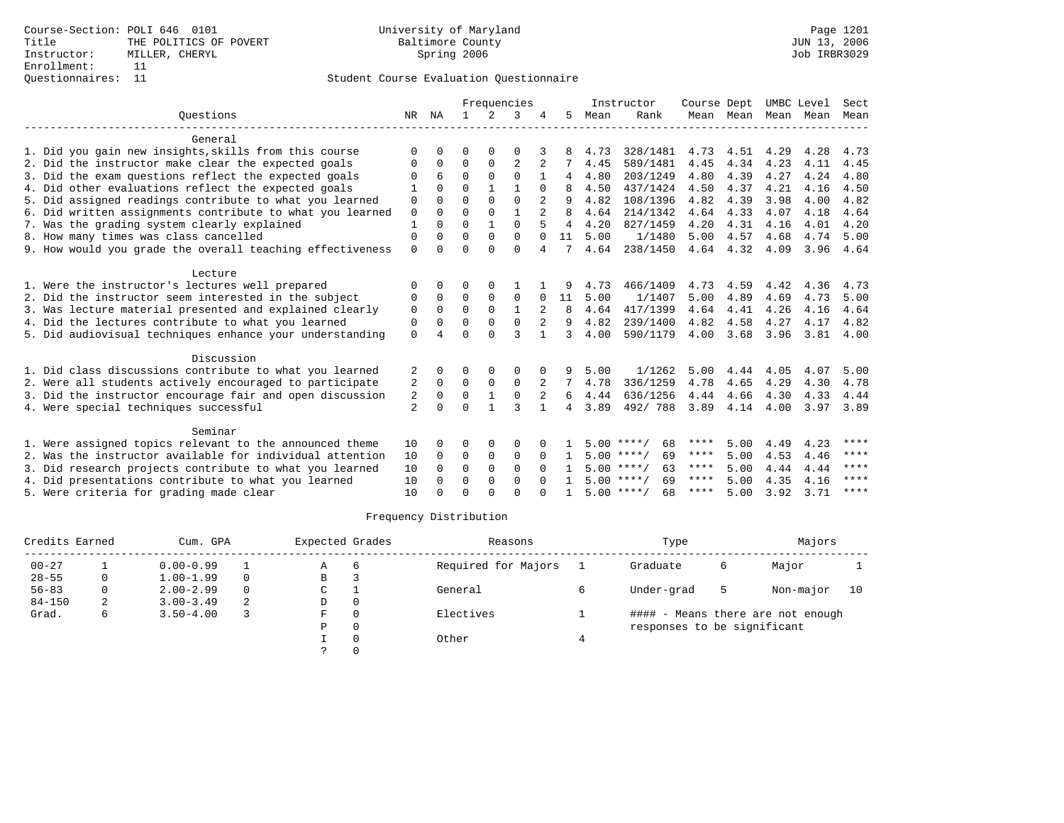Course-Section: POLI 646 0101
Title: THE POLITICS OF POVERT
Instructor: MILLER, CHERYL
Enrollment: 11
Questionnaires: 11

University of Maryland
Baltimore County
Spring 2006

Student Course Evaluation Questionnaire

| Questions | NR | NA | 1 | 2 | 3 | 4 | 5 | Instructor Mean | Rank | Course Mean | Dept Mean | UMBC Mean | Level Mean | Sect Mean |
|---|---|---|---|---|---|---|---|---|---|---|---|---|---|---|
| **General** | | | | | | | | | | | | | | |
| 1. Did you gain new insights,skills from this course | 0 | 0 | 0 | 0 | 0 | 3 | 8 | 4.73 | 328/1481 | 4.73 | 4.51 | 4.29 | 4.28 | 4.73 |
| 2. Did the instructor make clear the expected goals | 0 | 0 | 0 | 0 | 2 | 2 | 7 | 4.45 | 589/1481 | 4.45 | 4.34 | 4.23 | 4.11 | 4.45 |
| 3. Did the exam questions reflect the expected goals | 0 | 6 | 0 | 0 | 0 | 1 | 4 | 4.80 | 203/1249 | 4.80 | 4.39 | 4.27 | 4.24 | 4.80 |
| 4. Did other evaluations reflect the expected goals | 1 | 0 | 0 | 1 | 1 | 0 | 8 | 4.50 | 437/1424 | 4.50 | 4.37 | 4.21 | 4.16 | 4.50 |
| 5. Did assigned readings contribute to what you learned | 0 | 0 | 0 | 0 | 0 | 2 | 9 | 4.82 | 108/1396 | 4.82 | 4.39 | 3.98 | 4.00 | 4.82 |
| 6. Did written assignments contribute to what you learned | 0 | 0 | 0 | 0 | 1 | 2 | 8 | 4.64 | 214/1342 | 4.64 | 4.33 | 4.07 | 4.18 | 4.64 |
| 7. Was the grading system clearly explained | 1 | 0 | 0 | 1 | 0 | 5 | 4 | 4.20 | 827/1459 | 4.20 | 4.31 | 4.16 | 4.01 | 4.20 |
| 8. How many times was class cancelled | 0 | 0 | 0 | 0 | 0 | 0 | 11 | 5.00 | 1/1480 | 5.00 | 4.57 | 4.68 | 4.74 | 5.00 |
| 9. How would you grade the overall teaching effectiveness | 0 | 0 | 0 | 0 | 0 | 4 | 7 | 4.64 | 238/1450 | 4.64 | 4.32 | 4.09 | 3.96 | 4.64 |
| **Lecture** | | | | | | | | | | | | | | |
| 1. Were the instructor's lectures well prepared | 0 | 0 | 0 | 0 | 1 | 1 | 9 | 4.73 | 466/1409 | 4.73 | 4.59 | 4.42 | 4.36 | 4.73 |
| 2. Did the instructor seem interested in the subject | 0 | 0 | 0 | 0 | 0 | 0 | 11 | 5.00 | 1/1407 | 5.00 | 4.89 | 4.69 | 4.73 | 5.00 |
| 3. Was lecture material presented and explained clearly | 0 | 0 | 0 | 0 | 1 | 2 | 8 | 4.64 | 417/1399 | 4.64 | 4.41 | 4.26 | 4.16 | 4.64 |
| 4. Did the lectures contribute to what you learned | 0 | 0 | 0 | 0 | 0 | 2 | 9 | 4.82 | 239/1400 | 4.82 | 4.58 | 4.27 | 4.17 | 4.82 |
| 5. Did audiovisual techniques enhance your understanding | 0 | 4 | 0 | 0 | 3 | 1 | 3 | 4.00 | 590/1179 | 4.00 | 3.68 | 3.96 | 3.81 | 4.00 |
| **Discussion** | | | | | | | | | | | | | | |
| 1. Did class discussions contribute to what you learned | 2 | 0 | 0 | 0 | 0 | 0 | 9 | 5.00 | 1/1262 | 5.00 | 4.44 | 4.05 | 4.07 | 5.00 |
| 2. Were all students actively encouraged to participate | 2 | 0 | 0 | 0 | 0 | 2 | 7 | 4.78 | 336/1259 | 4.78 | 4.65 | 4.29 | 4.30 | 4.78 |
| 3. Did the instructor encourage fair and open discussion | 2 | 0 | 0 | 1 | 0 | 2 | 6 | 4.44 | 636/1256 | 4.44 | 4.66 | 4.30 | 4.33 | 4.44 |
| 4. Were special techniques successful | 2 | 0 | 0 | 1 | 3 | 1 | 4 | 3.89 | 492/ 788 | 3.89 | 4.14 | 4.00 | 3.97 | 3.89 |
| **Seminar** | | | | | | | | | | | | | | |
| 1. Were assigned topics relevant to the announced theme | 10 | 0 | 0 | 0 | 0 | 0 | 1 | 5.00 | ****/ 68 | **** | 5.00 | 4.49 | 4.23 | **** |
| 2. Was the instructor available for individual attention | 10 | 0 | 0 | 0 | 0 | 0 | 1 | 5.00 | ****/ 69 | **** | 5.00 | 4.53 | 4.46 | **** |
| 3. Did research projects contribute to what you learned | 10 | 0 | 0 | 0 | 0 | 0 | 1 | 5.00 | ****/ 63 | **** | 5.00 | 4.44 | 4.44 | **** |
| 4. Did presentations contribute to what you learned | 10 | 0 | 0 | 0 | 0 | 0 | 1 | 5.00 | ****/ 69 | **** | 5.00 | 4.35 | 4.16 | **** |
| 5. Were criteria for grading made clear | 10 | 0 | 0 | 0 | 0 | 0 | 1 | 5.00 | ****/ 68 | **** | 5.00 | 3.92 | 3.71 | **** |

Frequency Distribution

| Credits Earned | | Cum. GPA | | Expected Grades | | Reasons | | Type | | Majors | |
|---|---|---|---|---|---|---|---|---|---|---|---|
| 00-27 | 1 | 0.00-0.99 | 1 | A | 6 | Required for Majors | 1 | Graduate | 6 | Major | 1 |
| 28-55 | 0 | 1.00-1.99 | 0 | B | 3 | | | | | | |
| 56-83 | 0 | 2.00-2.99 | 0 | C | 1 | General | 6 | Under-grad | 5 | Non-major | 10 |
| 84-150 | 2 | 3.00-3.49 | 2 | D | 0 | | | | | | |
| Grad. | 6 | 3.50-4.00 | 3 | F | 0 | Electives | 1 | #### - Means there are not enough responses to be significant | | | |
| | | | | P | 0 | | | | | | |
| | | | | I | 0 | Other | 4 | | | | |
| | | | | ? | 0 | | | | | | |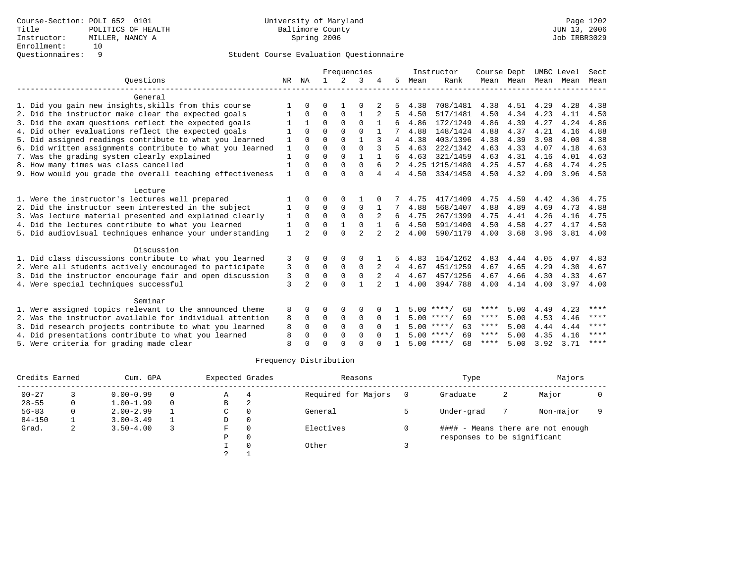Course-Section: POLI 652 0101
Title: POLITICS OF HEALTH
Instructor: MILLER, NANCY A
Enrollment: 10
Questionnaires: 9

University of Maryland
Baltimore County
Spring 2006

JUN 13, 2006
Job IRBR3029

Student Course Evaluation Questionnaire

| Questions | NR | NA | 1 | 2 | 3 | 4 | 5 | Instructor Mean | Instructor Rank | Course Mean | Dept Mean | UMBC Mean | Level Mean | Sect Mean |
|---|---|---|---|---|---|---|---|---|---|---|---|---|---|---|
| **General** | | | | | | | | | | | | | | |
| 1. Did you gain new insights,skills from this course | 1 | 0 | 0 | 1 | 0 | 2 | 5 | 4.38 | 708/1481 | 4.38 | 4.51 | 4.29 | 4.28 | 4.38 |
| 2. Did the instructor make clear the expected goals | 1 | 0 | 0 | 0 | 1 | 2 | 5 | 4.50 | 517/1481 | 4.50 | 4.34 | 4.23 | 4.11 | 4.50 |
| 3. Did the exam questions reflect the expected goals | 1 | 1 | 0 | 0 | 0 | 1 | 6 | 4.86 | 172/1249 | 4.86 | 4.39 | 4.27 | 4.24 | 4.86 |
| 4. Did other evaluations reflect the expected goals | 1 | 0 | 0 | 0 | 0 | 1 | 7 | 4.88 | 148/1424 | 4.88 | 4.37 | 4.21 | 4.16 | 4.88 |
| 5. Did assigned readings contribute to what you learned | 1 | 0 | 0 | 0 | 1 | 3 | 4 | 4.38 | 403/1396 | 4.38 | 4.39 | 3.98 | 4.00 | 4.38 |
| 6. Did written assignments contribute to what you learned | 1 | 0 | 0 | 0 | 0 | 3 | 5 | 4.63 | 222/1342 | 4.63 | 4.33 | 4.07 | 4.18 | 4.63 |
| 7. Was the grading system clearly explained | 1 | 0 | 0 | 0 | 1 | 1 | 6 | 4.63 | 321/1459 | 4.63 | 4.31 | 4.16 | 4.01 | 4.63 |
| 8. How many times was class cancelled | 1 | 0 | 0 | 0 | 0 | 6 | 2 | 4.25 | 1215/1480 | 4.25 | 4.57 | 4.68 | 4.74 | 4.25 |
| 9. How would you grade the overall teaching effectiveness | 1 | 0 | 0 | 0 | 0 | 4 | 4 | 4.50 | 334/1450 | 4.50 | 4.32 | 4.09 | 3.96 | 4.50 |
| **Lecture** | | | | | | | | | | | | | | |
| 1. Were the instructor's lectures well prepared | 1 | 0 | 0 | 0 | 1 | 0 | 7 | 4.75 | 417/1409 | 4.75 | 4.59 | 4.42 | 4.36 | 4.75 |
| 2. Did the instructor seem interested in the subject | 1 | 0 | 0 | 0 | 0 | 1 | 7 | 4.88 | 568/1407 | 4.88 | 4.89 | 4.69 | 4.73 | 4.88 |
| 3. Was lecture material presented and explained clearly | 1 | 0 | 0 | 0 | 0 | 2 | 6 | 4.75 | 267/1399 | 4.75 | 4.41 | 4.26 | 4.16 | 4.75 |
| 4. Did the lectures contribute to what you learned | 1 | 0 | 0 | 1 | 0 | 1 | 6 | 4.50 | 591/1400 | 4.50 | 4.58 | 4.27 | 4.17 | 4.50 |
| 5. Did audiovisual techniques enhance your understanding | 1 | 2 | 0 | 0 | 2 | 2 | 2 | 4.00 | 590/1179 | 4.00 | 3.68 | 3.96 | 3.81 | 4.00 |
| **Discussion** | | | | | | | | | | | | | | |
| 1. Did class discussions contribute to what you learned | 3 | 0 | 0 | 0 | 0 | 1 | 5 | 4.83 | 154/1262 | 4.83 | 4.44 | 4.05 | 4.07 | 4.83 |
| 2. Were all students actively encouraged to participate | 3 | 0 | 0 | 0 | 0 | 2 | 4 | 4.67 | 451/1259 | 4.67 | 4.65 | 4.29 | 4.30 | 4.67 |
| 3. Did the instructor encourage fair and open discussion | 3 | 0 | 0 | 0 | 0 | 2 | 4 | 4.67 | 457/1256 | 4.67 | 4.66 | 4.30 | 4.33 | 4.67 |
| 4. Were special techniques successful | 3 | 2 | 0 | 0 | 1 | 2 | 1 | 4.00 | 394/ 788 | 4.00 | 4.14 | 4.00 | 3.97 | 4.00 |
| **Seminar** | | | | | | | | | | | | | | |
| 1. Were assigned topics relevant to the announced theme | 8 | 0 | 0 | 0 | 0 | 0 | 1 | 5.00 | ****/ 68 | **** | 5.00 | 4.49 | 4.23 | **** |
| 2. Was the instructor available for individual attention | 8 | 0 | 0 | 0 | 0 | 0 | 1 | 5.00 | ****/ 69 | **** | 5.00 | 4.53 | 4.46 | **** |
| 3. Did research projects contribute to what you learned | 8 | 0 | 0 | 0 | 0 | 0 | 1 | 5.00 | ****/ 63 | **** | 5.00 | 4.44 | 4.44 | **** |
| 4. Did presentations contribute to what you learned | 8 | 0 | 0 | 0 | 0 | 0 | 1 | 5.00 | ****/ 69 | **** | 5.00 | 4.35 | 4.16 | **** |
| 5. Were criteria for grading made clear | 8 | 0 | 0 | 0 | 0 | 0 | 1 | 5.00 | ****/ 68 | **** | 5.00 | 3.92 | 3.71 | **** |

Frequency Distribution

| Credits Earned | | Cum. GPA | | Expected Grades | | Reasons | | Type | | Majors | |
|---|---|---|---|---|---|---|---|---|---|---|---|
| 00-27 | 3 | 0.00-0.99 | 0 | A | 4 | Required for Majors | 0 | Graduate | 2 | Major | 0 |
| 28-55 | 0 | 1.00-1.99 | 0 | B | 2 | | | | | | |
| 56-83 | 0 | 2.00-2.99 | 1 | C | 0 | General | 5 | Under-grad | 7 | Non-major | 9 |
| 84-150 | 1 | 3.00-3.49 | 1 | D | 0 | | | | | | |
| Grad. | 2 | 3.50-4.00 | 3 | F | 0 | Electives | 0 | #### - Means there are not enough responses to be significant | | | |
| | | | | P | 0 | | | | | | |
| | | | | I | 0 | Other | 3 | | | | |
| | | | | ? | 1 | | | | | | |